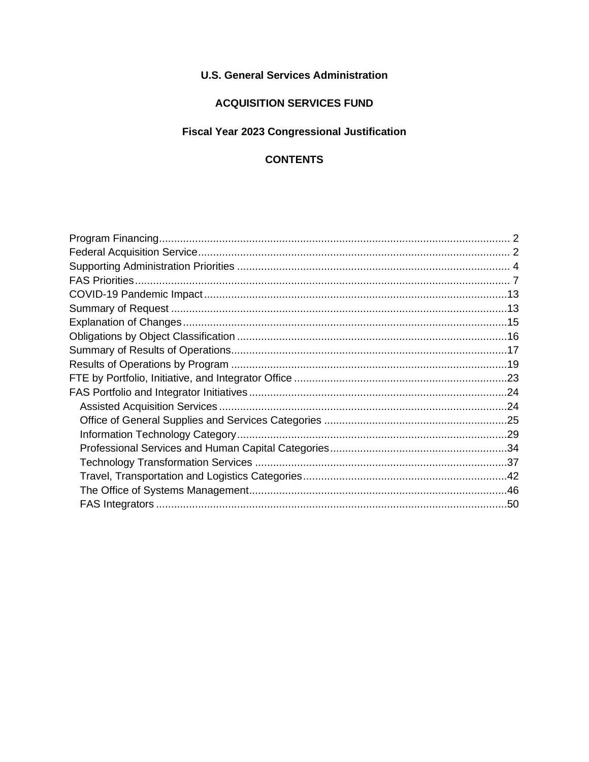**U.S. General Services Administration**

**ACQUISITION SERVICES FUND**

**Fiscal Year 2023 Congressional Justification**

**CONTENTS**

Program Financing.................................................................................................................... 2
Federal Acquisition Service....................................................................................................... 2
Supporting Administration Priorities .......................................................................................... 4
FAS Priorities............................................................................................................................ 7
COVID-19 Pandemic Impact.....................................................................................................13
Summary of Request ................................................................................................................13
Explanation of Changes............................................................................................................15
Obligations by Object Classification ..........................................................................................16
Summary of Results of Operations............................................................................................17
Results of Operations by Program ............................................................................................19
FTE by Portfolio, Initiative, and Integrator Office .......................................................................23
FAS Portfolio and Integrator Initiatives ......................................................................................24
- Assisted Acquisition Services ................................................................................................24
- Office of General Supplies and Services Categories .............................................................25
- Information Technology Category...........................................................................................29
- Professional Services and Human Capital Categories...........................................................34
- Technology Transformation Services ....................................................................................37
- Travel, Transportation and Logistics Categories....................................................................42
- The Office of Systems Management......................................................................................46
- FAS Integrators .....................................................................................................................50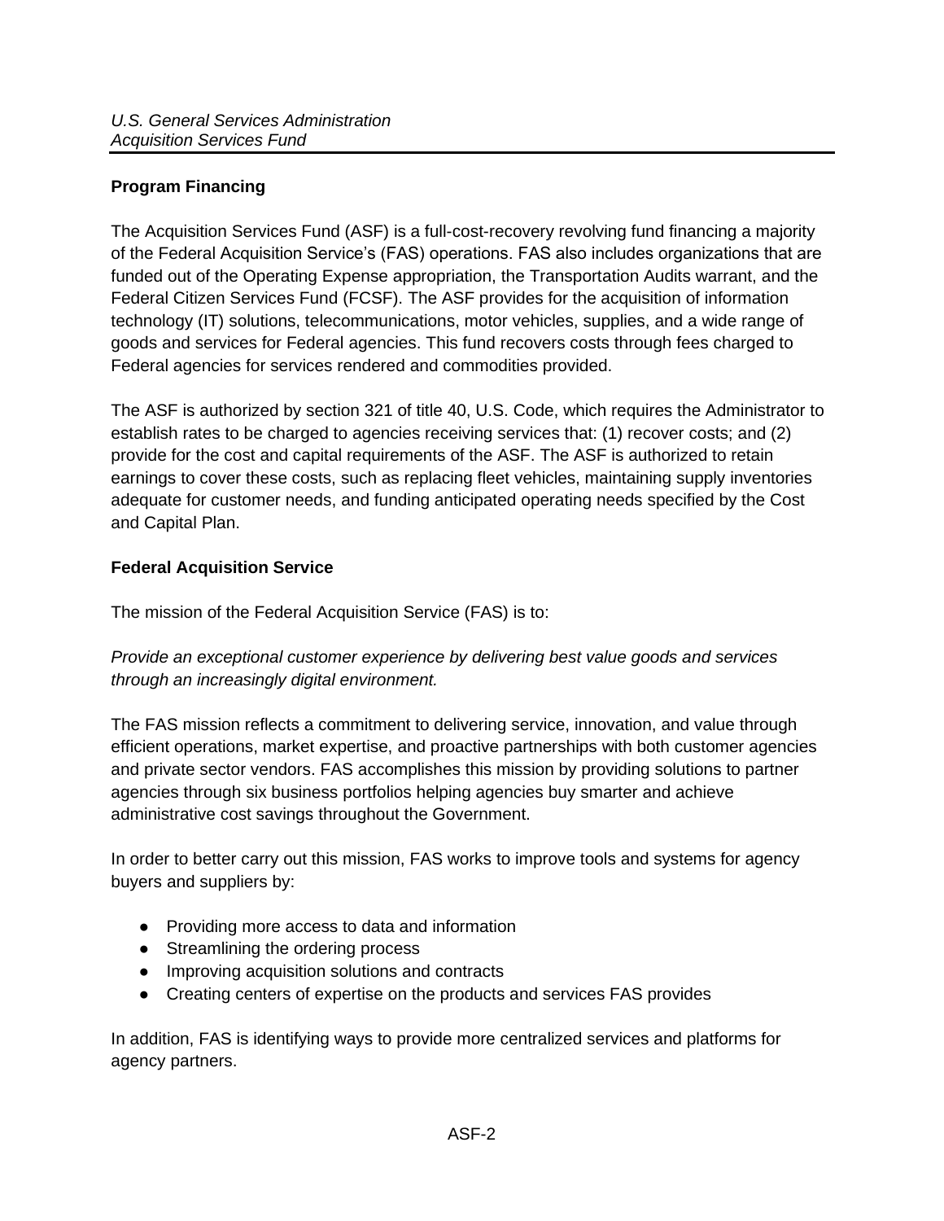## Program Financing

The Acquisition Services Fund (ASF) is a full-cost-recovery revolving fund financing a majority of the Federal Acquisition Service's (FAS) operations. FAS also includes organizations that are funded out of the Operating Expense appropriation, the Transportation Audits warrant, and the Federal Citizen Services Fund (FCSF). The ASF provides for the acquisition of information technology (IT) solutions, telecommunications, motor vehicles, supplies, and a wide range of goods and services for Federal agencies. This fund recovers costs through fees charged to Federal agencies for services rendered and commodities provided.

The ASF is authorized by section 321 of title 40, U.S. Code, which requires the Administrator to establish rates to be charged to agencies receiving services that: (1) recover costs; and (2) provide for the cost and capital requirements of the ASF. The ASF is authorized to retain earnings to cover these costs, such as replacing fleet vehicles, maintaining supply inventories adequate for customer needs, and funding anticipated operating needs specified by the Cost and Capital Plan.

## Federal Acquisition Service

The mission of the Federal Acquisition Service (FAS) is to:

*Provide an exceptional customer experience by delivering best value goods and services through an increasingly digital environment.*

The FAS mission reflects a commitment to delivering service, innovation, and value through efficient operations, market expertise, and proactive partnerships with both customer agencies and private sector vendors. FAS accomplishes this mission by providing solutions to partner agencies through six business portfolios helping agencies buy smarter and achieve administrative cost savings throughout the Government.

In order to better carry out this mission, FAS works to improve tools and systems for agency buyers and suppliers by:

- Providing more access to data and information
- Streamlining the ordering process
- Improving acquisition solutions and contracts
- Creating centers of expertise on the products and services FAS provides

In addition, FAS is identifying ways to provide more centralized services and platforms for agency partners.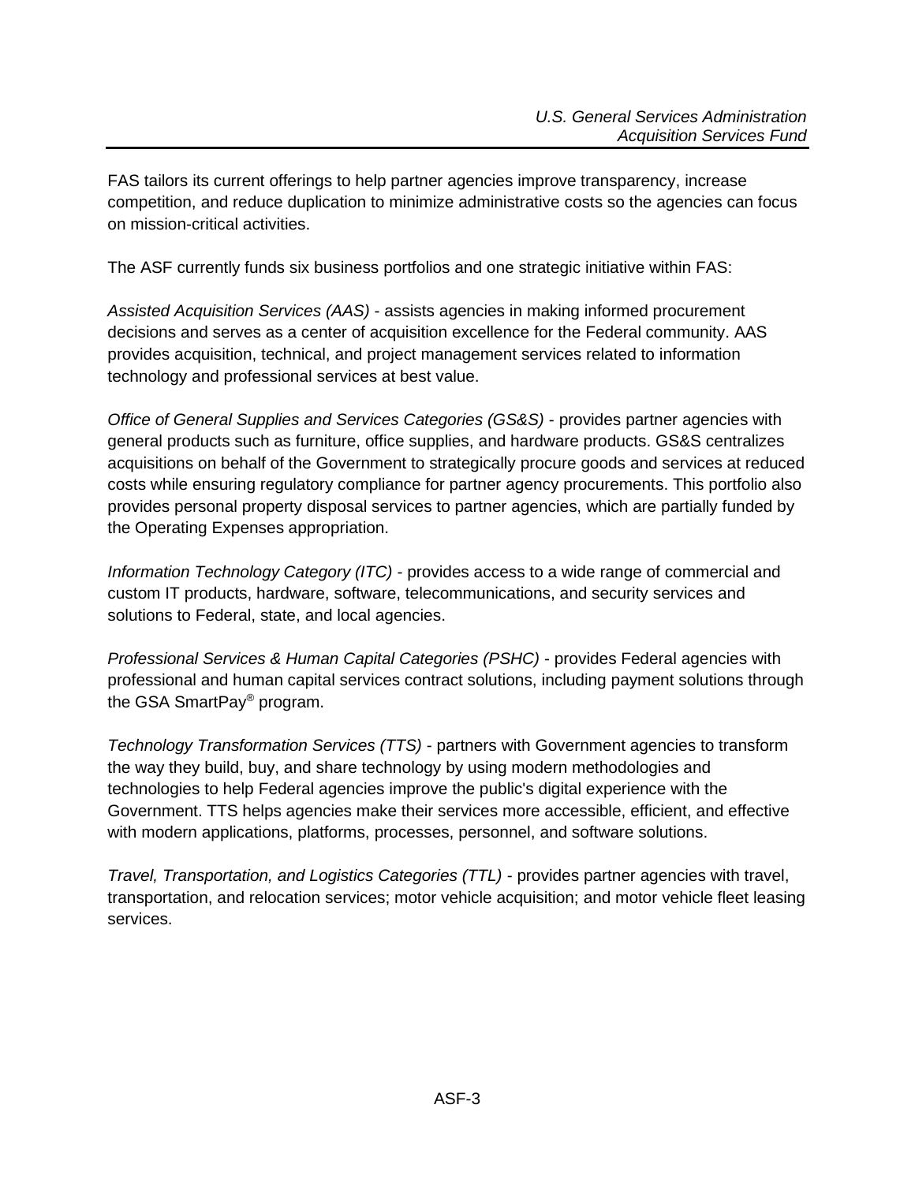FAS tailors its current offerings to help partner agencies improve transparency, increase competition, and reduce duplication to minimize administrative costs so the agencies can focus on mission-critical activities.

The ASF currently funds six business portfolios and one strategic initiative within FAS:

*Assisted Acquisition Services (AAS)* - assists agencies in making informed procurement decisions and serves as a center of acquisition excellence for the Federal community. AAS provides acquisition, technical, and project management services related to information technology and professional services at best value.

*Office of General Supplies and Services Categories (GS&S)* - provides partner agencies with general products such as furniture, office supplies, and hardware products. GS&S centralizes acquisitions on behalf of the Government to strategically procure goods and services at reduced costs while ensuring regulatory compliance for partner agency procurements. This portfolio also provides personal property disposal services to partner agencies, which are partially funded by the Operating Expenses appropriation.

*Information Technology Category (ITC)* - provides access to a wide range of commercial and custom IT products, hardware, software, telecommunications, and security services and solutions to Federal, state, and local agencies.

*Professional Services & Human Capital Categories (PSHC)* - provides Federal agencies with professional and human capital services contract solutions, including payment solutions through the GSA SmartPay® program.

*Technology Transformation Services (TTS)* - partners with Government agencies to transform the way they build, buy, and share technology by using modern methodologies and technologies to help Federal agencies improve the public's digital experience with the Government. TTS helps agencies make their services more accessible, efficient, and effective with modern applications, platforms, processes, personnel, and software solutions.

*Travel, Transportation, and Logistics Categories (TTL)* - provides partner agencies with travel, transportation, and relocation services; motor vehicle acquisition; and motor vehicle fleet leasing services.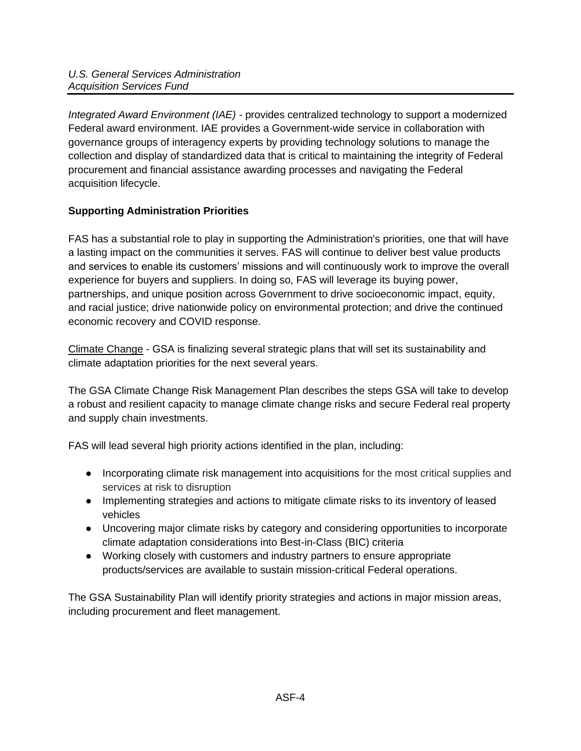*Integrated Award Environment (IAE)* - provides centralized technology to support a modernized Federal award environment. IAE provides a Government-wide service in collaboration with governance groups of interagency experts by providing technology solutions to manage the collection and display of standardized data that is critical to maintaining the integrity of Federal procurement and financial assistance awarding processes and navigating the Federal acquisition lifecycle.

**Supporting Administration Priorities**

FAS has a substantial role to play in supporting the Administration's priorities, one that will have a lasting impact on the communities it serves. FAS will continue to deliver best value products and services to enable its customers' missions and will continuously work to improve the overall experience for buyers and suppliers. In doing so, FAS will leverage its buying power, partnerships, and unique position across Government to drive socioeconomic impact, equity, and racial justice; drive nationwide policy on environmental protection; and drive the continued economic recovery and COVID response.

<u>Climate Change</u> - GSA is finalizing several strategic plans that will set its sustainability and climate adaptation priorities for the next several years.

The GSA Climate Change Risk Management Plan describes the steps GSA will take to develop a robust and resilient capacity to manage climate change risks and secure Federal real property and supply chain investments.

FAS will lead several high priority actions identified in the plan, including:

- Incorporating climate risk management into acquisitions for the most critical supplies and services at risk to disruption
- Implementing strategies and actions to mitigate climate risks to its inventory of leased vehicles
- Uncovering major climate risks by category and considering opportunities to incorporate climate adaptation considerations into Best-in-Class (BIC) criteria
- Working closely with customers and industry partners to ensure appropriate products/services are available to sustain mission-critical Federal operations.

The GSA Sustainability Plan will identify priority strategies and actions in major mission areas, including procurement and fleet management.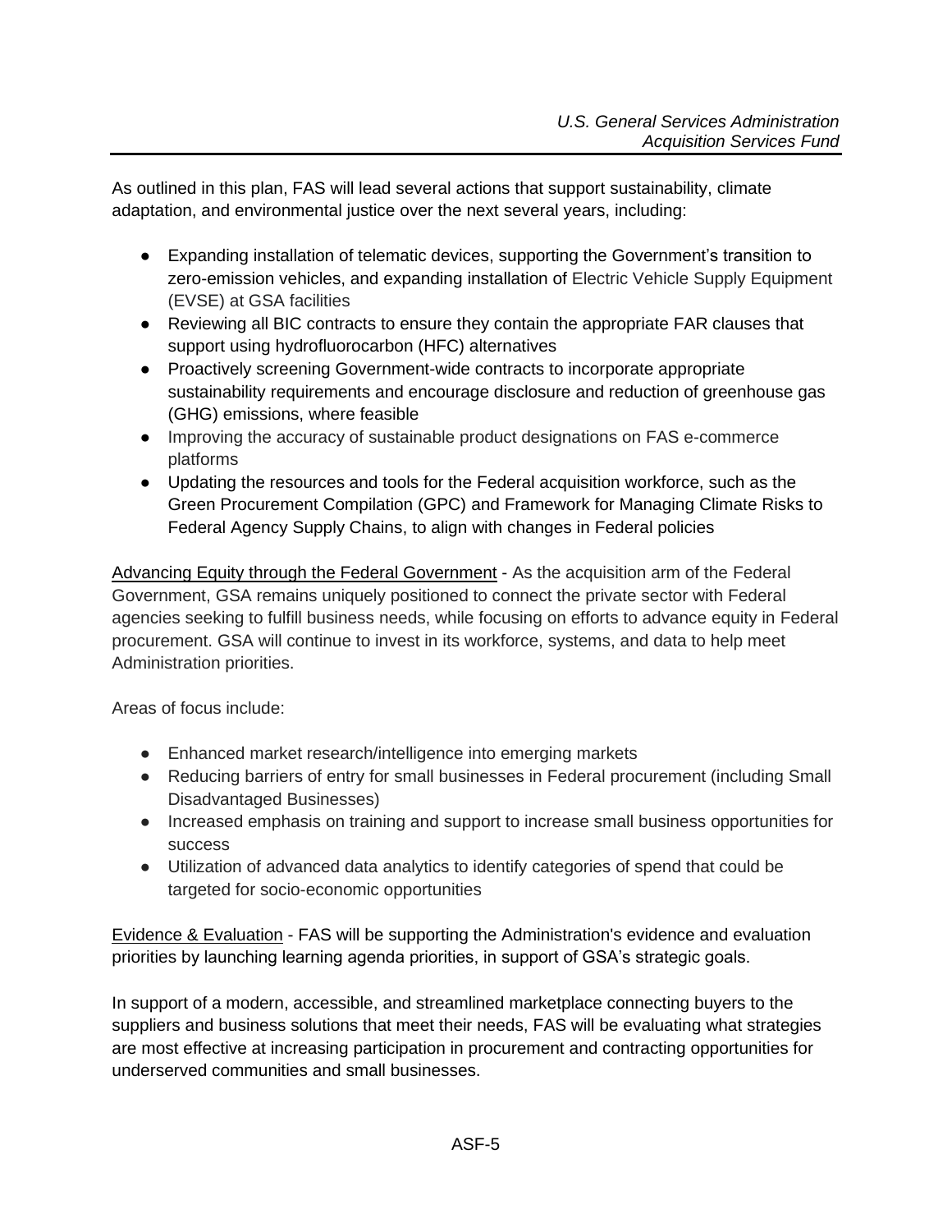As outlined in this plan, FAS will lead several actions that support sustainability, climate adaptation, and environmental justice over the next several years, including:

- Expanding installation of telematic devices, supporting the Government's transition to zero-emission vehicles, and expanding installation of Electric Vehicle Supply Equipment (EVSE) at GSA facilities
- Reviewing all BIC contracts to ensure they contain the appropriate FAR clauses that support using hydrofluorocarbon (HFC) alternatives
- Proactively screening Government-wide contracts to incorporate appropriate sustainability requirements and encourage disclosure and reduction of greenhouse gas (GHG) emissions, where feasible
- Improving the accuracy of sustainable product designations on FAS e-commerce platforms
- Updating the resources and tools for the Federal acquisition workforce, such as the Green Procurement Compilation (GPC) and Framework for Managing Climate Risks to Federal Agency Supply Chains, to align with changes in Federal policies

<u>Advancing Equity through the Federal Government</u> - As the acquisition arm of the Federal Government, GSA remains uniquely positioned to connect the private sector with Federal agencies seeking to fulfill business needs, while focusing on efforts to advance equity in Federal procurement. GSA will continue to invest in its workforce, systems, and data to help meet Administration priorities.

Areas of focus include:

- Enhanced market research/intelligence into emerging markets
- Reducing barriers of entry for small businesses in Federal procurement (including Small Disadvantaged Businesses)
- Increased emphasis on training and support to increase small business opportunities for success
- Utilization of advanced data analytics to identify categories of spend that could be targeted for socio-economic opportunities

<u>Evidence & Evaluation</u> - FAS will be supporting the Administration's evidence and evaluation priorities by launching learning agenda priorities, in support of GSA's strategic goals.

In support of a modern, accessible, and streamlined marketplace connecting buyers to the suppliers and business solutions that meet their needs, FAS will be evaluating what strategies are most effective at increasing participation in procurement and contracting opportunities for underserved communities and small businesses.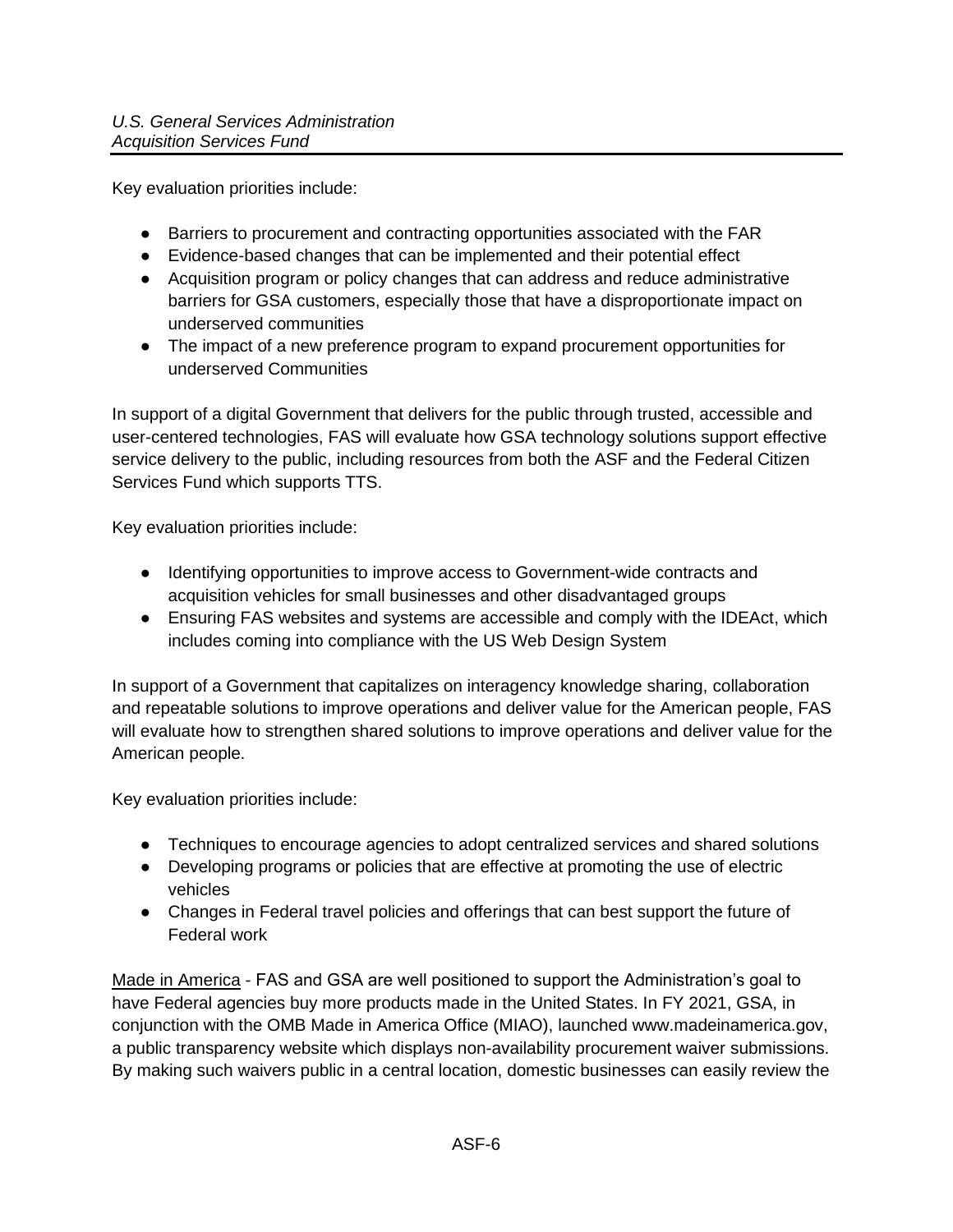Key evaluation priorities include:

- Barriers to procurement and contracting opportunities associated with the FAR
- Evidence-based changes that can be implemented and their potential effect
- Acquisition program or policy changes that can address and reduce administrative barriers for GSA customers, especially those that have a disproportionate impact on underserved communities
- The impact of a new preference program to expand procurement opportunities for underserved Communities

In support of a digital Government that delivers for the public through trusted, accessible and user-centered technologies, FAS will evaluate how GSA technology solutions support effective service delivery to the public, including resources from both the ASF and the Federal Citizen Services Fund which supports TTS.

Key evaluation priorities include:

- Identifying opportunities to improve access to Government-wide contracts and acquisition vehicles for small businesses and other disadvantaged groups
- Ensuring FAS websites and systems are accessible and comply with the IDEAct, which includes coming into compliance with the US Web Design System

In support of a Government that capitalizes on interagency knowledge sharing, collaboration and repeatable solutions to improve operations and deliver value for the American people, FAS will evaluate how to strengthen shared solutions to improve operations and deliver value for the American people.

Key evaluation priorities include:

- Techniques to encourage agencies to adopt centralized services and shared solutions
- Developing programs or policies that are effective at promoting the use of electric vehicles
- Changes in Federal travel policies and offerings that can best support the future of Federal work

Made in America - FAS and GSA are well positioned to support the Administration's goal to have Federal agencies buy more products made in the United States. In FY 2021, GSA, in conjunction with the OMB Made in America Office (MIAO), launched www.madeinamerica.gov, a public transparency website which displays non-availability procurement waiver submissions. By making such waivers public in a central location, domestic businesses can easily review the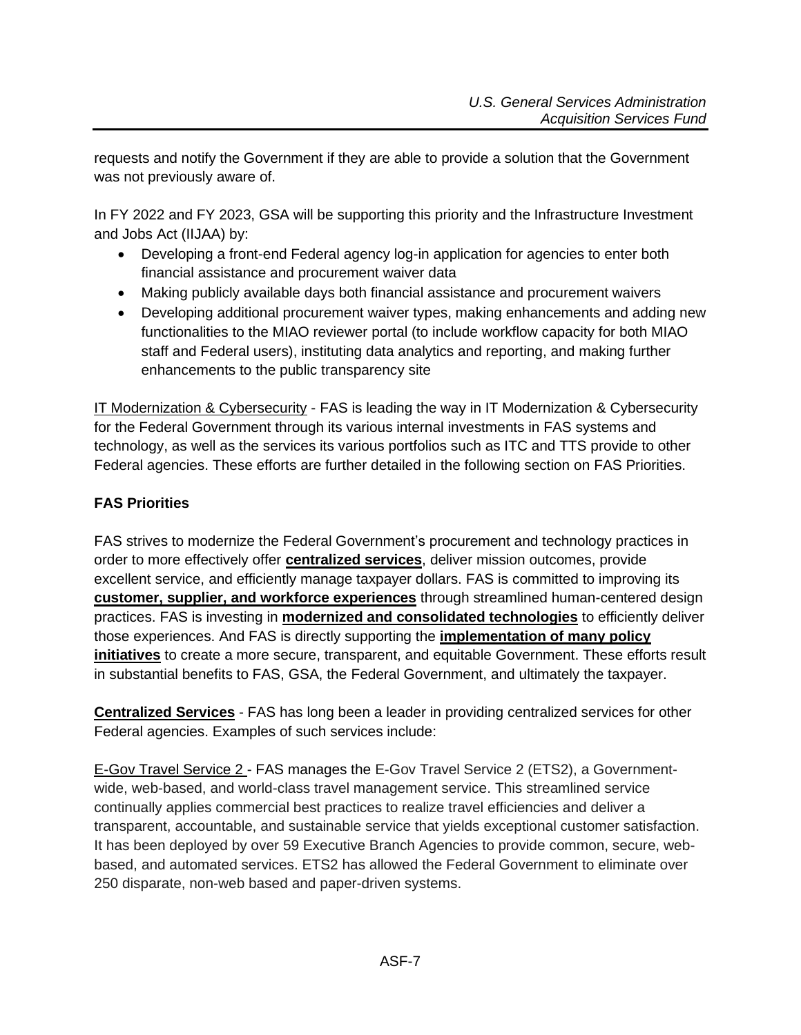requests and notify the Government if they are able to provide a solution that the Government was not previously aware of.

In FY 2022 and FY 2023, GSA will be supporting this priority and the Infrastructure Investment and Jobs Act (IIJAA) by:

- Developing a front-end Federal agency log-in application for agencies to enter both financial assistance and procurement waiver data
- Making publicly available days both financial assistance and procurement waivers
- Developing additional procurement waiver types, making enhancements and adding new functionalities to the MIAO reviewer portal (to include workflow capacity for both MIAO staff and Federal users), instituting data analytics and reporting, and making further enhancements to the public transparency site

<u>IT Modernization & Cybersecurity</u> - FAS is leading the way in IT Modernization & Cybersecurity for the Federal Government through its various internal investments in FAS systems and technology, as well as the services its various portfolios such as ITC and TTS provide to other Federal agencies. These efforts are further detailed in the following section on FAS Priorities.

## FAS Priorities

FAS strives to modernize the Federal Government's procurement and technology practices in order to more effectively offer **<u>centralized services</u>**, deliver mission outcomes, provide excellent service, and efficiently manage taxpayer dollars. FAS is committed to improving its **<u>customer, supplier, and workforce experiences</u>** through streamlined human-centered design practices. FAS is investing in **<u>modernized and consolidated technologies</u>** to efficiently deliver those experiences. And FAS is directly supporting the **<u>implementation of many policy initiatives</u>** to create a more secure, transparent, and equitable Government. These efforts result in substantial benefits to FAS, GSA, the Federal Government, and ultimately the taxpayer.

**<u>Centralized Services</u>** - FAS has long been a leader in providing centralized services for other Federal agencies. Examples of such services include:

<u>E-Gov Travel Service 2</u> - FAS manages the E-Gov Travel Service 2 (ETS2), a Government-wide, web-based, and world-class travel management service. This streamlined service continually applies commercial best practices to realize travel efficiencies and deliver a transparent, accountable, and sustainable service that yields exceptional customer satisfaction. It has been deployed by over 59 Executive Branch Agencies to provide common, secure, web-based, and automated services. ETS2 has allowed the Federal Government to eliminate over 250 disparate, non-web based and paper-driven systems.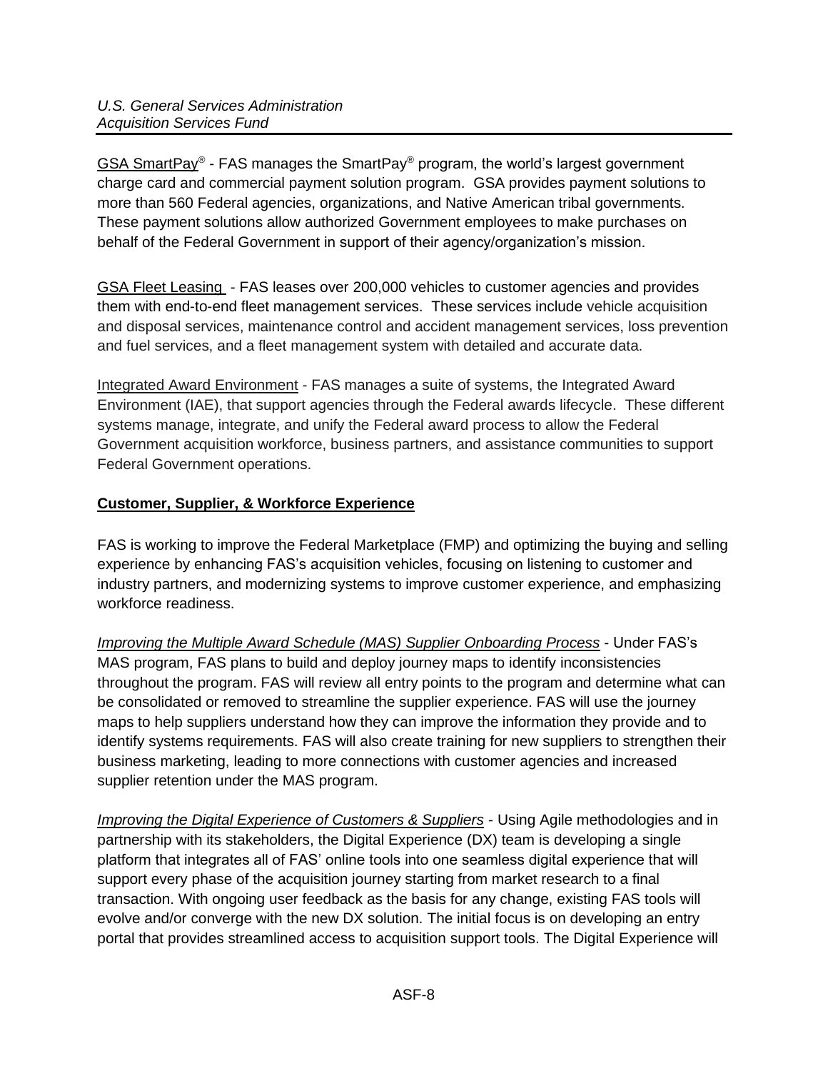GSA SmartPay® - FAS manages the SmartPay® program, the world's largest government charge card and commercial payment solution program. GSA provides payment solutions to more than 560 Federal agencies, organizations, and Native American tribal governments. These payment solutions allow authorized Government employees to make purchases on behalf of the Federal Government in support of their agency/organization's mission.

GSA Fleet Leasing - FAS leases over 200,000 vehicles to customer agencies and provides them with end-to-end fleet management services. These services include vehicle acquisition and disposal services, maintenance control and accident management services, loss prevention and fuel services, and a fleet management system with detailed and accurate data.

Integrated Award Environment - FAS manages a suite of systems, the Integrated Award Environment (IAE), that support agencies through the Federal awards lifecycle. These different systems manage, integrate, and unify the Federal award process to allow the Federal Government acquisition workforce, business partners, and assistance communities to support Federal Government operations.

## Customer, Supplier, & Workforce Experience

FAS is working to improve the Federal Marketplace (FMP) and optimizing the buying and selling experience by enhancing FAS's acquisition vehicles, focusing on listening to customer and industry partners, and modernizing systems to improve customer experience, and emphasizing workforce readiness.

*Improving the Multiple Award Schedule (MAS) Supplier Onboarding Process* - Under FAS's MAS program, FAS plans to build and deploy journey maps to identify inconsistencies throughout the program. FAS will review all entry points to the program and determine what can be consolidated or removed to streamline the supplier experience. FAS will use the journey maps to help suppliers understand how they can improve the information they provide and to identify systems requirements. FAS will also create training for new suppliers to strengthen their business marketing, leading to more connections with customer agencies and increased supplier retention under the MAS program.

*Improving the Digital Experience of Customers & Suppliers* - Using Agile methodologies and in partnership with its stakeholders, the Digital Experience (DX) team is developing a single platform that integrates all of FAS' online tools into one seamless digital experience that will support every phase of the acquisition journey starting from market research to a final transaction. With ongoing user feedback as the basis for any change, existing FAS tools will evolve and/or converge with the new DX solution. The initial focus is on developing an entry portal that provides streamlined access to acquisition support tools. The Digital Experience will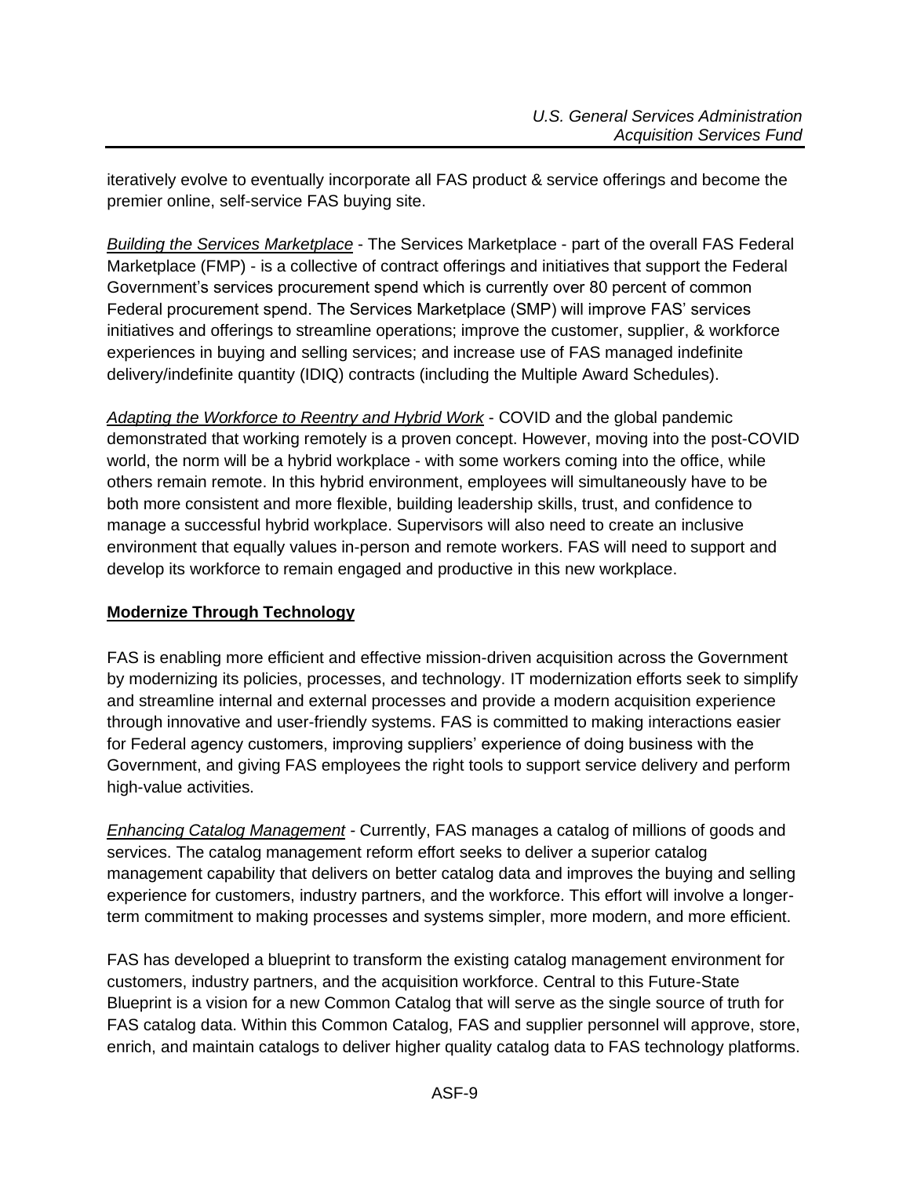iteratively evolve to eventually incorporate all FAS product & service offerings and become the premier online, self-service FAS buying site.

*Building the Services Marketplace* - The Services Marketplace - part of the overall FAS Federal Marketplace (FMP) - is a collective of contract offerings and initiatives that support the Federal Government's services procurement spend which is currently over 80 percent of common Federal procurement spend. The Services Marketplace (SMP) will improve FAS' services initiatives and offerings to streamline operations; improve the customer, supplier, & workforce experiences in buying and selling services; and increase use of FAS managed indefinite delivery/indefinite quantity (IDIQ) contracts (including the Multiple Award Schedules).

*Adapting the Workforce to Reentry and Hybrid Work* - COVID and the global pandemic demonstrated that working remotely is a proven concept. However, moving into the post-COVID world, the norm will be a hybrid workplace - with some workers coming into the office, while others remain remote. In this hybrid environment, employees will simultaneously have to be both more consistent and more flexible, building leadership skills, trust, and confidence to manage a successful hybrid workplace. Supervisors will also need to create an inclusive environment that equally values in-person and remote workers. FAS will need to support and develop its workforce to remain engaged and productive in this new workplace.

**Modernize Through Technology**

FAS is enabling more efficient and effective mission-driven acquisition across the Government by modernizing its policies, processes, and technology. IT modernization efforts seek to simplify and streamline internal and external processes and provide a modern acquisition experience through innovative and user-friendly systems. FAS is committed to making interactions easier for Federal agency customers, improving suppliers' experience of doing business with the Government, and giving FAS employees the right tools to support service delivery and perform high-value activities.

*Enhancing Catalog Management* - Currently, FAS manages a catalog of millions of goods and services. The catalog management reform effort seeks to deliver a superior catalog management capability that delivers on better catalog data and improves the buying and selling experience for customers, industry partners, and the workforce. This effort will involve a longer-term commitment to making processes and systems simpler, more modern, and more efficient.

FAS has developed a blueprint to transform the existing catalog management environment for customers, industry partners, and the acquisition workforce. Central to this Future-State Blueprint is a vision for a new Common Catalog that will serve as the single source of truth for FAS catalog data. Within this Common Catalog, FAS and supplier personnel will approve, store, enrich, and maintain catalogs to deliver higher quality catalog data to FAS technology platforms.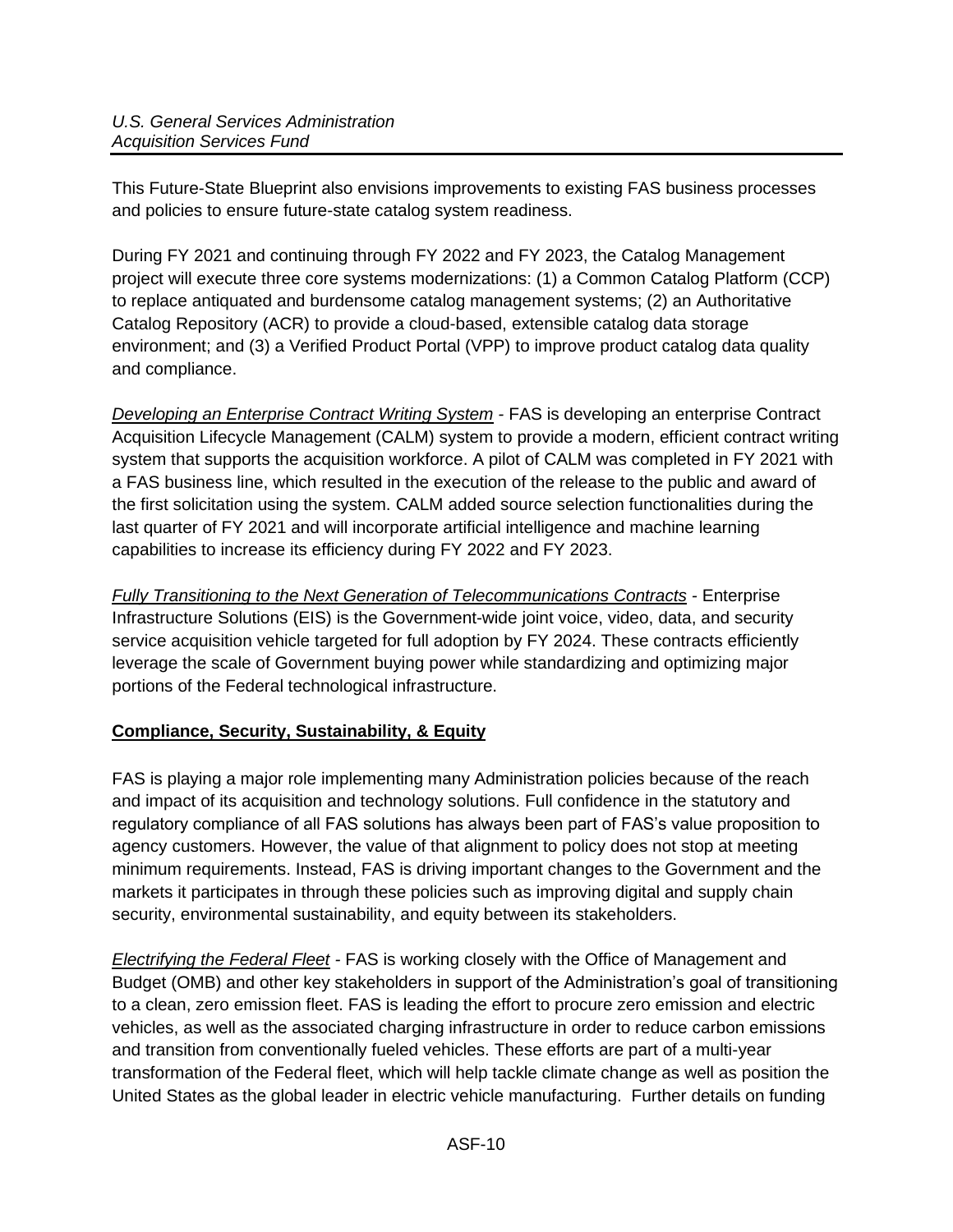This Future-State Blueprint also envisions improvements to existing FAS business processes and policies to ensure future-state catalog system readiness.

During FY 2021 and continuing through FY 2022 and FY 2023, the Catalog Management project will execute three core systems modernizations: (1) a Common Catalog Platform (CCP) to replace antiquated and burdensome catalog management systems; (2) an Authoritative Catalog Repository (ACR) to provide a cloud-based, extensible catalog data storage environment; and (3) a Verified Product Portal (VPP) to improve product catalog data quality and compliance.

*Developing an Enterprise Contract Writing System* - FAS is developing an enterprise Contract Acquisition Lifecycle Management (CALM) system to provide a modern, efficient contract writing system that supports the acquisition workforce. A pilot of CALM was completed in FY 2021 with a FAS business line, which resulted in the execution of the release to the public and award of the first solicitation using the system. CALM added source selection functionalities during the last quarter of FY 2021 and will incorporate artificial intelligence and machine learning capabilities to increase its efficiency during FY 2022 and FY 2023.

*Fully Transitioning to the Next Generation of Telecommunications Contracts* - Enterprise Infrastructure Solutions (EIS) is the Government-wide joint voice, video, data, and security service acquisition vehicle targeted for full adoption by FY 2024. These contracts efficiently leverage the scale of Government buying power while standardizing and optimizing major portions of the Federal technological infrastructure.

## Compliance, Security, Sustainability, & Equity

FAS is playing a major role implementing many Administration policies because of the reach and impact of its acquisition and technology solutions. Full confidence in the statutory and regulatory compliance of all FAS solutions has always been part of FAS's value proposition to agency customers. However, the value of that alignment to policy does not stop at meeting minimum requirements. Instead, FAS is driving important changes to the Government and the markets it participates in through these policies such as improving digital and supply chain security, environmental sustainability, and equity between its stakeholders.

*Electrifying the Federal Fleet* - FAS is working closely with the Office of Management and Budget (OMB) and other key stakeholders in support of the Administration's goal of transitioning to a clean, zero emission fleet. FAS is leading the effort to procure zero emission and electric vehicles, as well as the associated charging infrastructure in order to reduce carbon emissions and transition from conventionally fueled vehicles. These efforts are part of a multi-year transformation of the Federal fleet, which will help tackle climate change as well as position the United States as the global leader in electric vehicle manufacturing. Further details on funding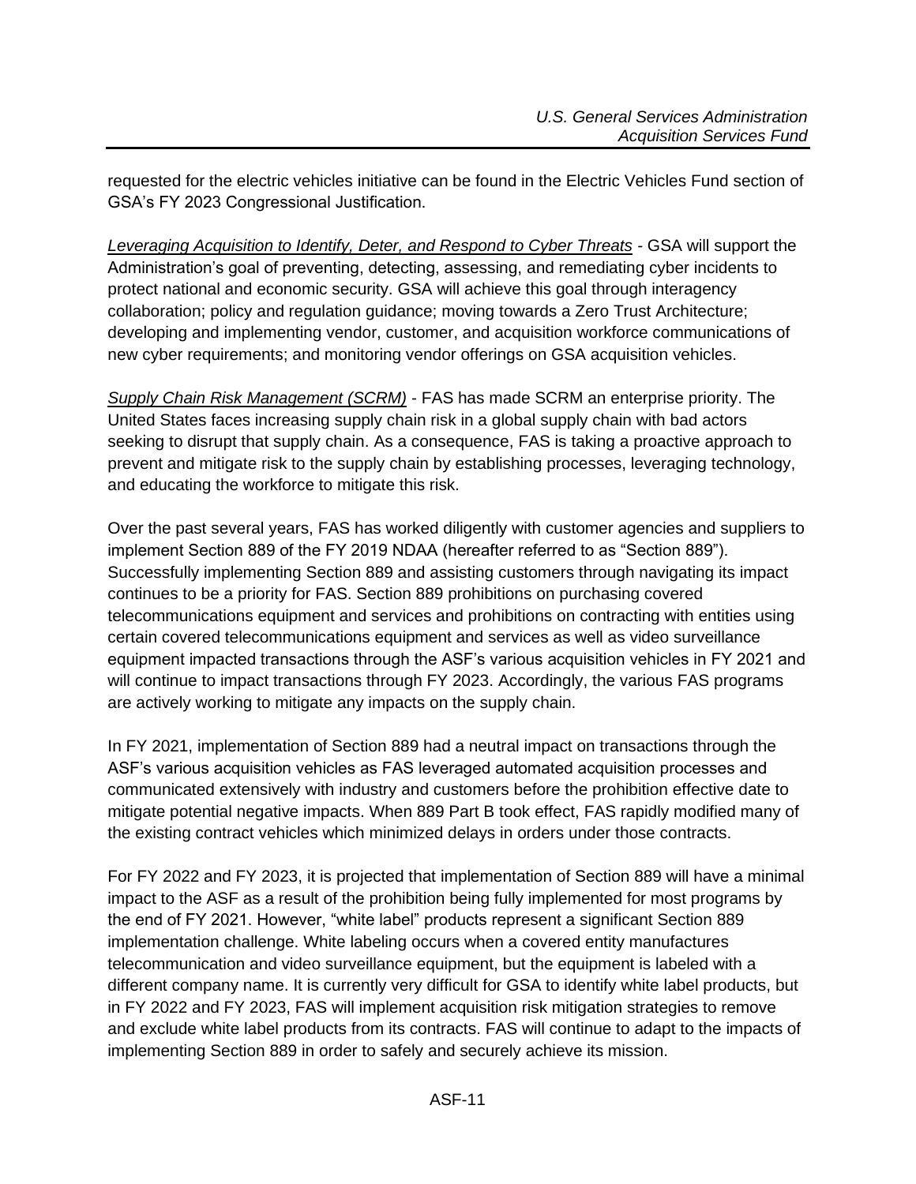requested for the electric vehicles initiative can be found in the Electric Vehicles Fund section of GSA's FY 2023 Congressional Justification.

*Leveraging Acquisition to Identify, Deter, and Respond to Cyber Threats* - GSA will support the Administration's goal of preventing, detecting, assessing, and remediating cyber incidents to protect national and economic security. GSA will achieve this goal through interagency collaboration; policy and regulation guidance; moving towards a Zero Trust Architecture; developing and implementing vendor, customer, and acquisition workforce communications of new cyber requirements; and monitoring vendor offerings on GSA acquisition vehicles.

*Supply Chain Risk Management (SCRM)* - FAS has made SCRM an enterprise priority. The United States faces increasing supply chain risk in a global supply chain with bad actors seeking to disrupt that supply chain. As a consequence, FAS is taking a proactive approach to prevent and mitigate risk to the supply chain by establishing processes, leveraging technology, and educating the workforce to mitigate this risk.

Over the past several years, FAS has worked diligently with customer agencies and suppliers to implement Section 889 of the FY 2019 NDAA (hereafter referred to as "Section 889"). Successfully implementing Section 889 and assisting customers through navigating its impact continues to be a priority for FAS. Section 889 prohibitions on purchasing covered telecommunications equipment and services and prohibitions on contracting with entities using certain covered telecommunications equipment and services as well as video surveillance equipment impacted transactions through the ASF's various acquisition vehicles in FY 2021 and will continue to impact transactions through FY 2023. Accordingly, the various FAS programs are actively working to mitigate any impacts on the supply chain.

In FY 2021, implementation of Section 889 had a neutral impact on transactions through the ASF's various acquisition vehicles as FAS leveraged automated acquisition processes and communicated extensively with industry and customers before the prohibition effective date to mitigate potential negative impacts. When 889 Part B took effect, FAS rapidly modified many of the existing contract vehicles which minimized delays in orders under those contracts.

For FY 2022 and FY 2023, it is projected that implementation of Section 889 will have a minimal impact to the ASF as a result of the prohibition being fully implemented for most programs by the end of FY 2021. However, "white label" products represent a significant Section 889 implementation challenge. White labeling occurs when a covered entity manufactures telecommunication and video surveillance equipment, but the equipment is labeled with a different company name. It is currently very difficult for GSA to identify white label products, but in FY 2022 and FY 2023, FAS will implement acquisition risk mitigation strategies to remove and exclude white label products from its contracts. FAS will continue to adapt to the impacts of implementing Section 889 in order to safely and securely achieve its mission.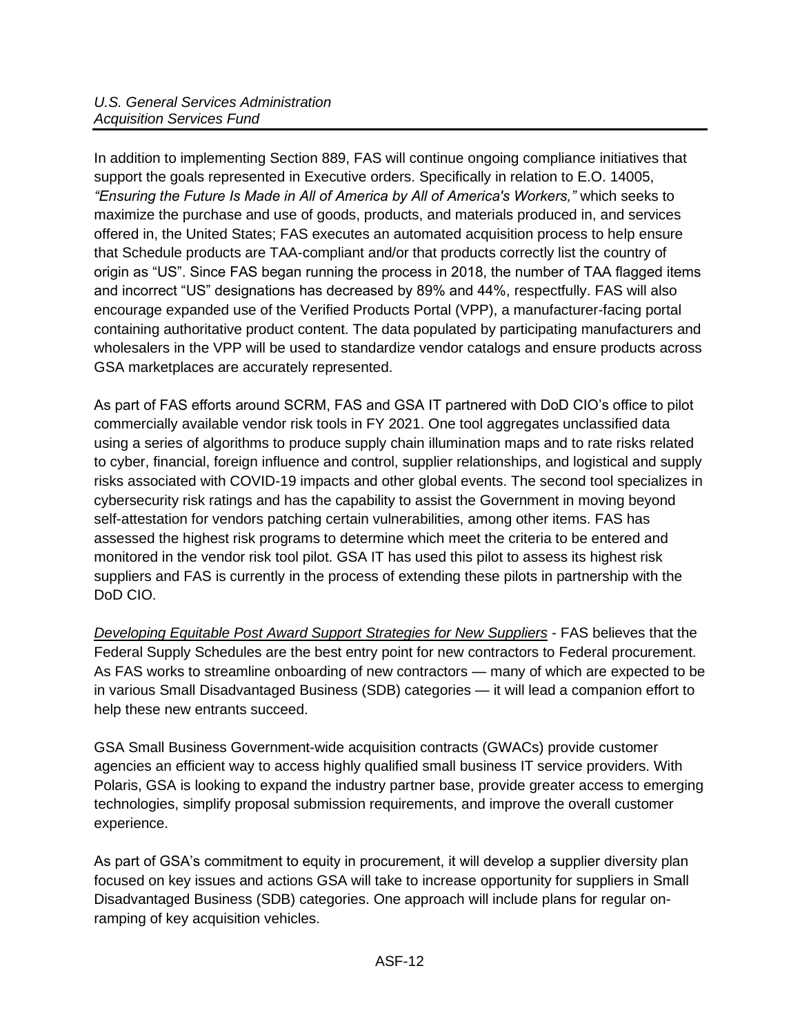In addition to implementing Section 889, FAS will continue ongoing compliance initiatives that support the goals represented in Executive orders. Specifically in relation to E.O. 14005, *"Ensuring the Future Is Made in All of America by All of America's Workers,"* which seeks to maximize the purchase and use of goods, products, and materials produced in, and services offered in, the United States; FAS executes an automated acquisition process to help ensure that Schedule products are TAA-compliant and/or that products correctly list the country of origin as "US". Since FAS began running the process in 2018, the number of TAA flagged items and incorrect "US" designations has decreased by 89% and 44%, respectfully. FAS will also encourage expanded use of the Verified Products Portal (VPP), a manufacturer-facing portal containing authoritative product content. The data populated by participating manufacturers and wholesalers in the VPP will be used to standardize vendor catalogs and ensure products across GSA marketplaces are accurately represented.

As part of FAS efforts around SCRM, FAS and GSA IT partnered with DoD CIO's office to pilot commercially available vendor risk tools in FY 2021. One tool aggregates unclassified data using a series of algorithms to produce supply chain illumination maps and to rate risks related to cyber, financial, foreign influence and control, supplier relationships, and logistical and supply risks associated with COVID-19 impacts and other global events. The second tool specializes in cybersecurity risk ratings and has the capability to assist the Government in moving beyond self-attestation for vendors patching certain vulnerabilities, among other items. FAS has assessed the highest risk programs to determine which meet the criteria to be entered and monitored in the vendor risk tool pilot. GSA IT has used this pilot to assess its highest risk suppliers and FAS is currently in the process of extending these pilots in partnership with the DoD CIO.

<u>*Developing Equitable Post Award Support Strategies for New Suppliers*</u> - FAS believes that the Federal Supply Schedules are the best entry point for new contractors to Federal procurement. As FAS works to streamline onboarding of new contractors — many of which are expected to be in various Small Disadvantaged Business (SDB) categories — it will lead a companion effort to help these new entrants succeed.

GSA Small Business Government-wide acquisition contracts (GWACs) provide customer agencies an efficient way to access highly qualified small business IT service providers. With Polaris, GSA is looking to expand the industry partner base, provide greater access to emerging technologies, simplify proposal submission requirements, and improve the overall customer experience.

As part of GSA's commitment to equity in procurement, it will develop a supplier diversity plan focused on key issues and actions GSA will take to increase opportunity for suppliers in Small Disadvantaged Business (SDB) categories. One approach will include plans for regular on-ramping of key acquisition vehicles.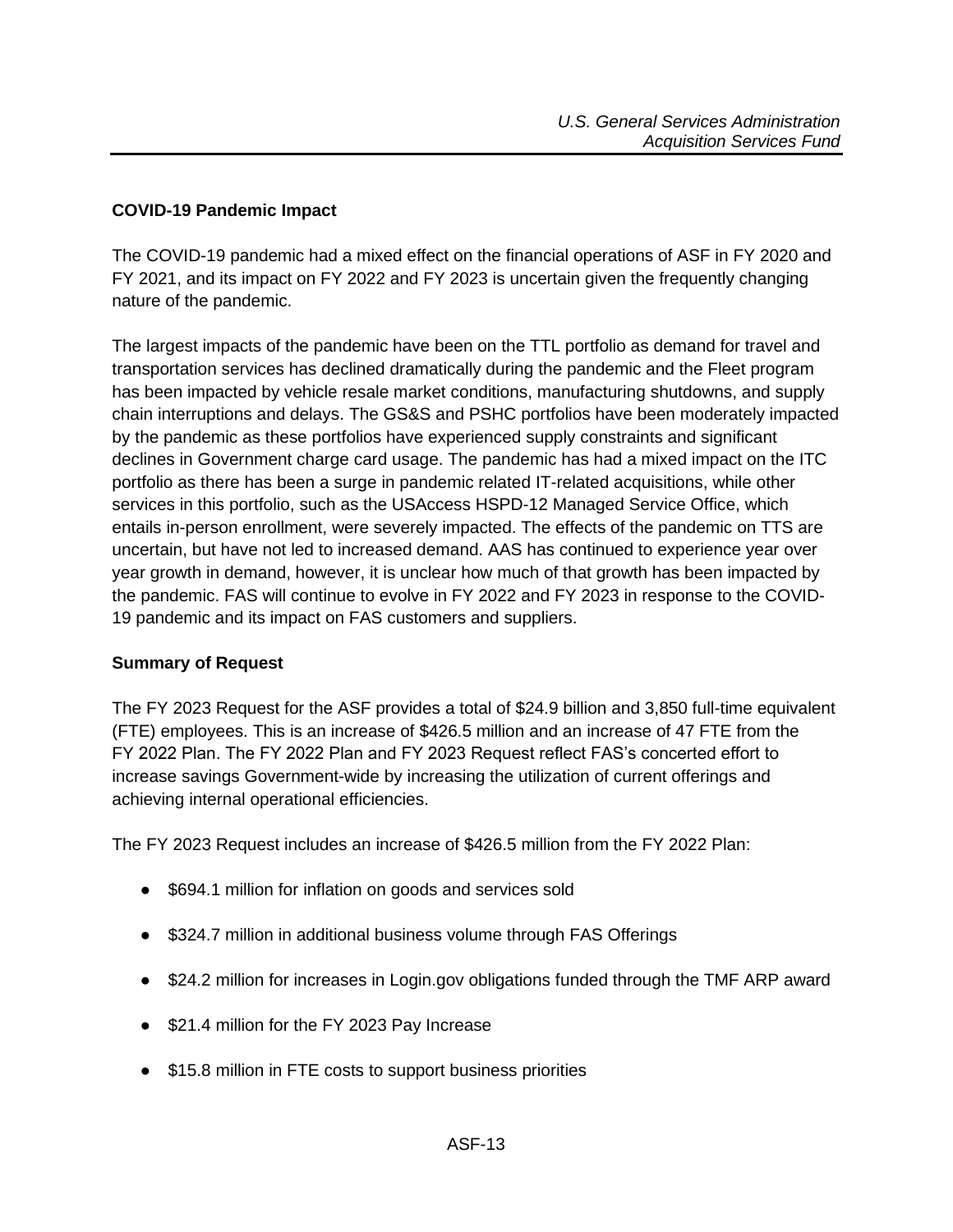**COVID-19 Pandemic Impact**

The COVID-19 pandemic had a mixed effect on the financial operations of ASF in FY 2020 and FY 2021, and its impact on FY 2022 and FY 2023 is uncertain given the frequently changing nature of the pandemic.

The largest impacts of the pandemic have been on the TTL portfolio as demand for travel and transportation services has declined dramatically during the pandemic and the Fleet program has been impacted by vehicle resale market conditions, manufacturing shutdowns, and supply chain interruptions and delays. The GS&S and PSHC portfolios have been moderately impacted by the pandemic as these portfolios have experienced supply constraints and significant declines in Government charge card usage. The pandemic has had a mixed impact on the ITC portfolio as there has been a surge in pandemic related IT-related acquisitions, while other services in this portfolio, such as the USAccess HSPD-12 Managed Service Office, which entails in-person enrollment, were severely impacted. The effects of the pandemic on TTS are uncertain, but have not led to increased demand. AAS has continued to experience year over year growth in demand, however, it is unclear how much of that growth has been impacted by the pandemic. FAS will continue to evolve in FY 2022 and FY 2023 in response to the COVID-19 pandemic and its impact on FAS customers and suppliers.

**Summary of Request**

The FY 2023 Request for the ASF provides a total of $24.9 billion and 3,850 full-time equivalent (FTE) employees. This is an increase of $426.5 million and an increase of 47 FTE from the FY 2022 Plan. The FY 2022 Plan and FY 2023 Request reflect FAS's concerted effort to increase savings Government-wide by increasing the utilization of current offerings and achieving internal operational efficiencies.

The FY 2023 Request includes an increase of $426.5 million from the FY 2022 Plan:

- $694.1 million for inflation on goods and services sold
- $324.7 million in additional business volume through FAS Offerings
- $24.2 million for increases in Login.gov obligations funded through the TMF ARP award
- $21.4 million for the FY 2023 Pay Increase
- $15.8 million in FTE costs to support business priorities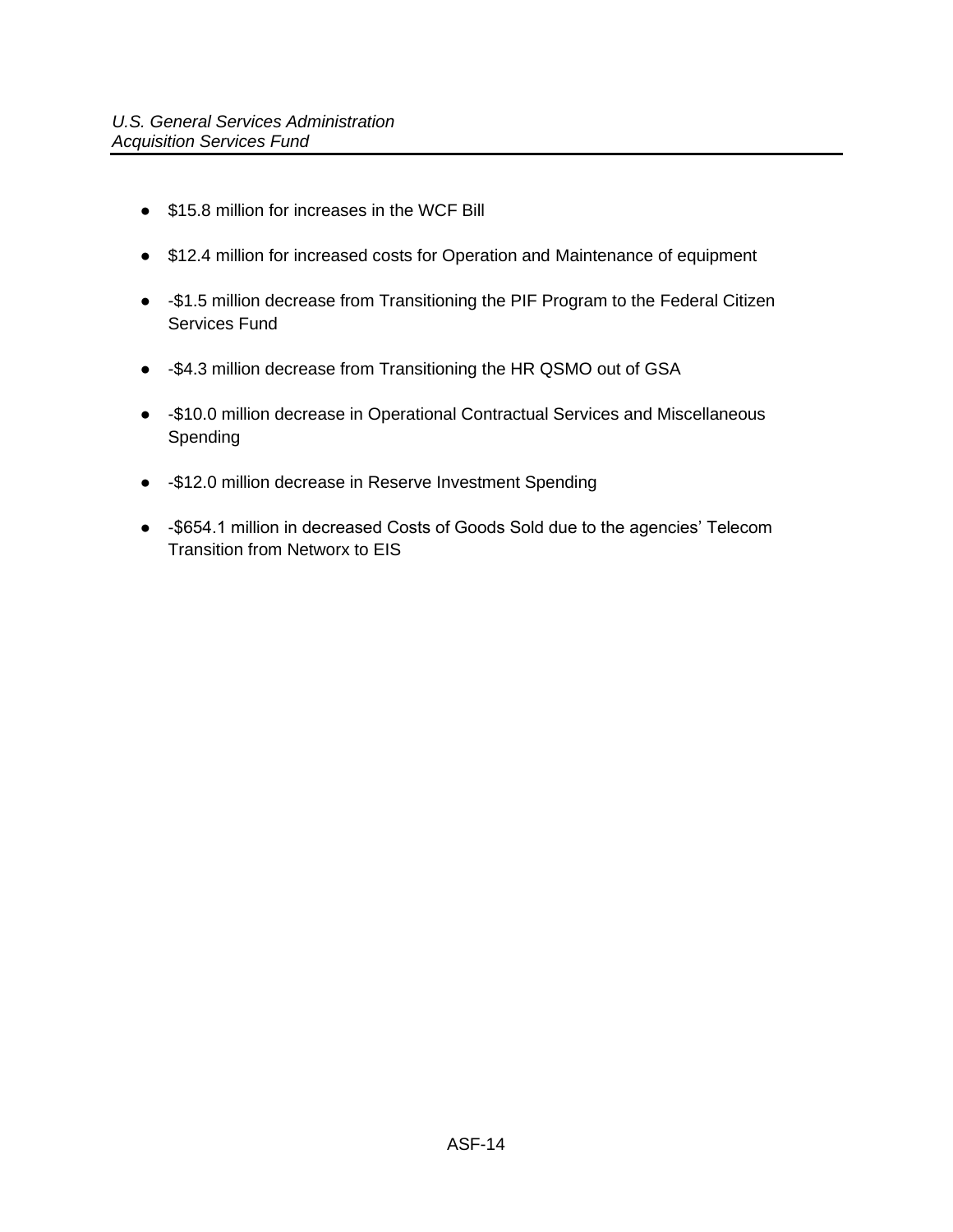- $15.8 million for increases in the WCF Bill
- $12.4 million for increased costs for Operation and Maintenance of equipment
- -$1.5 million decrease from Transitioning the PIF Program to the Federal Citizen Services Fund
- -$4.3 million decrease from Transitioning the HR QSMO out of GSA
- -$10.0 million decrease in Operational Contractual Services and Miscellaneous Spending
- -$12.0 million decrease in Reserve Investment Spending
- -$654.1 million in decreased Costs of Goods Sold due to the agencies' Telecom Transition from Networx to EIS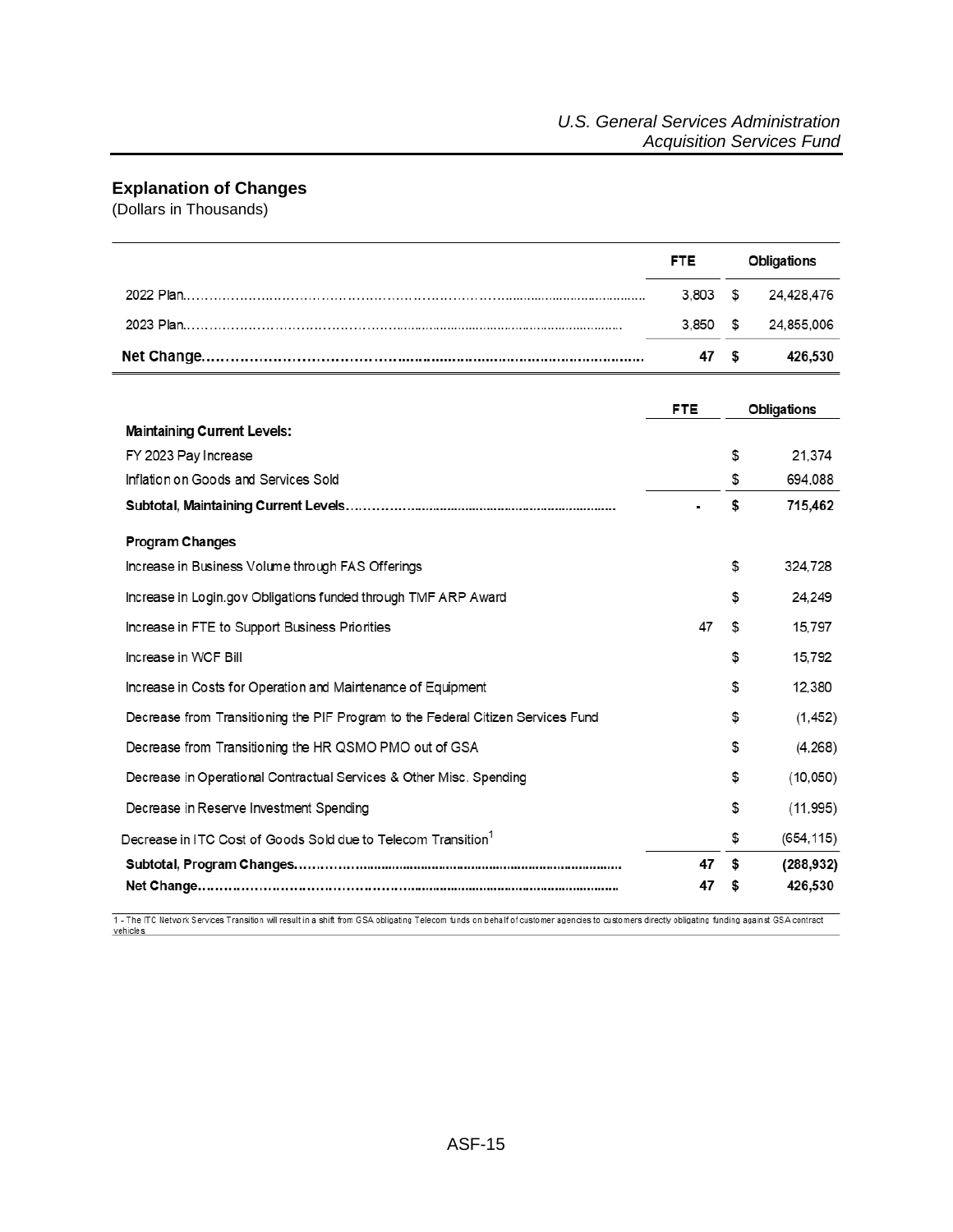## Explanation of Changes

(Dollars in Thousands)

| | FTE | Obligations |
|---|---|---|
| 2022 Plan | 3,803 | $ 24,428,476 |
| 2023 Plan | 3,850 | $ 24,855,006 |
| **Net Change** | **47** | **$ 426,530** |

| | FTE | Obligations |
|---|---|---|
| **Maintaining Current Levels:** | | |
| FY 2023 Pay Increase | | $ 21,374 |
| Inflation on Goods and Services Sold | | $ 694,088 |
| **Subtotal, Maintaining Current Levels** | **-** | **$ 715,462** |
| **Program Changes** | | |
| Increase in Business Volume through FAS Offerings | | $ 324,728 |
| Increase in Login.gov Obligations funded through TMF ARP Award | | $ 24,249 |
| Increase in FTE to Support Business Priorities | 47 | $ 15,797 |
| Increase in WCF Bill | | $ 15,792 |
| Increase in Costs for Operation and Maintenance of Equipment | | $ 12,380 |
| Decrease from Transitioning the PIF Program to the Federal Citizen Services Fund | | $ (1,452) |
| Decrease from Transitioning the HR QSMO PMO out of GSA | | $ (4,268) |
| Decrease in Operational Contractual Services & Other Misc. Spending | | $ (10,050) |
| Decrease in Reserve Investment Spending | | $ (11,995) |
| Decrease in ITC Cost of Goods Sold due to Telecom Transition[1] | | $ (654,115) |
| **Subtotal, Program Changes** | **47** | **$ (288,932)** |
| **Net Change** | **47** | **$ 426,530** |

1 - The ITC Network Services Transition will result in a shift from GSA obligating Telecom funds on behalf of customer agencies to customers directly obligating funding against GSA contract vehicles.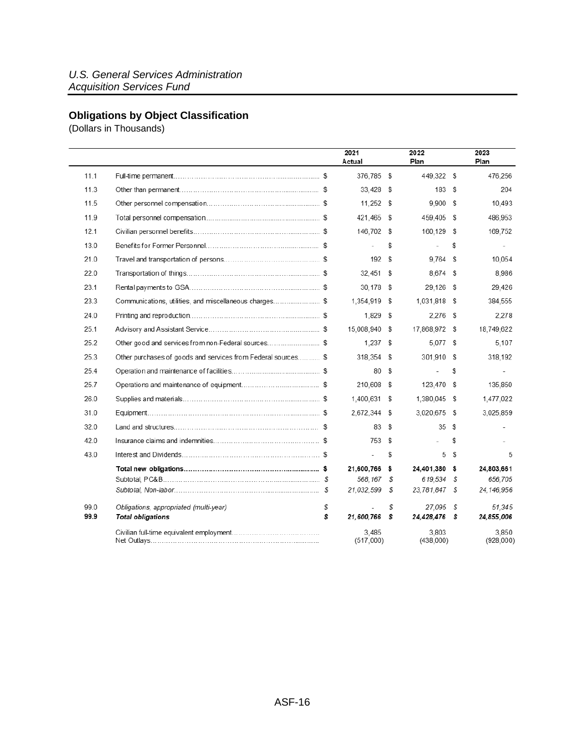*U.S. General Services Administration*
*Acquisition Services Fund*

## Obligations by Object Classification

(Dollars in Thousands)

| | | 2021 Actual | 2022 Plan | 2023 Plan |
|---|---|---|---|---|
| 11.1 | Full-time permanent | $ 376,785 | $ 449,322 | $ 476,256 |
| 11.3 | Other than permanent | $ 33,428 | $ 183 | $ 204 |
| 11.5 | Other personnel compensation | $ 11,252 | $ 9,900 | $ 10,493 |
| 11.9 | Total personnel compensation | $ 421,465 | $ 459,405 | $ 486,953 |
| 12.1 | Civilian personnel benefits | $ 146,702 | $ 160,129 | $ 169,752 |
| 13.0 | Benefits for Former Personnel | $ - | $ - | $ - |
| 21.0 | Travel and transportation of persons | $ 192 | $ 9,764 | $ 10,054 |
| 22.0 | Transportation of things | $ 32,451 | $ 8,674 | $ 8,986 |
| 23.1 | Rental payments to GSA | $ 30,178 | $ 29,126 | $ 29,426 |
| 23.3 | Communications, utilities, and miscellaneous charges | $ 1,354,919 | $ 1,031,818 | $ 384,555 |
| 24.0 | Printing and reproduction | $ 1,829 | $ 2,276 | $ 2,278 |
| 25.1 | Advisory and Assistant Service | $ 15,008,940 | $ 17,868,972 | $ 18,749,622 |
| 25.2 | Other good and services from non-Federal sources | $ 1,237 | $ 5,077 | $ 5,107 |
| 25.3 | Other purchases of goods and services from Federal sources | $ 318,354 | $ 301,910 | $ 318,192 |
| 25.4 | Operation and maintenance of facilities | $ 80 | $ - | $ - |
| 25.7 | Operations and maintenance of equipment | $ 210,608 | $ 123,470 | $ 135,850 |
| 26.0 | Supplies and materials | $ 1,400,631 | $ 1,380,045 | $ 1,477,022 |
| 31.0 | Equipment | $ 2,672,344 | $ 3,020,675 | $ 3,025,859 |
| 32.0 | Land and structures | $ 83 | $ 35 | $ - |
| 42.0 | Insurance claims and indemnities | $ 753 | $ - | $ - |
| 43.0 | Interest and Dividends | $ - | $ 5 | $ 5 |
| | **Total new obligations** | **$ 21,600,766** | **$ 24,401,380** | **$ 24,803,661** |
| | *Subtotal, PC&B* | *$ 568,167* | *$ 619,534* | *$ 656,705* |
| | *Subtotal, Non-labor* | *$ 21,032,599* | *$ 23,781,847* | *$ 24,146,956* |
| 99.0 | *Obligations, appropriated (multi-year)* | *$ -* | *$ 27,095* | *$ 51,345* |
| **99.9** | ***Total obligations*** | ***$ 21,600,766*** | ***$ 24,428,476*** | ***$ 24,855,006*** |
| | Civilian full-time equivalent employment | 3,485 | 3,803 | 3,850 |
| | Net Outlays | (517,000) | (438,000) | (928,000) |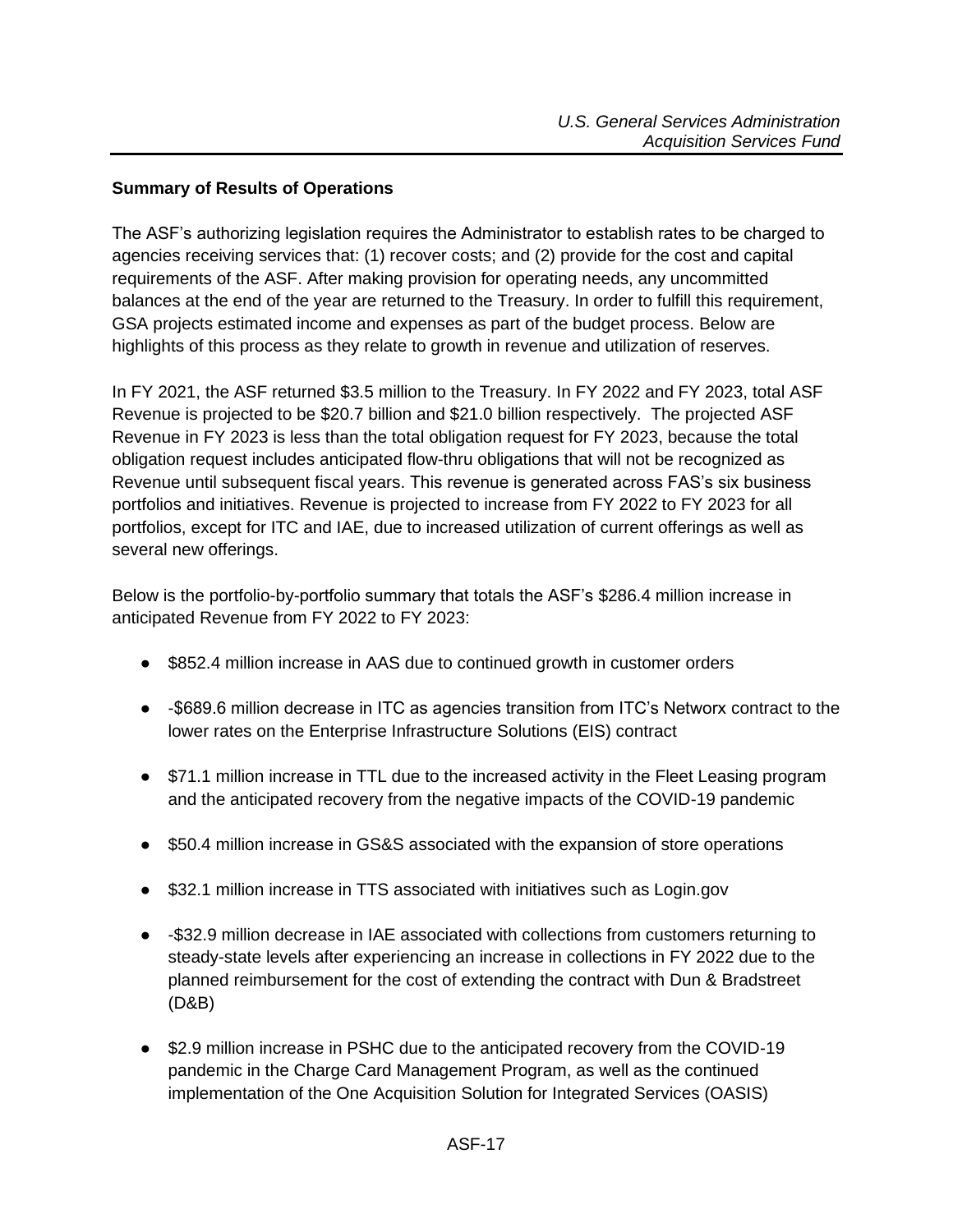**Summary of Results of Operations**

The ASF's authorizing legislation requires the Administrator to establish rates to be charged to agencies receiving services that: (1) recover costs; and (2) provide for the cost and capital requirements of the ASF. After making provision for operating needs, any uncommitted balances at the end of the year are returned to the Treasury. In order to fulfill this requirement, GSA projects estimated income and expenses as part of the budget process. Below are highlights of this process as they relate to growth in revenue and utilization of reserves.

In FY 2021, the ASF returned $3.5 million to the Treasury. In FY 2022 and FY 2023, total ASF Revenue is projected to be $20.7 billion and $21.0 billion respectively. The projected ASF Revenue in FY 2023 is less than the total obligation request for FY 2023, because the total obligation request includes anticipated flow-thru obligations that will not be recognized as Revenue until subsequent fiscal years. This revenue is generated across FAS's six business portfolios and initiatives. Revenue is projected to increase from FY 2022 to FY 2023 for all portfolios, except for ITC and IAE, due to increased utilization of current offerings as well as several new offerings.

Below is the portfolio-by-portfolio summary that totals the ASF's $286.4 million increase in anticipated Revenue from FY 2022 to FY 2023:

- $852.4 million increase in AAS due to continued growth in customer orders
- -$689.6 million decrease in ITC as agencies transition from ITC's Networx contract to the lower rates on the Enterprise Infrastructure Solutions (EIS) contract
- $71.1 million increase in TTL due to the increased activity in the Fleet Leasing program and the anticipated recovery from the negative impacts of the COVID-19 pandemic
- $50.4 million increase in GS&S associated with the expansion of store operations
- $32.1 million increase in TTS associated with initiatives such as Login.gov
- -$32.9 million decrease in IAE associated with collections from customers returning to steady-state levels after experiencing an increase in collections in FY 2022 due to the planned reimbursement for the cost of extending the contract with Dun & Bradstreet (D&B)
- $2.9 million increase in PSHC due to the anticipated recovery from the COVID-19 pandemic in the Charge Card Management Program, as well as the continued implementation of the One Acquisition Solution for Integrated Services (OASIS)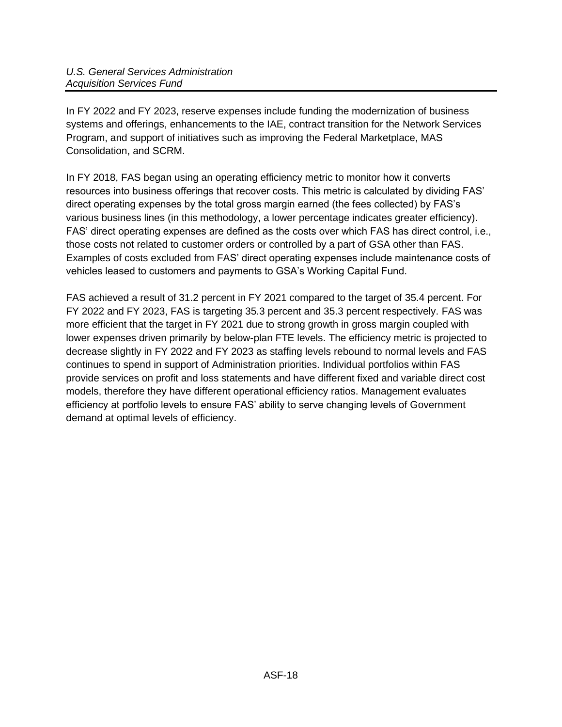In FY 2022 and FY 2023, reserve expenses include funding the modernization of business systems and offerings, enhancements to the IAE, contract transition for the Network Services Program, and support of initiatives such as improving the Federal Marketplace, MAS Consolidation, and SCRM.

In FY 2018, FAS began using an operating efficiency metric to monitor how it converts resources into business offerings that recover costs. This metric is calculated by dividing FAS' direct operating expenses by the total gross margin earned (the fees collected) by FAS's various business lines (in this methodology, a lower percentage indicates greater efficiency). FAS' direct operating expenses are defined as the costs over which FAS has direct control, i.e., those costs not related to customer orders or controlled by a part of GSA other than FAS. Examples of costs excluded from FAS' direct operating expenses include maintenance costs of vehicles leased to customers and payments to GSA's Working Capital Fund.

FAS achieved a result of 31.2 percent in FY 2021 compared to the target of 35.4 percent. For FY 2022 and FY 2023, FAS is targeting 35.3 percent and 35.3 percent respectively. FAS was more efficient that the target in FY 2021 due to strong growth in gross margin coupled with lower expenses driven primarily by below-plan FTE levels. The efficiency metric is projected to decrease slightly in FY 2022 and FY 2023 as staffing levels rebound to normal levels and FAS continues to spend in support of Administration priorities. Individual portfolios within FAS provide services on profit and loss statements and have different fixed and variable direct cost models, therefore they have different operational efficiency ratios. Management evaluates efficiency at portfolio levels to ensure FAS' ability to serve changing levels of Government demand at optimal levels of efficiency.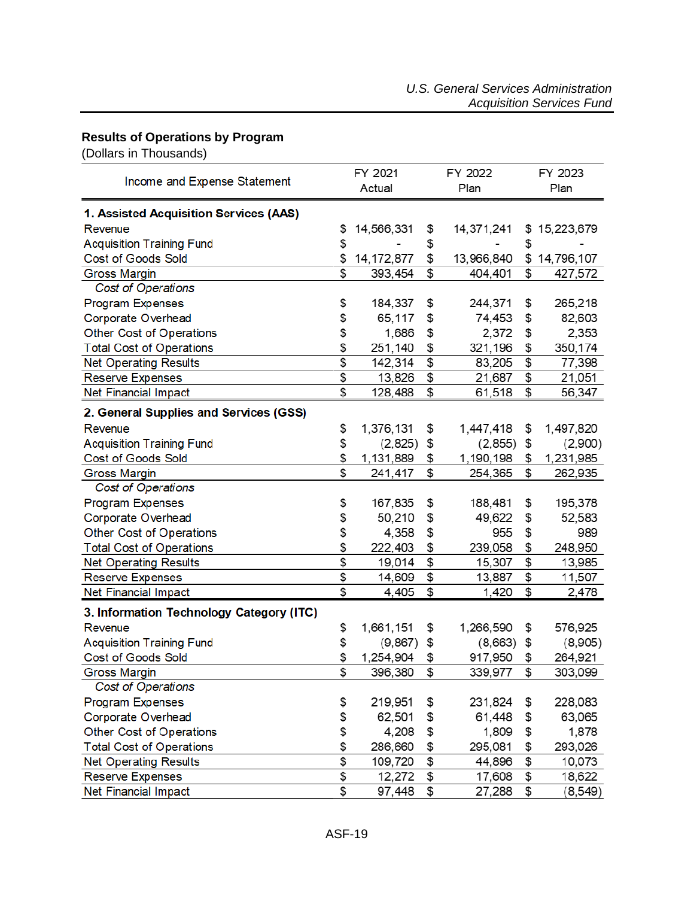## Results of Operations by Program

(Dollars in Thousands)

| Income and Expense Statement | FY 2021 Actual | FY 2022 Plan | FY 2023 Plan |
|---|---|---|---|
| **1. Assisted Acquisition Services (AAS)** | | | |
| Revenue | $ 14,566,331 | $ 14,371,241 | $ 15,223,679 |
| Acquisition Training Fund | $ - | $ - | $ - |
| Cost of Goods Sold | $ 14,172,877 | $ 13,966,840 | $ 14,796,107 |
| Gross Margin | $ 393,454 | $ 404,401 | $ 427,572 |
| *Cost of Operations* | | | |
| Program Expenses | $ 184,337 | $ 244,371 | $ 265,218 |
| Corporate Overhead | $ 65,117 | $ 74,453 | $ 82,603 |
| Other Cost of Operations | $ 1,686 | $ 2,372 | $ 2,353 |
| Total Cost of Operations | $ 251,140 | $ 321,196 | $ 350,174 |
| Net Operating Results | $ 142,314 | $ 83,205 | $ 77,398 |
| Reserve Expenses | $ 13,826 | $ 21,687 | $ 21,051 |
| Net Financial Impact | $ 128,488 | $ 61,518 | $ 56,347 |
| **2. General Supplies and Services (GSS)** | | | |
| Revenue | $ 1,376,131 | $ 1,447,418 | $ 1,497,820 |
| Acquisition Training Fund | $ (2,825) | $ (2,855) | $ (2,900) |
| Cost of Goods Sold | $ 1,131,889 | $ 1,190,198 | $ 1,231,985 |
| Gross Margin | $ 241,417 | $ 254,365 | $ 262,935 |
| *Cost of Operations* | | | |
| Program Expenses | $ 167,835 | $ 188,481 | $ 195,378 |
| Corporate Overhead | $ 50,210 | $ 49,622 | $ 52,583 |
| Other Cost of Operations | $ 4,358 | $ 955 | $ 989 |
| Total Cost of Operations | $ 222,403 | $ 239,058 | $ 248,950 |
| Net Operating Results | $ 19,014 | $ 15,307 | $ 13,985 |
| Reserve Expenses | $ 14,609 | $ 13,887 | $ 11,507 |
| Net Financial Impact | $ 4,405 | $ 1,420 | $ 2,478 |
| **3. Information Technology Category (ITC)** | | | |
| Revenue | $ 1,661,151 | $ 1,266,590 | $ 576,925 |
| Acquisition Training Fund | $ (9,867) | $ (8,663) | $ (8,905) |
| Cost of Goods Sold | $ 1,254,904 | $ 917,950 | $ 264,921 |
| Gross Margin | $ 396,380 | $ 339,977 | $ 303,099 |
| *Cost of Operations* | | | |
| Program Expenses | $ 219,951 | $ 231,824 | $ 228,083 |
| Corporate Overhead | $ 62,501 | $ 61,448 | $ 63,065 |
| Other Cost of Operations | $ 4,208 | $ 1,809 | $ 1,878 |
| Total Cost of Operations | $ 286,660 | $ 295,081 | $ 293,026 |
| Net Operating Results | $ 109,720 | $ 44,896 | $ 10,073 |
| Reserve Expenses | $ 12,272 | $ 17,608 | $ 18,622 |
| Net Financial Impact | $ 97,448 | $ 27,288 | $ (8,549) |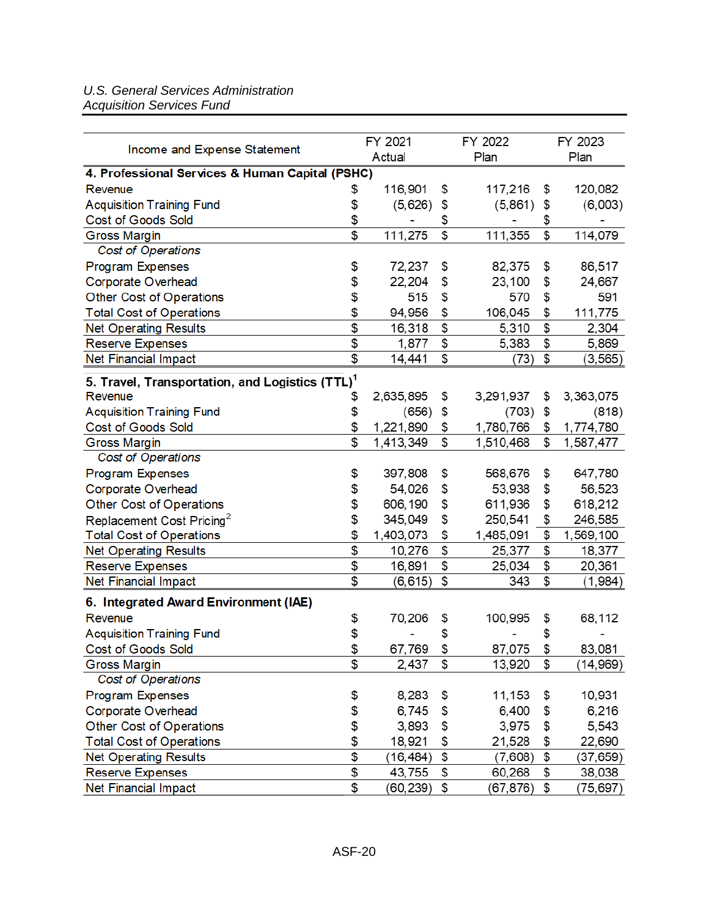*U.S. General Services Administration*
*Acquisition Services Fund*

| Income and Expense Statement | FY 2021 Actual | FY 2022 Plan | FY 2023 Plan |
|---|---|---|---|
| **4. Professional Services & Human Capital (PSHC)** | | | |
| Revenue | $ 116,901 | $ 117,216 | $ 120,082 |
| Acquisition Training Fund | $ (5,626) | $ (5,861) | $ (6,003) |
| Cost of Goods Sold | $ - | $ - | $ - |
| Gross Margin | $ 111,275 | $ 111,355 | $ 114,079 |
| *Cost of Operations* | | | |
| Program Expenses | $ 72,237 | $ 82,375 | $ 86,517 |
| Corporate Overhead | $ 22,204 | $ 23,100 | $ 24,667 |
| Other Cost of Operations | $ 515 | $ 570 | $ 591 |
| Total Cost of Operations | $ 94,956 | $ 106,045 | $ 111,775 |
| Net Operating Results | $ 16,318 | $ 5,310 | $ 2,304 |
| Reserve Expenses | $ 1,877 | $ 5,383 | $ 5,869 |
| Net Financial Impact | $ 14,441 | $ (73) | $ (3,565) |
| **5. Travel, Transportation, and Logistics (TTL)**[1] | | | |
| Revenue | $ 2,635,895 | $ 3,291,937 | $ 3,363,075 |
| Acquisition Training Fund | $ (656) | $ (703) | $ (818) |
| Cost of Goods Sold | $ 1,221,890 | $ 1,780,766 | $ 1,774,780 |
| Gross Margin | $ 1,413,349 | $ 1,510,468 | $ 1,587,477 |
| *Cost of Operations* | | | |
| Program Expenses | $ 397,808 | $ 568,676 | $ 647,780 |
| Corporate Overhead | $ 54,026 | $ 53,938 | $ 56,523 |
| Other Cost of Operations | $ 606,190 | $ 611,936 | $ 618,212 |
| Replacement Cost Pricing[2] | $ 345,049 | $ 250,541 | $ 246,585 |
| Total Cost of Operations | $ 1,403,073 | $ 1,485,091 | $ 1,569,100 |
| Net Operating Results | $ 10,276 | $ 25,377 | $ 18,377 |
| Reserve Expenses | $ 16,891 | $ 25,034 | $ 20,361 |
| Net Financial Impact | $ (6,615) | $ 343 | $ (1,984) |
| **6. Integrated Award Environment (IAE)** | | | |
| Revenue | $ 70,206 | $ 100,995 | $ 68,112 |
| Acquisition Training Fund | $ - | $ - | $ - |
| Cost of Goods Sold | $ 67,769 | $ 87,075 | $ 83,081 |
| Gross Margin | $ 2,437 | $ 13,920 | $ (14,969) |
| *Cost of Operations* | | | |
| Program Expenses | $ 8,283 | $ 11,153 | $ 10,931 |
| Corporate Overhead | $ 6,745 | $ 6,400 | $ 6,216 |
| Other Cost of Operations | $ 3,893 | $ 3,975 | $ 5,543 |
| Total Cost of Operations | $ 18,921 | $ 21,528 | $ 22,690 |
| Net Operating Results | $ (16,484) | $ (7,608) | $ (37,659) |
| Reserve Expenses | $ 43,755 | $ 60,268 | $ 38,038 |
| Net Financial Impact | $ (60,239) | $ (67,876) | $ (75,697) |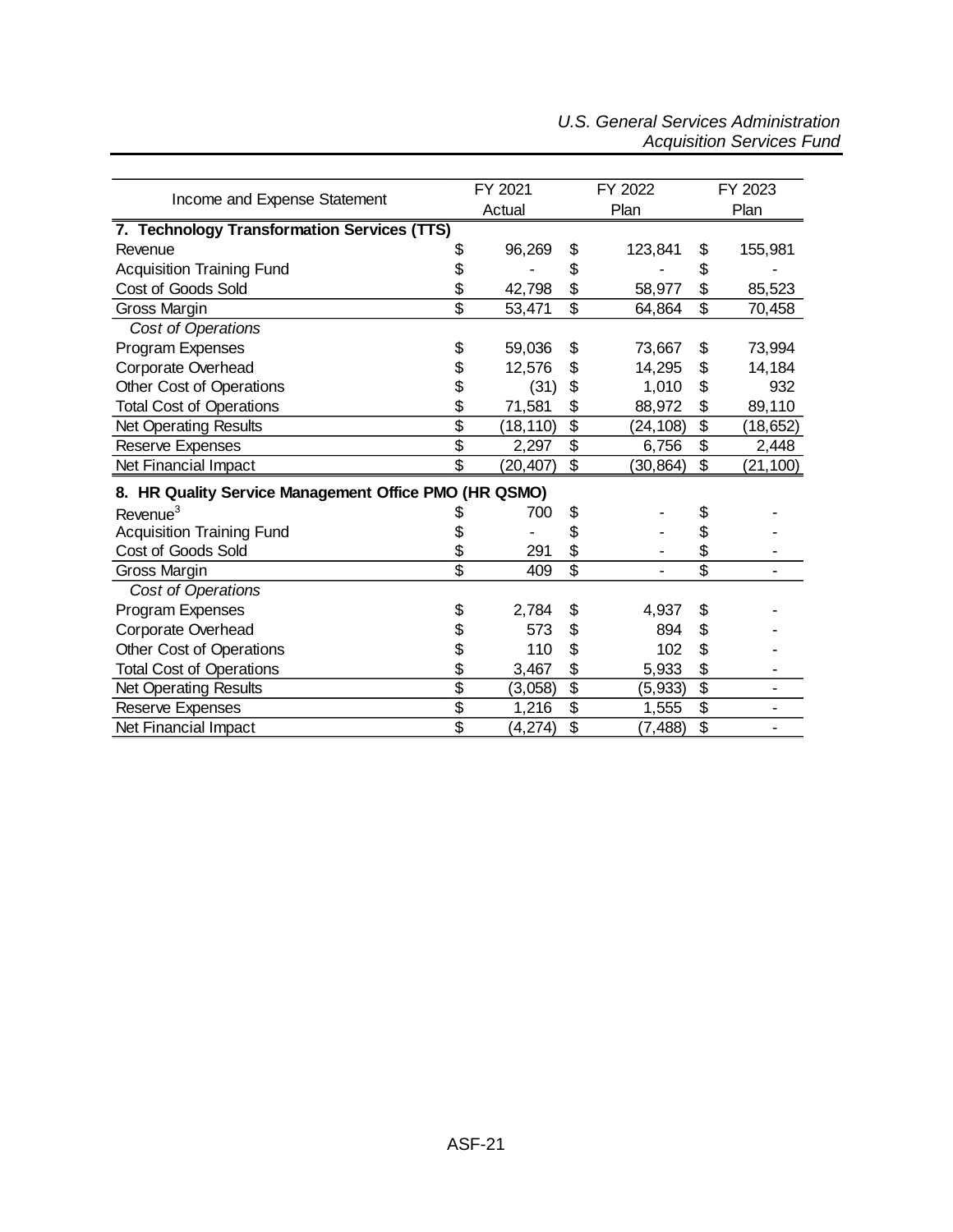| Income and Expense Statement | FY 2021 Actual | FY 2022 Plan | FY 2023 Plan |
|---|---|---|---|
| **7. Technology Transformation Services (TTS)** | | | |
| Revenue | $ 96,269 | $ 123,841 | $ 155,981 |
| Acquisition Training Fund | $ - | $ - | $ - |
| Cost of Goods Sold | $ 42,798 | $ 58,977 | $ 85,523 |
| Gross Margin | $ 53,471 | $ 64,864 | $ 70,458 |
| *Cost of Operations* | | | |
| Program Expenses | $ 59,036 | $ 73,667 | $ 73,994 |
| Corporate Overhead | $ 12,576 | $ 14,295 | $ 14,184 |
| Other Cost of Operations | $ (31) | $ 1,010 | $ 932 |
| Total Cost of Operations | $ 71,581 | $ 88,972 | $ 89,110 |
| Net Operating Results | $ (18,110) | $ (24,108) | $ (18,652) |
| Reserve Expenses | $ 2,297 | $ 6,756 | $ 2,448 |
| Net Financial Impact | $ (20,407) | $ (30,864) | $ (21,100) |
| **8. HR Quality Service Management Office PMO (HR QSMO)** | | | |
| Revenue[3] | $ 700 | $ - | $ - |
| Acquisition Training Fund | $ - | $ - | $ - |
| Cost of Goods Sold | $ 291 | $ - | $ - |
| Gross Margin | $ 409 | $ - | $ - |
| *Cost of Operations* | | | |
| Program Expenses | $ 2,784 | $ 4,937 | $ - |
| Corporate Overhead | $ 573 | $ 894 | $ - |
| Other Cost of Operations | $ 110 | $ 102 | $ - |
| Total Cost of Operations | $ 3,467 | $ 5,933 | $ - |
| Net Operating Results | $ (3,058) | $ (5,933) | $ - |
| Reserve Expenses | $ 1,216 | $ 1,555 | $ - |
| Net Financial Impact | $ (4,274) | $ (7,488) | $ - |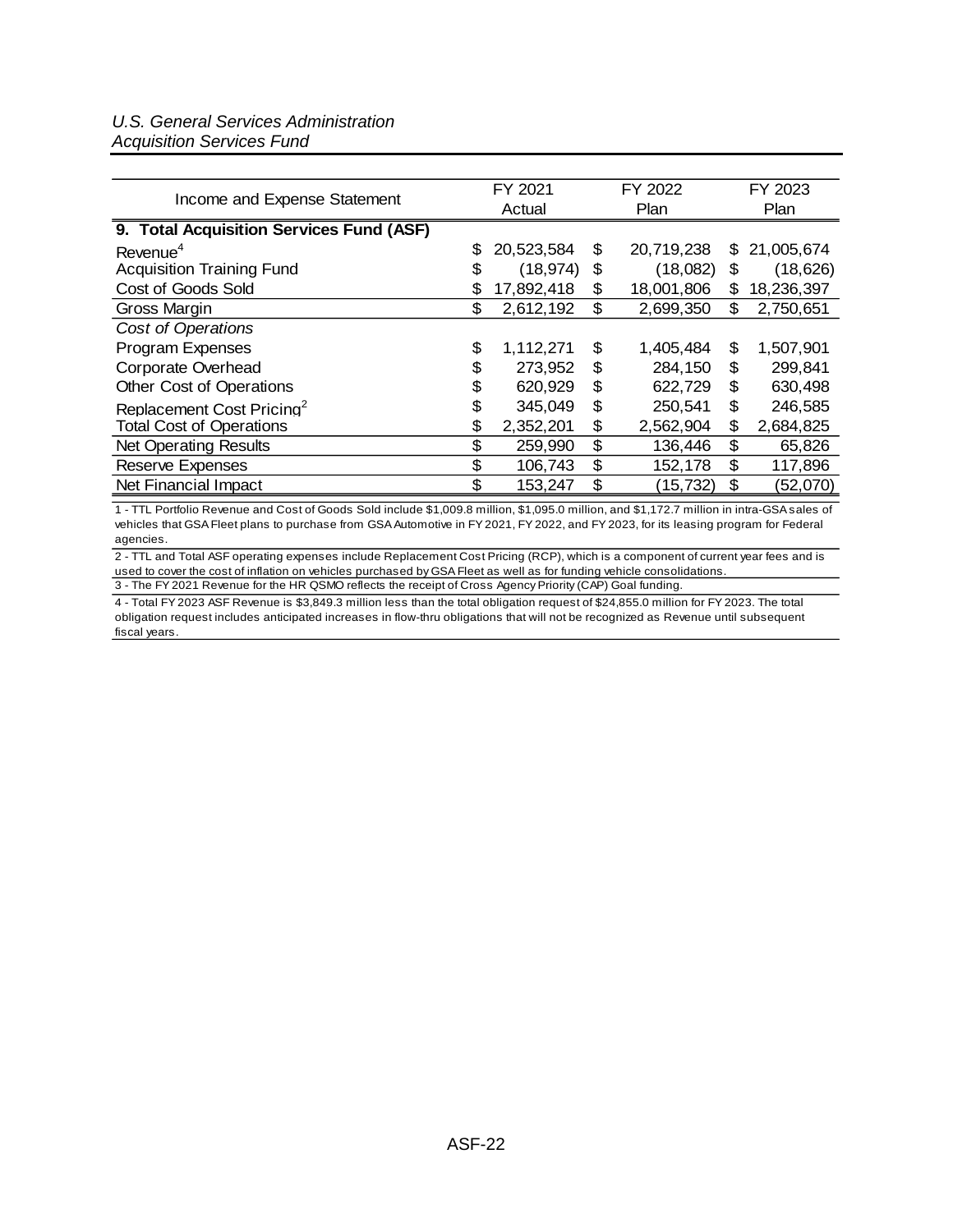*U.S. General Services Administration*
*Acquisition Services Fund*

| Income and Expense Statement | FY 2021 Actual | FY 2022 Plan | FY 2023 Plan |
|---|---|---|---|
| **9. Total Acquisition Services Fund (ASF)** | | | |
| Revenue[4] | $ 20,523,584 | $ 20,719,238 | $ 21,005,674 |
| Acquisition Training Fund | $ (18,974) | $ (18,082) | $ (18,626) |
| Cost of Goods Sold | $ 17,892,418 | $ 18,001,806 | $ 18,236,397 |
| Gross Margin | $ 2,612,192 | $ 2,699,350 | $ 2,750,651 |
| *Cost of Operations* | | | |
| Program Expenses | $ 1,112,271 | $ 1,405,484 | $ 1,507,901 |
| Corporate Overhead | $ 273,952 | $ 284,150 | $ 299,841 |
| Other Cost of Operations | $ 620,929 | $ 622,729 | $ 630,498 |
| Replacement Cost Pricing[2] | $ 345,049 | $ 250,541 | $ 246,585 |
| Total Cost of Operations | $ 2,352,201 | $ 2,562,904 | $ 2,684,825 |
| Net Operating Results | $ 259,990 | $ 136,446 | $ 65,826 |
| Reserve Expenses | $ 106,743 | $ 152,178 | $ 117,896 |
| Net Financial Impact | $ 153,247 | $ (15,732) | $ (52,070) |

1 - TTL Portfolio Revenue and Cost of Goods Sold include $1,009.8 million, $1,095.0 million, and $1,172.7 million in intra-GSA sales of vehicles that GSA Fleet plans to purchase from GSA Automotive in FY 2021, FY 2022, and FY 2023, for its leasing program for Federal agencies.

2 - TTL and Total ASF operating expenses include Replacement Cost Pricing (RCP), which is a component of current year fees and is used to cover the cost of inflation on vehicles purchased by GSA Fleet as well as for funding vehicle consolidations.

3 - The FY 2021 Revenue for the HR QSMO reflects the receipt of Cross Agency Priority (CAP) Goal funding.

4 - Total FY 2023 ASF Revenue is $3,849.3 million less than the total obligation request of $24,855.0 million for FY 2023. The total obligation request includes anticipated increases in flow-thru obligations that will not be recognized as Revenue until subsequent fiscal years.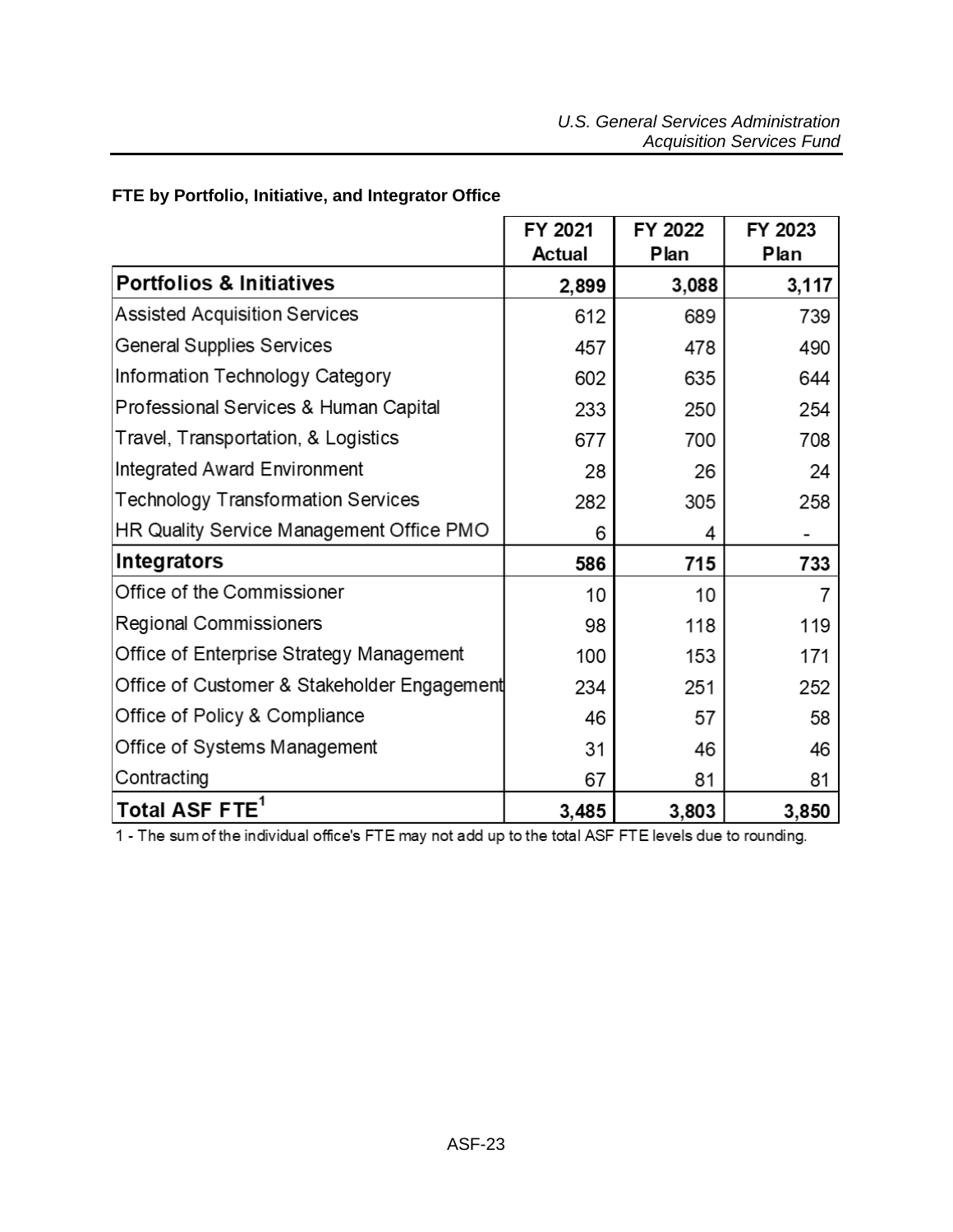**FTE by Portfolio, Initiative, and Integrator Office**

| | FY 2021 Actual | FY 2022 Plan | FY 2023 Plan |
|---|---|---|---|
| **Portfolios & Initiatives** | **2,899** | **3,088** | **3,117** |
| Assisted Acquisition Services | 612 | 689 | 739 |
| General Supplies Services | 457 | 478 | 490 |
| Information Technology Category | 602 | 635 | 644 |
| Professional Services & Human Capital | 233 | 250 | 254 |
| Travel, Transportation, & Logistics | 677 | 700 | 708 |
| Integrated Award Environment | 28 | 26 | 24 |
| Technology Transformation Services | 282 | 305 | 258 |
| HR Quality Service Management Office PMO | 6 | 4 | - |
| **Integrators** | **586** | **715** | **733** |
| Office of the Commissioner | 10 | 10 | 7 |
| Regional Commissioners | 98 | 118 | 119 |
| Office of Enterprise Strategy Management | 100 | 153 | 171 |
| Office of Customer & Stakeholder Engagement | 234 | 251 | 252 |
| Office of Policy & Compliance | 46 | 57 | 58 |
| Office of Systems Management | 31 | 46 | 46 |
| Contracting | 67 | 81 | 81 |
| **Total ASF FTE[1]** | **3,485** | **3,803** | **3,850** |

1 - The sum of the individual office's FTE may not add up to the total ASF FTE levels due to rounding.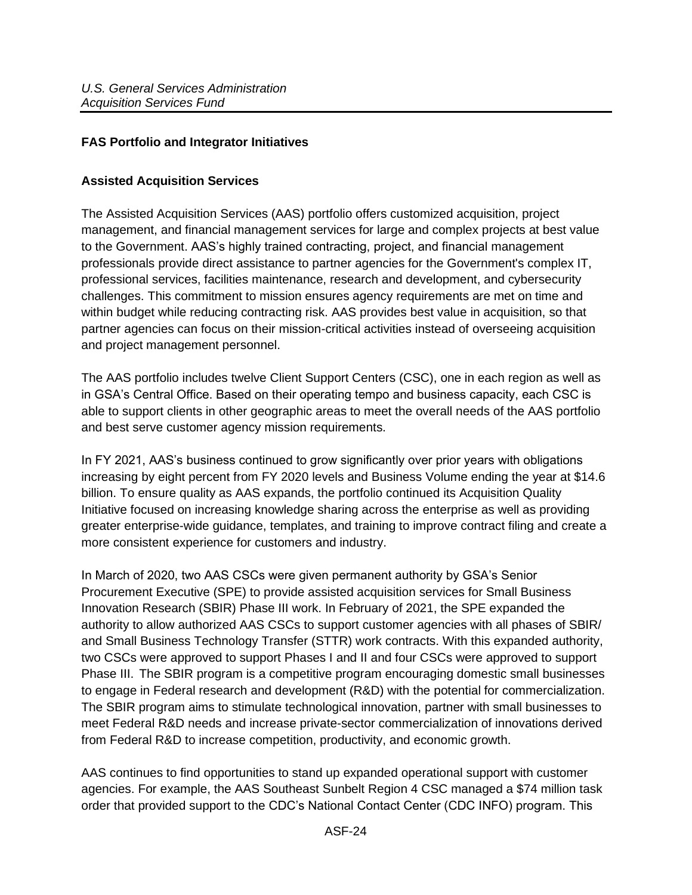## FAS Portfolio and Integrator Initiatives

### Assisted Acquisition Services

The Assisted Acquisition Services (AAS) portfolio offers customized acquisition, project management, and financial management services for large and complex projects at best value to the Government. AAS's highly trained contracting, project, and financial management professionals provide direct assistance to partner agencies for the Government's complex IT, professional services, facilities maintenance, research and development, and cybersecurity challenges. This commitment to mission ensures agency requirements are met on time and within budget while reducing contracting risk. AAS provides best value in acquisition, so that partner agencies can focus on their mission-critical activities instead of overseeing acquisition and project management personnel.

The AAS portfolio includes twelve Client Support Centers (CSC), one in each region as well as in GSA's Central Office. Based on their operating tempo and business capacity, each CSC is able to support clients in other geographic areas to meet the overall needs of the AAS portfolio and best serve customer agency mission requirements.

In FY 2021, AAS's business continued to grow significantly over prior years with obligations increasing by eight percent from FY 2020 levels and Business Volume ending the year at $14.6 billion. To ensure quality as AAS expands, the portfolio continued its Acquisition Quality Initiative focused on increasing knowledge sharing across the enterprise as well as providing greater enterprise-wide guidance, templates, and training to improve contract filing and create a more consistent experience for customers and industry.

In March of 2020, two AAS CSCs were given permanent authority by GSA's Senior Procurement Executive (SPE) to provide assisted acquisition services for Small Business Innovation Research (SBIR) Phase III work. In February of 2021, the SPE expanded the authority to allow authorized AAS CSCs to support customer agencies with all phases of SBIR/ and Small Business Technology Transfer (STTR) work contracts. With this expanded authority, two CSCs were approved to support Phases I and II and four CSCs were approved to support Phase III. The SBIR program is a competitive program encouraging domestic small businesses to engage in Federal research and development (R&D) with the potential for commercialization. The SBIR program aims to stimulate technological innovation, partner with small businesses to meet Federal R&D needs and increase private-sector commercialization of innovations derived from Federal R&D to increase competition, productivity, and economic growth.

AAS continues to find opportunities to stand up expanded operational support with customer agencies. For example, the AAS Southeast Sunbelt Region 4 CSC managed a $74 million task order that provided support to the CDC's National Contact Center (CDC INFO) program. This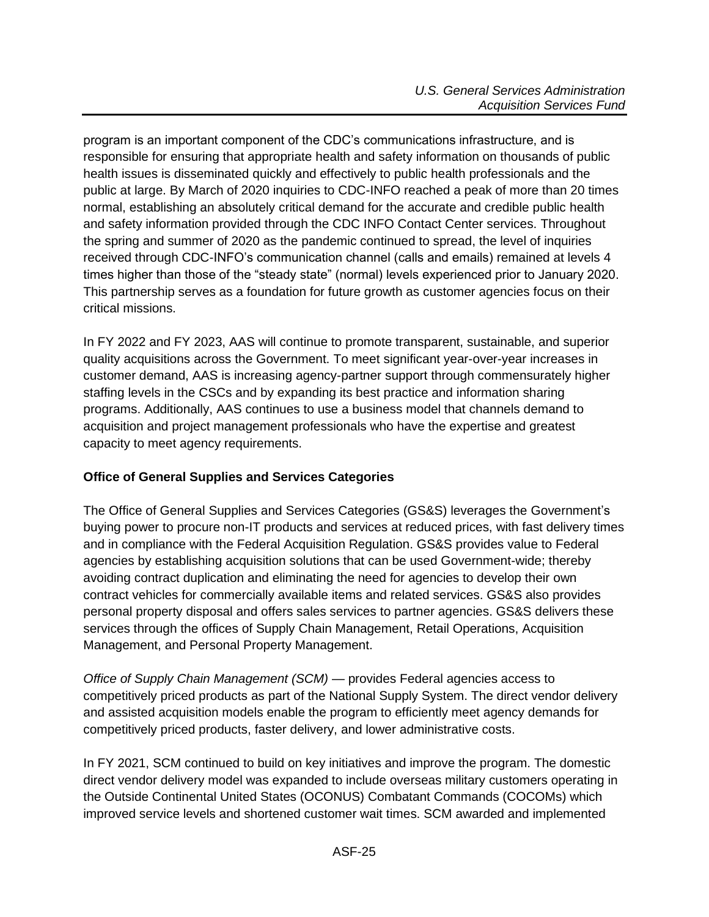program is an important component of the CDC's communications infrastructure, and is responsible for ensuring that appropriate health and safety information on thousands of public health issues is disseminated quickly and effectively to public health professionals and the public at large. By March of 2020 inquiries to CDC-INFO reached a peak of more than 20 times normal, establishing an absolutely critical demand for the accurate and credible public health and safety information provided through the CDC INFO Contact Center services. Throughout the spring and summer of 2020 as the pandemic continued to spread, the level of inquiries received through CDC-INFO's communication channel (calls and emails) remained at levels 4 times higher than those of the "steady state" (normal) levels experienced prior to January 2020. This partnership serves as a foundation for future growth as customer agencies focus on their critical missions.

In FY 2022 and FY 2023, AAS will continue to promote transparent, sustainable, and superior quality acquisitions across the Government. To meet significant year-over-year increases in customer demand, AAS is increasing agency-partner support through commensurately higher staffing levels in the CSCs and by expanding its best practice and information sharing programs. Additionally, AAS continues to use a business model that channels demand to acquisition and project management professionals who have the expertise and greatest capacity to meet agency requirements.

**Office of General Supplies and Services Categories**

The Office of General Supplies and Services Categories (GS&S) leverages the Government's buying power to procure non-IT products and services at reduced prices, with fast delivery times and in compliance with the Federal Acquisition Regulation. GS&S provides value to Federal agencies by establishing acquisition solutions that can be used Government-wide; thereby avoiding contract duplication and eliminating the need for agencies to develop their own contract vehicles for commercially available items and related services. GS&S also provides personal property disposal and offers sales services to partner agencies. GS&S delivers these services through the offices of Supply Chain Management, Retail Operations, Acquisition Management, and Personal Property Management.

*Office of Supply Chain Management (SCM)* — provides Federal agencies access to competitively priced products as part of the National Supply System. The direct vendor delivery and assisted acquisition models enable the program to efficiently meet agency demands for competitively priced products, faster delivery, and lower administrative costs.

In FY 2021, SCM continued to build on key initiatives and improve the program. The domestic direct vendor delivery model was expanded to include overseas military customers operating in the Outside Continental United States (OCONUS) Combatant Commands (COCOMs) which improved service levels and shortened customer wait times. SCM awarded and implemented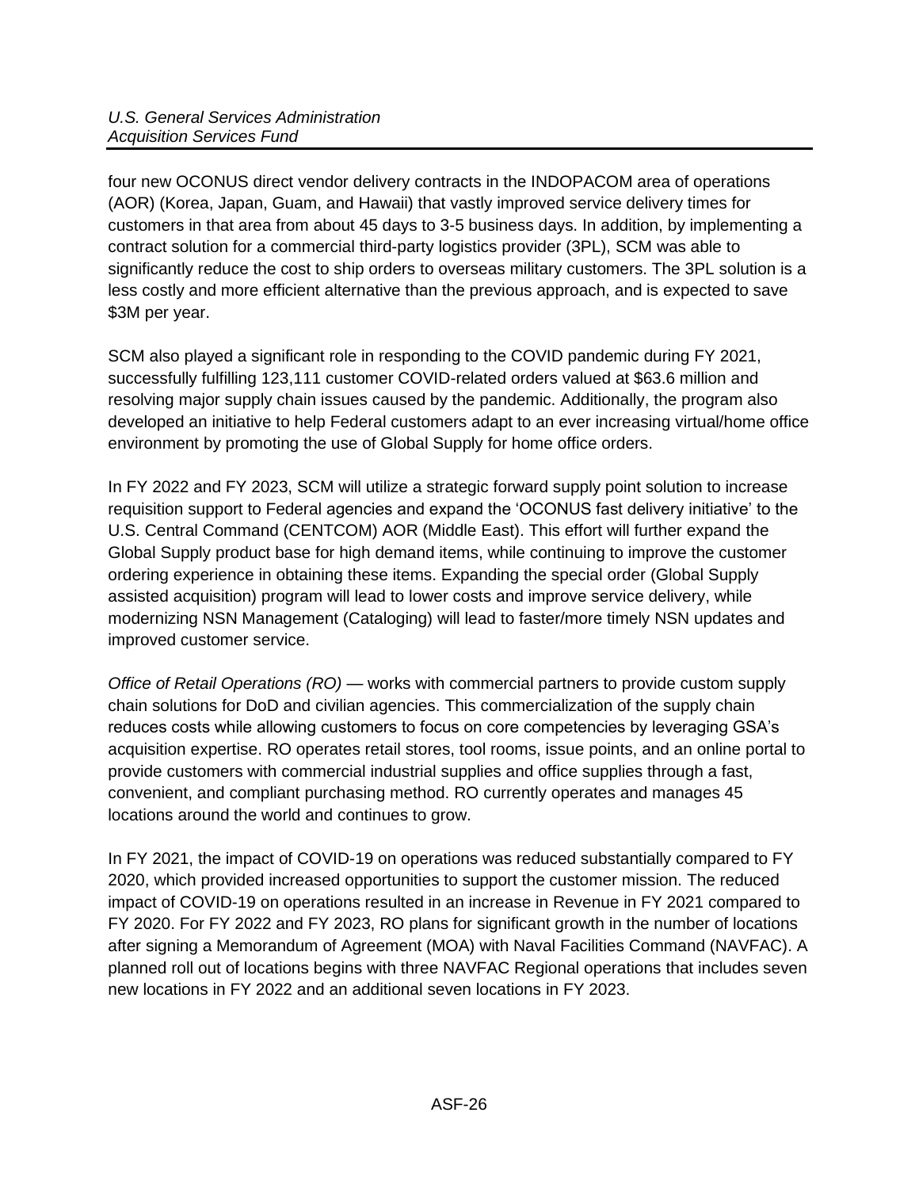four new OCONUS direct vendor delivery contracts in the INDOPACOM area of operations (AOR) (Korea, Japan, Guam, and Hawaii) that vastly improved service delivery times for customers in that area from about 45 days to 3-5 business days. In addition, by implementing a contract solution for a commercial third-party logistics provider (3PL), SCM was able to significantly reduce the cost to ship orders to overseas military customers. The 3PL solution is a less costly and more efficient alternative than the previous approach, and is expected to save $3M per year.

SCM also played a significant role in responding to the COVID pandemic during FY 2021, successfully fulfilling 123,111 customer COVID-related orders valued at $63.6 million and resolving major supply chain issues caused by the pandemic. Additionally, the program also developed an initiative to help Federal customers adapt to an ever increasing virtual/home office environment by promoting the use of Global Supply for home office orders.

In FY 2022 and FY 2023, SCM will utilize a strategic forward supply point solution to increase requisition support to Federal agencies and expand the 'OCONUS fast delivery initiative' to the U.S. Central Command (CENTCOM) AOR (Middle East). This effort will further expand the Global Supply product base for high demand items, while continuing to improve the customer ordering experience in obtaining these items. Expanding the special order (Global Supply assisted acquisition) program will lead to lower costs and improve service delivery, while modernizing NSN Management (Cataloging) will lead to faster/more timely NSN updates and improved customer service.

*Office of Retail Operations (RO)* — works with commercial partners to provide custom supply chain solutions for DoD and civilian agencies. This commercialization of the supply chain reduces costs while allowing customers to focus on core competencies by leveraging GSA's acquisition expertise. RO operates retail stores, tool rooms, issue points, and an online portal to provide customers with commercial industrial supplies and office supplies through a fast, convenient, and compliant purchasing method. RO currently operates and manages 45 locations around the world and continues to grow.

In FY 2021, the impact of COVID-19 on operations was reduced substantially compared to FY 2020, which provided increased opportunities to support the customer mission. The reduced impact of COVID-19 on operations resulted in an increase in Revenue in FY 2021 compared to FY 2020. For FY 2022 and FY 2023, RO plans for significant growth in the number of locations after signing a Memorandum of Agreement (MOA) with Naval Facilities Command (NAVFAC). A planned roll out of locations begins with three NAVFAC Regional operations that includes seven new locations in FY 2022 and an additional seven locations in FY 2023.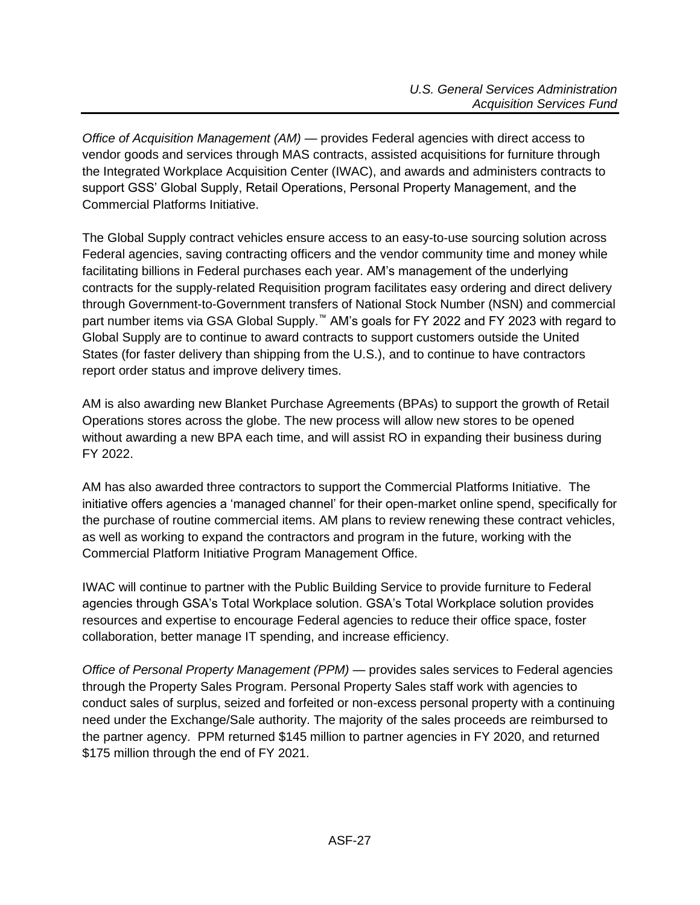*Office of Acquisition Management (AM)* — provides Federal agencies with direct access to vendor goods and services through MAS contracts, assisted acquisitions for furniture through the Integrated Workplace Acquisition Center (IWAC), and awards and administers contracts to support GSS' Global Supply, Retail Operations, Personal Property Management, and the Commercial Platforms Initiative.

The Global Supply contract vehicles ensure access to an easy-to-use sourcing solution across Federal agencies, saving contracting officers and the vendor community time and money while facilitating billions in Federal purchases each year. AM's management of the underlying contracts for the supply-related Requisition program facilitates easy ordering and direct delivery through Government-to-Government transfers of National Stock Number (NSN) and commercial part number items via GSA Global Supply.™ AM's goals for FY 2022 and FY 2023 with regard to Global Supply are to continue to award contracts to support customers outside the United States (for faster delivery than shipping from the U.S.), and to continue to have contractors report order status and improve delivery times.

AM is also awarding new Blanket Purchase Agreements (BPAs) to support the growth of Retail Operations stores across the globe. The new process will allow new stores to be opened without awarding a new BPA each time, and will assist RO in expanding their business during FY 2022.

AM has also awarded three contractors to support the Commercial Platforms Initiative. The initiative offers agencies a 'managed channel' for their open-market online spend, specifically for the purchase of routine commercial items. AM plans to review renewing these contract vehicles, as well as working to expand the contractors and program in the future, working with the Commercial Platform Initiative Program Management Office.

IWAC will continue to partner with the Public Building Service to provide furniture to Federal agencies through GSA's Total Workplace solution. GSA's Total Workplace solution provides resources and expertise to encourage Federal agencies to reduce their office space, foster collaboration, better manage IT spending, and increase efficiency.

*Office of Personal Property Management (PPM)* — provides sales services to Federal agencies through the Property Sales Program. Personal Property Sales staff work with agencies to conduct sales of surplus, seized and forfeited or non-excess personal property with a continuing need under the Exchange/Sale authority. The majority of the sales proceeds are reimbursed to the partner agency. PPM returned $145 million to partner agencies in FY 2020, and returned $175 million through the end of FY 2021.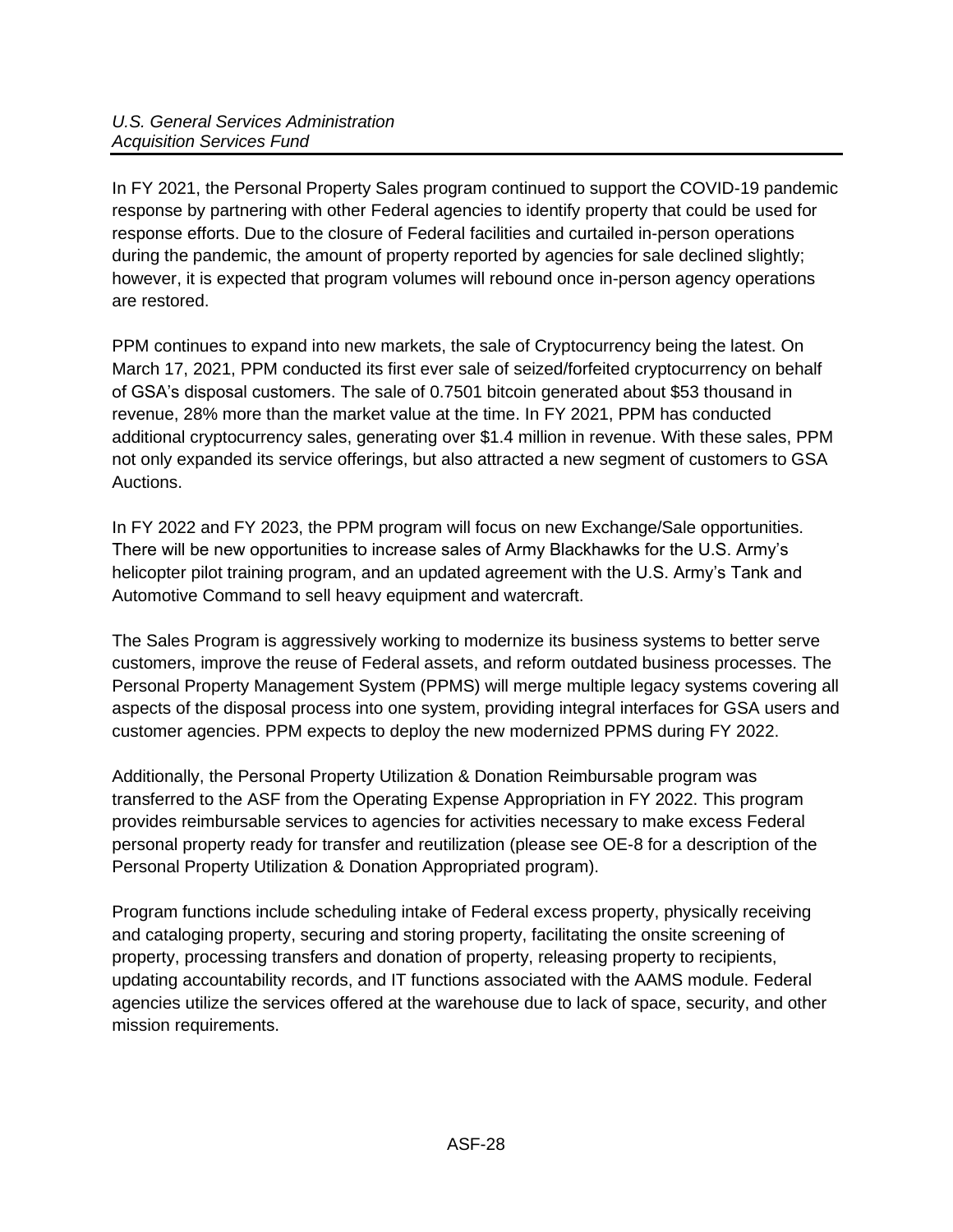In FY 2021, the Personal Property Sales program continued to support the COVID-19 pandemic response by partnering with other Federal agencies to identify property that could be used for response efforts. Due to the closure of Federal facilities and curtailed in-person operations during the pandemic, the amount of property reported by agencies for sale declined slightly; however, it is expected that program volumes will rebound once in-person agency operations are restored.

PPM continues to expand into new markets, the sale of Cryptocurrency being the latest. On March 17, 2021, PPM conducted its first ever sale of seized/forfeited cryptocurrency on behalf of GSA's disposal customers. The sale of 0.7501 bitcoin generated about $53 thousand in revenue, 28% more than the market value at the time. In FY 2021, PPM has conducted additional cryptocurrency sales, generating over $1.4 million in revenue. With these sales, PPM not only expanded its service offerings, but also attracted a new segment of customers to GSA Auctions.

In FY 2022 and FY 2023, the PPM program will focus on new Exchange/Sale opportunities. There will be new opportunities to increase sales of Army Blackhawks for the U.S. Army's helicopter pilot training program, and an updated agreement with the U.S. Army's Tank and Automotive Command to sell heavy equipment and watercraft.

The Sales Program is aggressively working to modernize its business systems to better serve customers, improve the reuse of Federal assets, and reform outdated business processes. The Personal Property Management System (PPMS) will merge multiple legacy systems covering all aspects of the disposal process into one system, providing integral interfaces for GSA users and customer agencies. PPM expects to deploy the new modernized PPMS during FY 2022.

Additionally, the Personal Property Utilization & Donation Reimbursable program was transferred to the ASF from the Operating Expense Appropriation in FY 2022. This program provides reimbursable services to agencies for activities necessary to make excess Federal personal property ready for transfer and reutilization (please see OE-8 for a description of the Personal Property Utilization & Donation Appropriated program).

Program functions include scheduling intake of Federal excess property, physically receiving and cataloging property, securing and storing property, facilitating the onsite screening of property, processing transfers and donation of property, releasing property to recipients, updating accountability records, and IT functions associated with the AAMS module. Federal agencies utilize the services offered at the warehouse due to lack of space, security, and other mission requirements.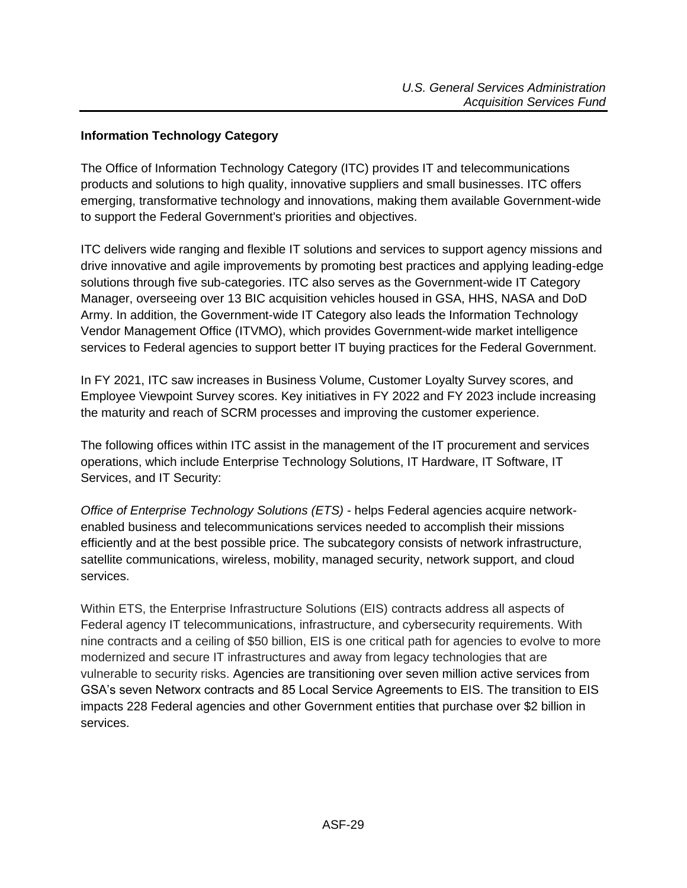## Information Technology Category

The Office of Information Technology Category (ITC) provides IT and telecommunications products and solutions to high quality, innovative suppliers and small businesses. ITC offers emerging, transformative technology and innovations, making them available Government-wide to support the Federal Government's priorities and objectives.

ITC delivers wide ranging and flexible IT solutions and services to support agency missions and drive innovative and agile improvements by promoting best practices and applying leading-edge solutions through five sub-categories. ITC also serves as the Government-wide IT Category Manager, overseeing over 13 BIC acquisition vehicles housed in GSA, HHS, NASA and DoD Army. In addition, the Government-wide IT Category also leads the Information Technology Vendor Management Office (ITVMO), which provides Government-wide market intelligence services to Federal agencies to support better IT buying practices for the Federal Government.

In FY 2021, ITC saw increases in Business Volume, Customer Loyalty Survey scores, and Employee Viewpoint Survey scores. Key initiatives in FY 2022 and FY 2023 include increasing the maturity and reach of SCRM processes and improving the customer experience.

The following offices within ITC assist in the management of the IT procurement and services operations, which include Enterprise Technology Solutions, IT Hardware, IT Software, IT Services, and IT Security:

*Office of Enterprise Technology Solutions (ETS)* - helps Federal agencies acquire network-enabled business and telecommunications services needed to accomplish their missions efficiently and at the best possible price. The subcategory consists of network infrastructure, satellite communications, wireless, mobility, managed security, network support, and cloud services.

Within ETS, the Enterprise Infrastructure Solutions (EIS) contracts address all aspects of Federal agency IT telecommunications, infrastructure, and cybersecurity requirements. With nine contracts and a ceiling of $50 billion, EIS is one critical path for agencies to evolve to more modernized and secure IT infrastructures and away from legacy technologies that are vulnerable to security risks. Agencies are transitioning over seven million active services from GSA's seven Networx contracts and 85 Local Service Agreements to EIS. The transition to EIS impacts 228 Federal agencies and other Government entities that purchase over $2 billion in services.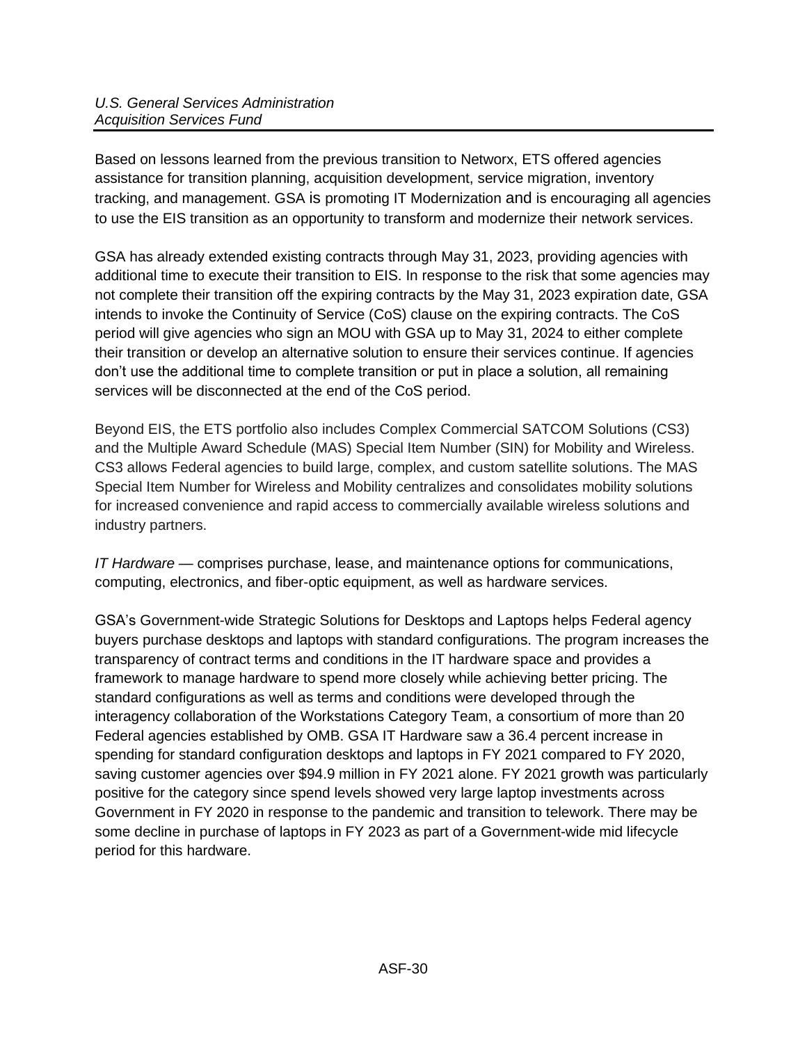Based on lessons learned from the previous transition to Networx, ETS offered agencies assistance for transition planning, acquisition development, service migration, inventory tracking, and management. GSA is promoting IT Modernization and is encouraging all agencies to use the EIS transition as an opportunity to transform and modernize their network services.

GSA has already extended existing contracts through May 31, 2023, providing agencies with additional time to execute their transition to EIS. In response to the risk that some agencies may not complete their transition off the expiring contracts by the May 31, 2023 expiration date, GSA intends to invoke the Continuity of Service (CoS) clause on the expiring contracts. The CoS period will give agencies who sign an MOU with GSA up to May 31, 2024 to either complete their transition or develop an alternative solution to ensure their services continue. If agencies don't use the additional time to complete transition or put in place a solution, all remaining services will be disconnected at the end of the CoS period.

Beyond EIS, the ETS portfolio also includes Complex Commercial SATCOM Solutions (CS3) and the Multiple Award Schedule (MAS) Special Item Number (SIN) for Mobility and Wireless. CS3 allows Federal agencies to build large, complex, and custom satellite solutions. The MAS Special Item Number for Wireless and Mobility centralizes and consolidates mobility solutions for increased convenience and rapid access to commercially available wireless solutions and industry partners.

*IT Hardware* — comprises purchase, lease, and maintenance options for communications, computing, electronics, and fiber-optic equipment, as well as hardware services.

GSA's Government-wide Strategic Solutions for Desktops and Laptops helps Federal agency buyers purchase desktops and laptops with standard configurations. The program increases the transparency of contract terms and conditions in the IT hardware space and provides a framework to manage hardware to spend more closely while achieving better pricing. The standard configurations as well as terms and conditions were developed through the interagency collaboration of the Workstations Category Team, a consortium of more than 20 Federal agencies established by OMB. GSA IT Hardware saw a 36.4 percent increase in spending for standard configuration desktops and laptops in FY 2021 compared to FY 2020, saving customer agencies over $94.9 million in FY 2021 alone. FY 2021 growth was particularly positive for the category since spend levels showed very large laptop investments across Government in FY 2020 in response to the pandemic and transition to telework. There may be some decline in purchase of laptops in FY 2023 as part of a Government-wide mid lifecycle period for this hardware.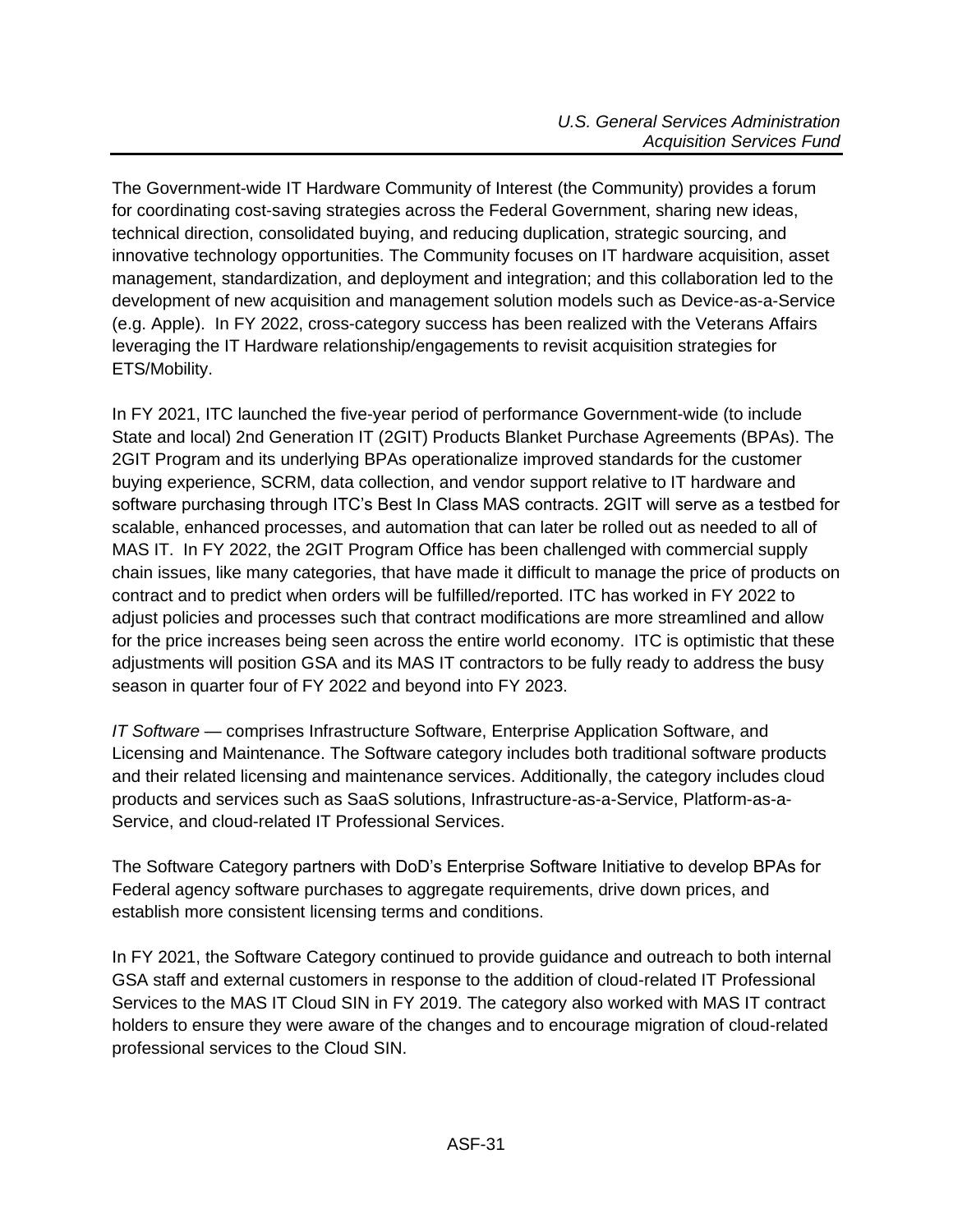The Government-wide IT Hardware Community of Interest (the Community) provides a forum for coordinating cost-saving strategies across the Federal Government, sharing new ideas, technical direction, consolidated buying, and reducing duplication, strategic sourcing, and innovative technology opportunities. The Community focuses on IT hardware acquisition, asset management, standardization, and deployment and integration; and this collaboration led to the development of new acquisition and management solution models such as Device-as-a-Service (e.g. Apple). In FY 2022, cross-category success has been realized with the Veterans Affairs leveraging the IT Hardware relationship/engagements to revisit acquisition strategies for ETS/Mobility.

In FY 2021, ITC launched the five-year period of performance Government-wide (to include State and local) 2nd Generation IT (2GIT) Products Blanket Purchase Agreements (BPAs). The 2GIT Program and its underlying BPAs operationalize improved standards for the customer buying experience, SCRM, data collection, and vendor support relative to IT hardware and software purchasing through ITC's Best In Class MAS contracts. 2GIT will serve as a testbed for scalable, enhanced processes, and automation that can later be rolled out as needed to all of MAS IT. In FY 2022, the 2GIT Program Office has been challenged with commercial supply chain issues, like many categories, that have made it difficult to manage the price of products on contract and to predict when orders will be fulfilled/reported. ITC has worked in FY 2022 to adjust policies and processes such that contract modifications are more streamlined and allow for the price increases being seen across the entire world economy. ITC is optimistic that these adjustments will position GSA and its MAS IT contractors to be fully ready to address the busy season in quarter four of FY 2022 and beyond into FY 2023.

*IT Software* — comprises Infrastructure Software, Enterprise Application Software, and Licensing and Maintenance. The Software category includes both traditional software products and their related licensing and maintenance services. Additionally, the category includes cloud products and services such as SaaS solutions, Infrastructure-as-a-Service, Platform-as-a-Service, and cloud-related IT Professional Services.

The Software Category partners with DoD's Enterprise Software Initiative to develop BPAs for Federal agency software purchases to aggregate requirements, drive down prices, and establish more consistent licensing terms and conditions.

In FY 2021, the Software Category continued to provide guidance and outreach to both internal GSA staff and external customers in response to the addition of cloud-related IT Professional Services to the MAS IT Cloud SIN in FY 2019. The category also worked with MAS IT contract holders to ensure they were aware of the changes and to encourage migration of cloud-related professional services to the Cloud SIN.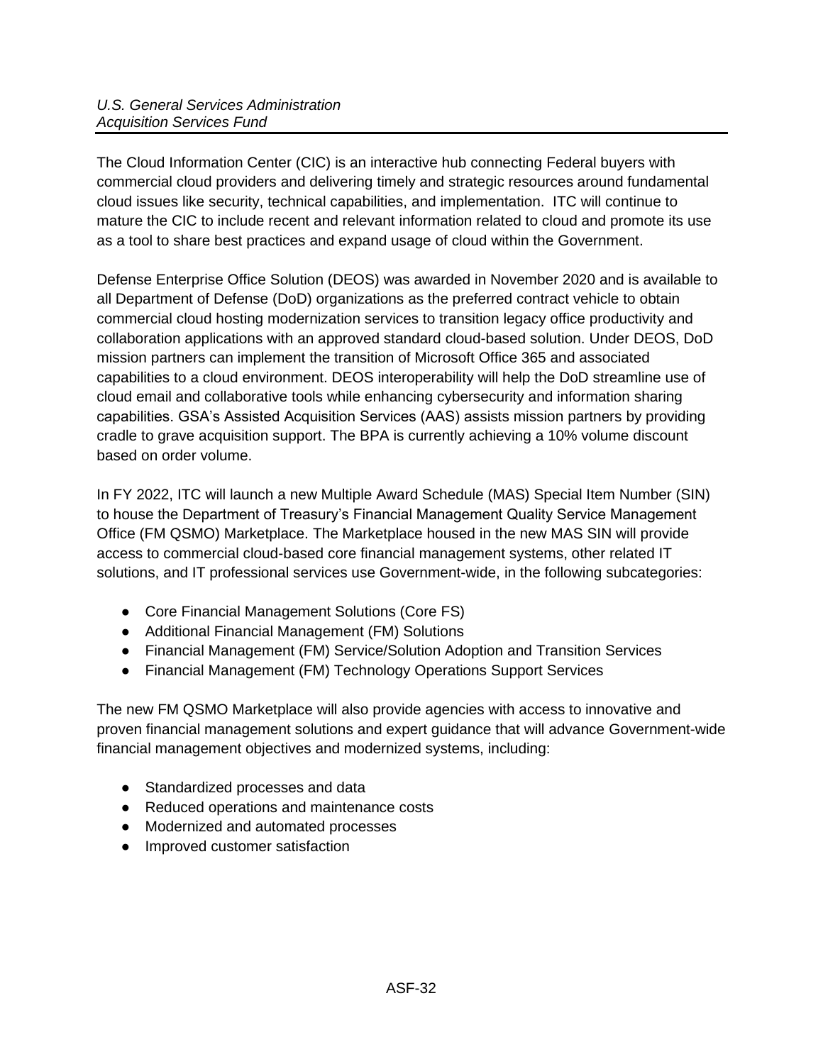The Cloud Information Center (CIC) is an interactive hub connecting Federal buyers with commercial cloud providers and delivering timely and strategic resources around fundamental cloud issues like security, technical capabilities, and implementation. ITC will continue to mature the CIC to include recent and relevant information related to cloud and promote its use as a tool to share best practices and expand usage of cloud within the Government.

Defense Enterprise Office Solution (DEOS) was awarded in November 2020 and is available to all Department of Defense (DoD) organizations as the preferred contract vehicle to obtain commercial cloud hosting modernization services to transition legacy office productivity and collaboration applications with an approved standard cloud-based solution. Under DEOS, DoD mission partners can implement the transition of Microsoft Office 365 and associated capabilities to a cloud environment. DEOS interoperability will help the DoD streamline use of cloud email and collaborative tools while enhancing cybersecurity and information sharing capabilities. GSA's Assisted Acquisition Services (AAS) assists mission partners by providing cradle to grave acquisition support. The BPA is currently achieving a 10% volume discount based on order volume.

In FY 2022, ITC will launch a new Multiple Award Schedule (MAS) Special Item Number (SIN) to house the Department of Treasury's Financial Management Quality Service Management Office (FM QSMO) Marketplace. The Marketplace housed in the new MAS SIN will provide access to commercial cloud-based core financial management systems, other related IT solutions, and IT professional services use Government-wide, in the following subcategories:

- Core Financial Management Solutions (Core FS)
- Additional Financial Management (FM) Solutions
- Financial Management (FM) Service/Solution Adoption and Transition Services
- Financial Management (FM) Technology Operations Support Services

The new FM QSMO Marketplace will also provide agencies with access to innovative and proven financial management solutions and expert guidance that will advance Government-wide financial management objectives and modernized systems, including:

- Standardized processes and data
- Reduced operations and maintenance costs
- Modernized and automated processes
- Improved customer satisfaction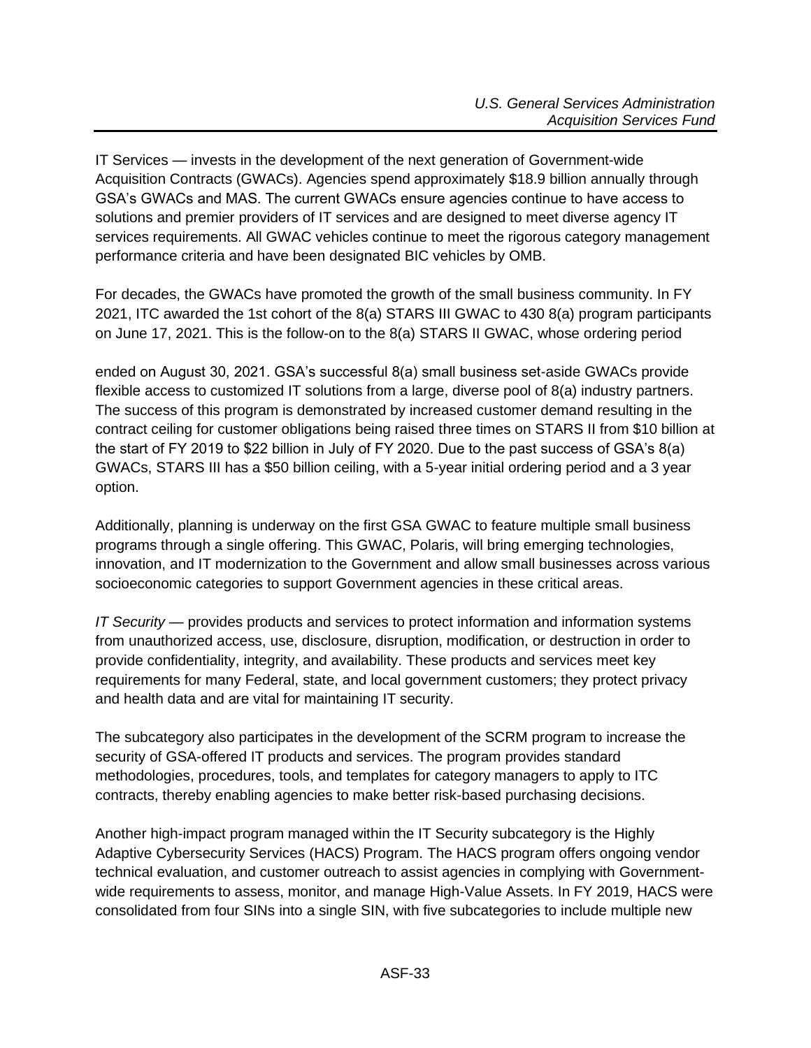IT Services — invests in the development of the next generation of Government-wide Acquisition Contracts (GWACs). Agencies spend approximately $18.9 billion annually through GSA's GWACs and MAS. The current GWACs ensure agencies continue to have access to solutions and premier providers of IT services and are designed to meet diverse agency IT services requirements. All GWAC vehicles continue to meet the rigorous category management performance criteria and have been designated BIC vehicles by OMB.

For decades, the GWACs have promoted the growth of the small business community. In FY 2021, ITC awarded the 1st cohort of the 8(a) STARS III GWAC to 430 8(a) program participants on June 17, 2021. This is the follow-on to the 8(a) STARS II GWAC, whose ordering period ended on August 30, 2021. GSA's successful 8(a) small business set-aside GWACs provide flexible access to customized IT solutions from a large, diverse pool of 8(a) industry partners. The success of this program is demonstrated by increased customer demand resulting in the contract ceiling for customer obligations being raised three times on STARS II from $10 billion at the start of FY 2019 to $22 billion in July of FY 2020. Due to the past success of GSA's 8(a) GWACs, STARS III has a $50 billion ceiling, with a 5-year initial ordering period and a 3 year option.

Additionally, planning is underway on the first GSA GWAC to feature multiple small business programs through a single offering. This GWAC, Polaris, will bring emerging technologies, innovation, and IT modernization to the Government and allow small businesses across various socioeconomic categories to support Government agencies in these critical areas.

*IT Security* — provides products and services to protect information and information systems from unauthorized access, use, disclosure, disruption, modification, or destruction in order to provide confidentiality, integrity, and availability. These products and services meet key requirements for many Federal, state, and local government customers; they protect privacy and health data and are vital for maintaining IT security.

The subcategory also participates in the development of the SCRM program to increase the security of GSA-offered IT products and services. The program provides standard methodologies, procedures, tools, and templates for category managers to apply to ITC contracts, thereby enabling agencies to make better risk-based purchasing decisions.

Another high-impact program managed within the IT Security subcategory is the Highly Adaptive Cybersecurity Services (HACS) Program. The HACS program offers ongoing vendor technical evaluation, and customer outreach to assist agencies in complying with Government-wide requirements to assess, monitor, and manage High-Value Assets. In FY 2019, HACS were consolidated from four SINs into a single SIN, with five subcategories to include multiple new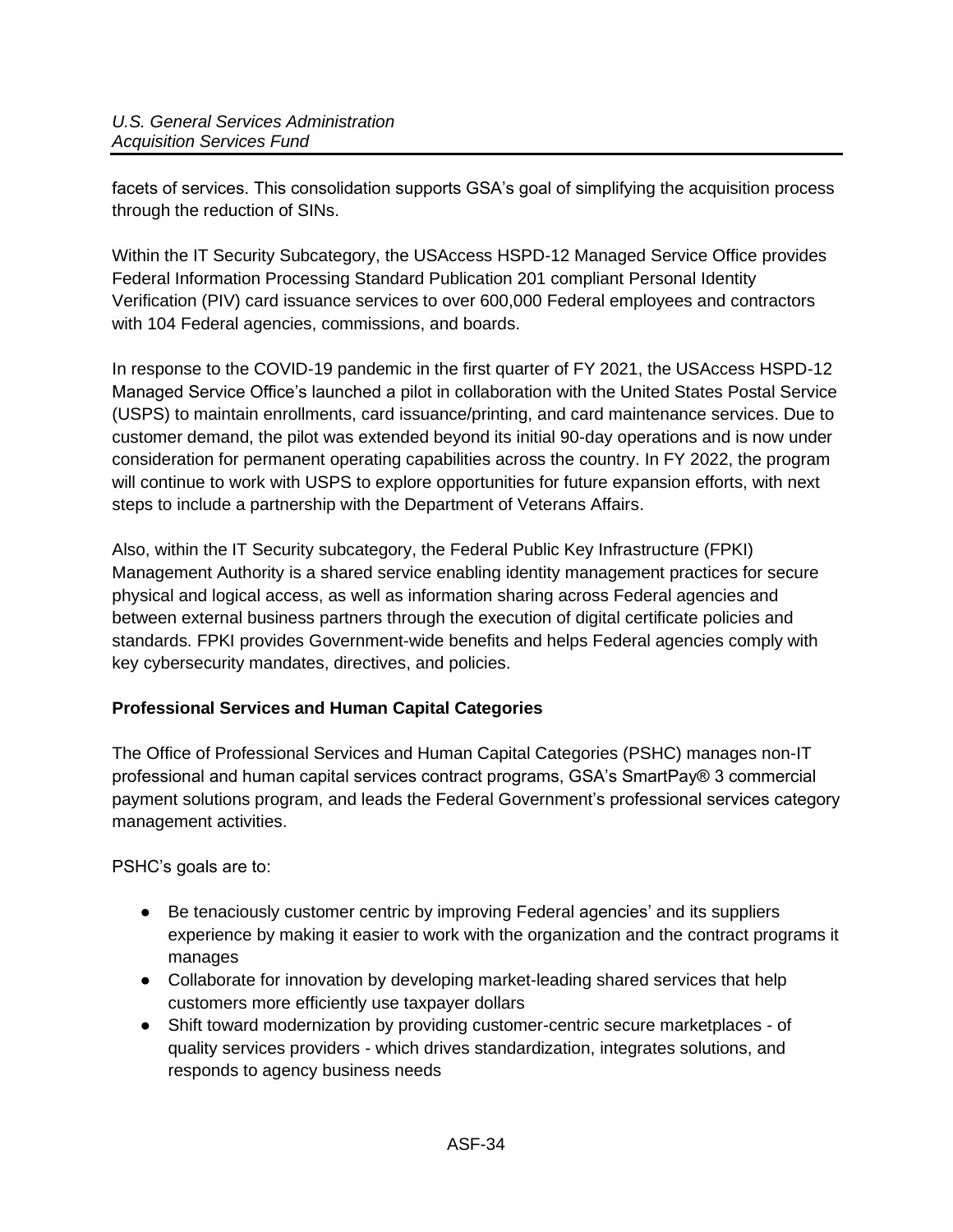facets of services. This consolidation supports GSA's goal of simplifying the acquisition process through the reduction of SINs.

Within the IT Security Subcategory, the USAccess HSPD-12 Managed Service Office provides Federal Information Processing Standard Publication 201 compliant Personal Identity Verification (PIV) card issuance services to over 600,000 Federal employees and contractors with 104 Federal agencies, commissions, and boards.

In response to the COVID-19 pandemic in the first quarter of FY 2021, the USAccess HSPD-12 Managed Service Office's launched a pilot in collaboration with the United States Postal Service (USPS) to maintain enrollments, card issuance/printing, and card maintenance services. Due to customer demand, the pilot was extended beyond its initial 90-day operations and is now under consideration for permanent operating capabilities across the country. In FY 2022, the program will continue to work with USPS to explore opportunities for future expansion efforts, with next steps to include a partnership with the Department of Veterans Affairs.

Also, within the IT Security subcategory, the Federal Public Key Infrastructure (FPKI) Management Authority is a shared service enabling identity management practices for secure physical and logical access, as well as information sharing across Federal agencies and between external business partners through the execution of digital certificate policies and standards. FPKI provides Government-wide benefits and helps Federal agencies comply with key cybersecurity mandates, directives, and policies.

**Professional Services and Human Capital Categories**

The Office of Professional Services and Human Capital Categories (PSHC) manages non-IT professional and human capital services contract programs, GSA's SmartPay® 3 commercial payment solutions program, and leads the Federal Government's professional services category management activities.

PSHC's goals are to:

- Be tenaciously customer centric by improving Federal agencies' and its suppliers experience by making it easier to work with the organization and the contract programs it manages
- Collaborate for innovation by developing market-leading shared services that help customers more efficiently use taxpayer dollars
- Shift toward modernization by providing customer-centric secure marketplaces - of quality services providers - which drives standardization, integrates solutions, and responds to agency business needs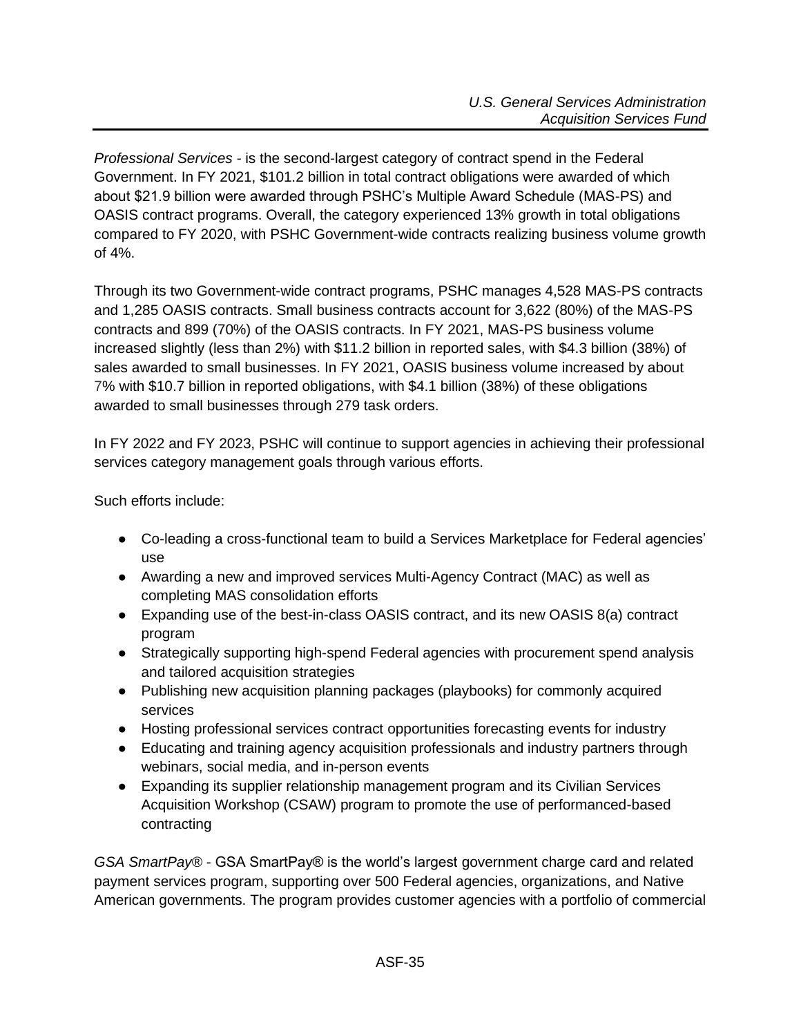*Professional Services* - is the second-largest category of contract spend in the Federal Government. In FY 2021, $101.2 billion in total contract obligations were awarded of which about $21.9 billion were awarded through PSHC's Multiple Award Schedule (MAS-PS) and OASIS contract programs. Overall, the category experienced 13% growth in total obligations compared to FY 2020, with PSHC Government-wide contracts realizing business volume growth of 4%.

Through its two Government-wide contract programs, PSHC manages 4,528 MAS-PS contracts and 1,285 OASIS contracts. Small business contracts account for 3,622 (80%) of the MAS-PS contracts and 899 (70%) of the OASIS contracts. In FY 2021, MAS-PS business volume increased slightly (less than 2%) with $11.2 billion in reported sales, with $4.3 billion (38%) of sales awarded to small businesses. In FY 2021, OASIS business volume increased by about 7% with $10.7 billion in reported obligations, with $4.1 billion (38%) of these obligations awarded to small businesses through 279 task orders.

In FY 2022 and FY 2023, PSHC will continue to support agencies in achieving their professional services category management goals through various efforts.

Such efforts include:

- Co-leading a cross-functional team to build a Services Marketplace for Federal agencies' use
- Awarding a new and improved services Multi-Agency Contract (MAC) as well as completing MAS consolidation efforts
- Expanding use of the best-in-class OASIS contract, and its new OASIS 8(a) contract program
- Strategically supporting high-spend Federal agencies with procurement spend analysis and tailored acquisition strategies
- Publishing new acquisition planning packages (playbooks) for commonly acquired services
- Hosting professional services contract opportunities forecasting events for industry
- Educating and training agency acquisition professionals and industry partners through webinars, social media, and in-person events
- Expanding its supplier relationship management program and its Civilian Services Acquisition Workshop (CSAW) program to promote the use of performanced-based contracting

*GSA SmartPay®* - GSA SmartPay® is the world's largest government charge card and related payment services program, supporting over 500 Federal agencies, organizations, and Native American governments. The program provides customer agencies with a portfolio of commercial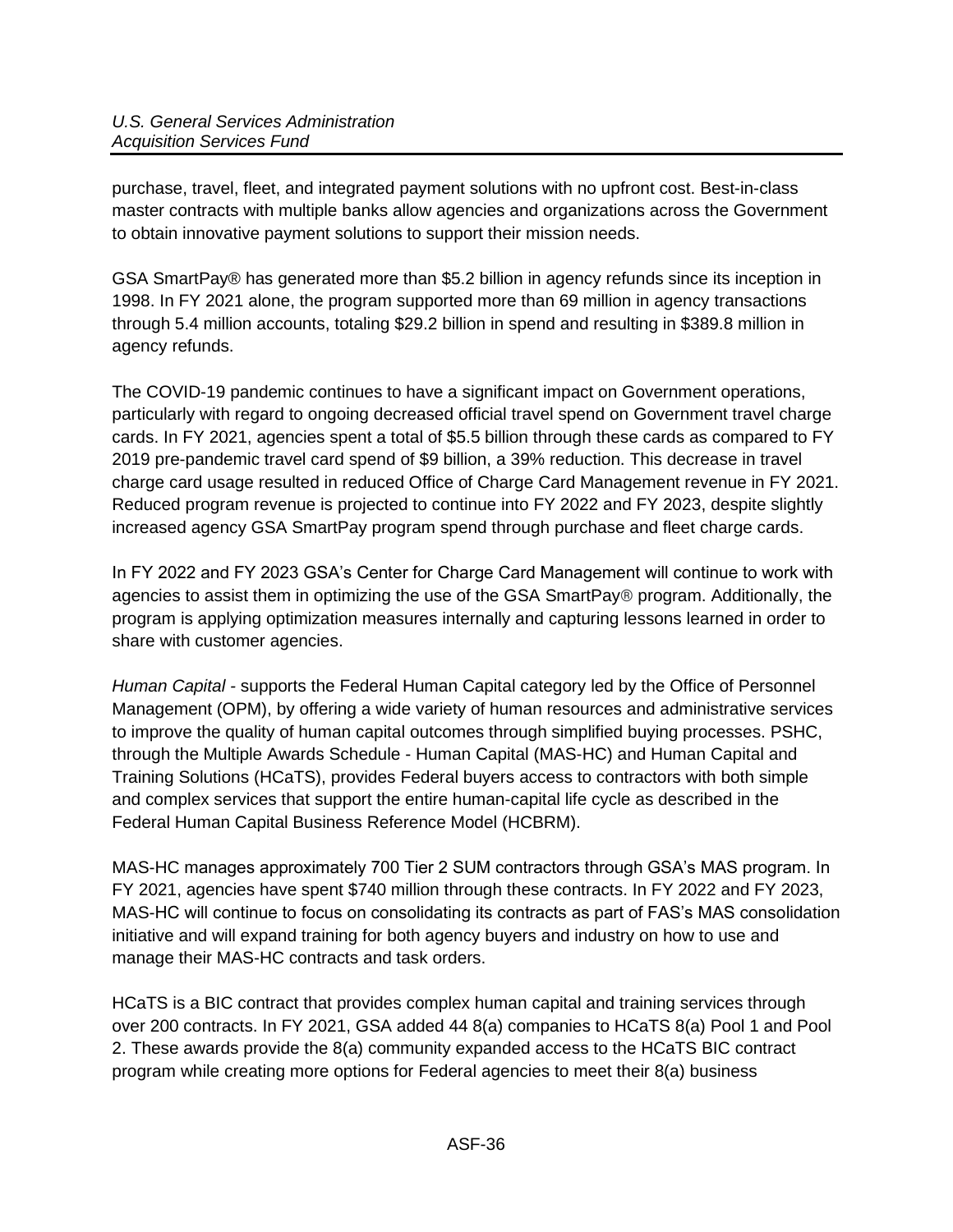purchase, travel, fleet, and integrated payment solutions with no upfront cost. Best-in-class master contracts with multiple banks allow agencies and organizations across the Government to obtain innovative payment solutions to support their mission needs.

GSA SmartPay® has generated more than $5.2 billion in agency refunds since its inception in 1998. In FY 2021 alone, the program supported more than 69 million in agency transactions through 5.4 million accounts, totaling $29.2 billion in spend and resulting in $389.8 million in agency refunds.

The COVID-19 pandemic continues to have a significant impact on Government operations, particularly with regard to ongoing decreased official travel spend on Government travel charge cards. In FY 2021, agencies spent a total of $5.5 billion through these cards as compared to FY 2019 pre-pandemic travel card spend of $9 billion, a 39% reduction. This decrease in travel charge card usage resulted in reduced Office of Charge Card Management revenue in FY 2021. Reduced program revenue is projected to continue into FY 2022 and FY 2023, despite slightly increased agency GSA SmartPay program spend through purchase and fleet charge cards.

In FY 2022 and FY 2023 GSA's Center for Charge Card Management will continue to work with agencies to assist them in optimizing the use of the GSA SmartPay® program. Additionally, the program is applying optimization measures internally and capturing lessons learned in order to share with customer agencies.

*Human Capital* - supports the Federal Human Capital category led by the Office of Personnel Management (OPM), by offering a wide variety of human resources and administrative services to improve the quality of human capital outcomes through simplified buying processes. PSHC, through the Multiple Awards Schedule - Human Capital (MAS-HC) and Human Capital and Training Solutions (HCaTS), provides Federal buyers access to contractors with both simple and complex services that support the entire human-capital life cycle as described in the Federal Human Capital Business Reference Model (HCBRM).

MAS-HC manages approximately 700 Tier 2 SUM contractors through GSA's MAS program. In FY 2021, agencies have spent $740 million through these contracts. In FY 2022 and FY 2023, MAS-HC will continue to focus on consolidating its contracts as part of FAS's MAS consolidation initiative and will expand training for both agency buyers and industry on how to use and manage their MAS-HC contracts and task orders.

HCaTS is a BIC contract that provides complex human capital and training services through over 200 contracts. In FY 2021, GSA added 44 8(a) companies to HCaTS 8(a) Pool 1 and Pool 2. These awards provide the 8(a) community expanded access to the HCaTS BIC contract program while creating more options for Federal agencies to meet their 8(a) business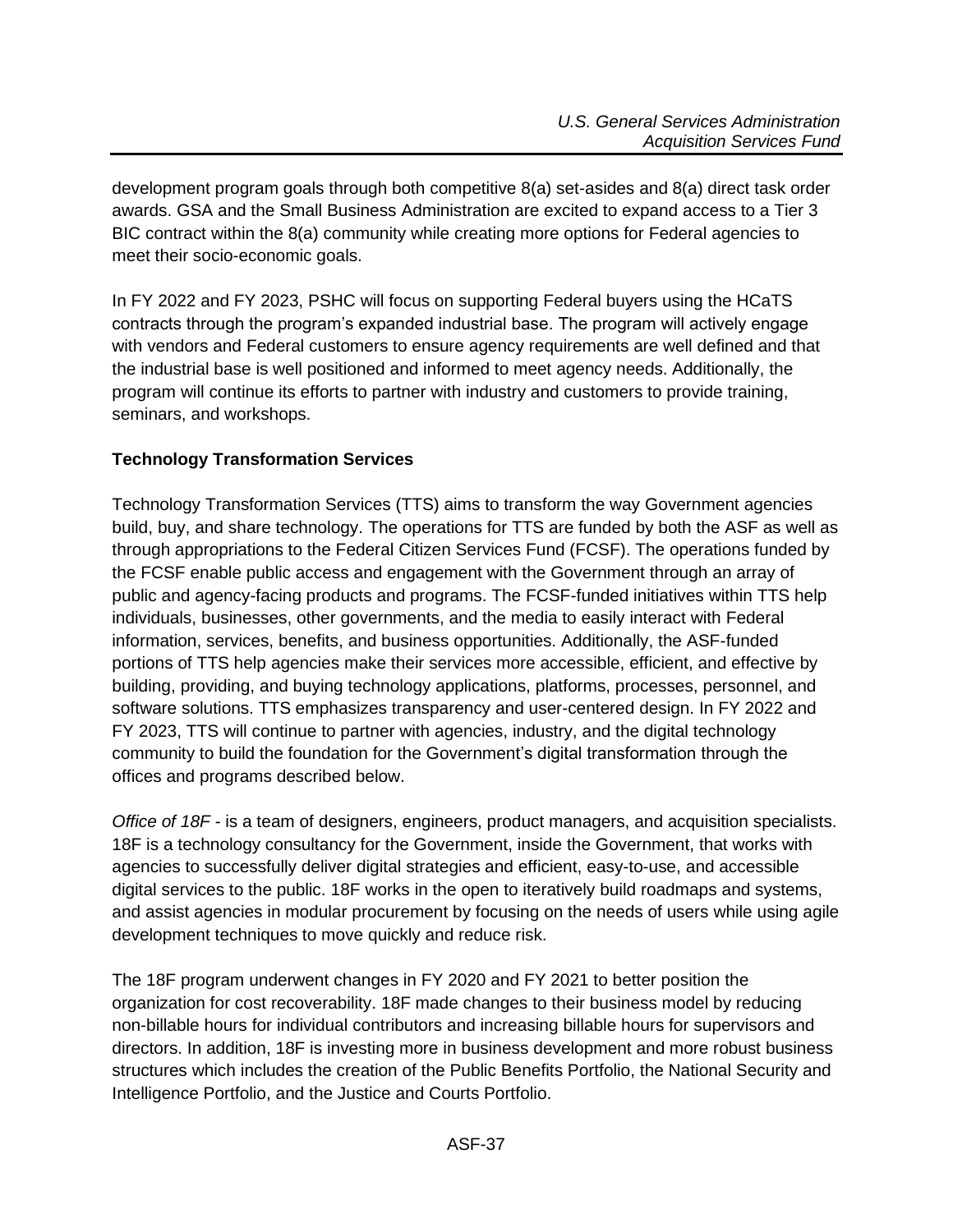development program goals through both competitive 8(a) set-asides and 8(a) direct task order awards. GSA and the Small Business Administration are excited to expand access to a Tier 3 BIC contract within the 8(a) community while creating more options for Federal agencies to meet their socio-economic goals.

In FY 2022 and FY 2023, PSHC will focus on supporting Federal buyers using the HCaTS contracts through the program's expanded industrial base. The program will actively engage with vendors and Federal customers to ensure agency requirements are well defined and that the industrial base is well positioned and informed to meet agency needs. Additionally, the program will continue its efforts to partner with industry and customers to provide training, seminars, and workshops.

**Technology Transformation Services**

Technology Transformation Services (TTS) aims to transform the way Government agencies build, buy, and share technology. The operations for TTS are funded by both the ASF as well as through appropriations to the Federal Citizen Services Fund (FCSF). The operations funded by the FCSF enable public access and engagement with the Government through an array of public and agency-facing products and programs. The FCSF-funded initiatives within TTS help individuals, businesses, other governments, and the media to easily interact with Federal information, services, benefits, and business opportunities. Additionally, the ASF-funded portions of TTS help agencies make their services more accessible, efficient, and effective by building, providing, and buying technology applications, platforms, processes, personnel, and software solutions. TTS emphasizes transparency and user-centered design. In FY 2022 and FY 2023, TTS will continue to partner with agencies, industry, and the digital technology community to build the foundation for the Government's digital transformation through the offices and programs described below.

*Office of 18F* - is a team of designers, engineers, product managers, and acquisition specialists. 18F is a technology consultancy for the Government, inside the Government, that works with agencies to successfully deliver digital strategies and efficient, easy-to-use, and accessible digital services to the public. 18F works in the open to iteratively build roadmaps and systems, and assist agencies in modular procurement by focusing on the needs of users while using agile development techniques to move quickly and reduce risk.

The 18F program underwent changes in FY 2020 and FY 2021 to better position the organization for cost recoverability. 18F made changes to their business model by reducing non-billable hours for individual contributors and increasing billable hours for supervisors and directors. In addition, 18F is investing more in business development and more robust business structures which includes the creation of the Public Benefits Portfolio, the National Security and Intelligence Portfolio, and the Justice and Courts Portfolio.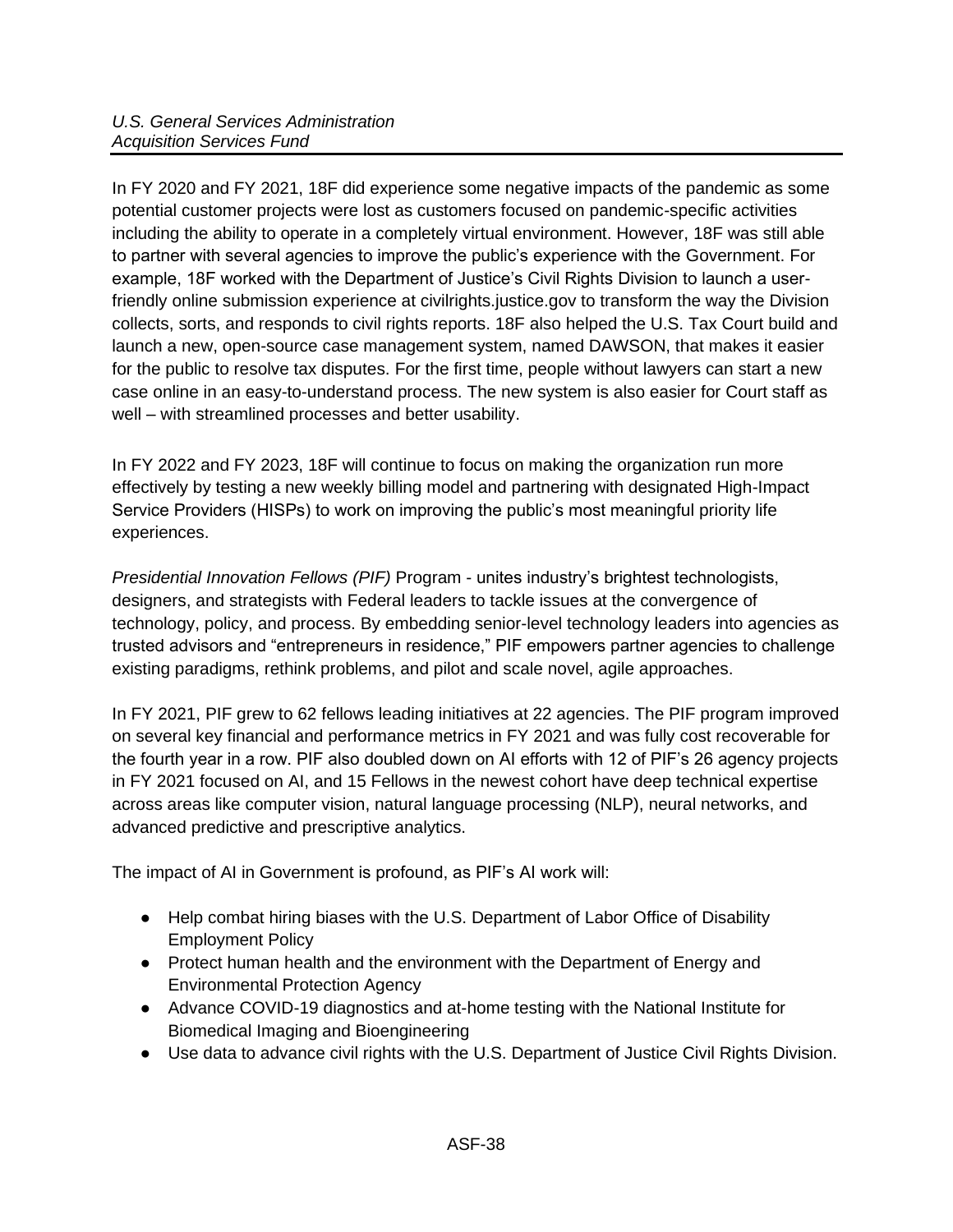In FY 2020 and FY 2021, 18F did experience some negative impacts of the pandemic as some potential customer projects were lost as customers focused on pandemic-specific activities including the ability to operate in a completely virtual environment. However, 18F was still able to partner with several agencies to improve the public's experience with the Government. For example, 18F worked with the Department of Justice's Civil Rights Division to launch a user-friendly online submission experience at civilrights.justice.gov to transform the way the Division collects, sorts, and responds to civil rights reports. 18F also helped the U.S. Tax Court build and launch a new, open-source case management system, named DAWSON, that makes it easier for the public to resolve tax disputes. For the first time, people without lawyers can start a new case online in an easy-to-understand process. The new system is also easier for Court staff as well – with streamlined processes and better usability.

In FY 2022 and FY 2023, 18F will continue to focus on making the organization run more effectively by testing a new weekly billing model and partnering with designated High-Impact Service Providers (HISPs) to work on improving the public's most meaningful priority life experiences.

*Presidential Innovation Fellows (PIF)* Program - unites industry's brightest technologists, designers, and strategists with Federal leaders to tackle issues at the convergence of technology, policy, and process. By embedding senior-level technology leaders into agencies as trusted advisors and "entrepreneurs in residence," PIF empowers partner agencies to challenge existing paradigms, rethink problems, and pilot and scale novel, agile approaches.

In FY 2021, PIF grew to 62 fellows leading initiatives at 22 agencies. The PIF program improved on several key financial and performance metrics in FY 2021 and was fully cost recoverable for the fourth year in a row. PIF also doubled down on AI efforts with 12 of PIF's 26 agency projects in FY 2021 focused on AI, and 15 Fellows in the newest cohort have deep technical expertise across areas like computer vision, natural language processing (NLP), neural networks, and advanced predictive and prescriptive analytics.

The impact of AI in Government is profound, as PIF's AI work will:

- Help combat hiring biases with the U.S. Department of Labor Office of Disability Employment Policy
- Protect human health and the environment with the Department of Energy and Environmental Protection Agency
- Advance COVID-19 diagnostics and at-home testing with the National Institute for Biomedical Imaging and Bioengineering
- Use data to advance civil rights with the U.S. Department of Justice Civil Rights Division.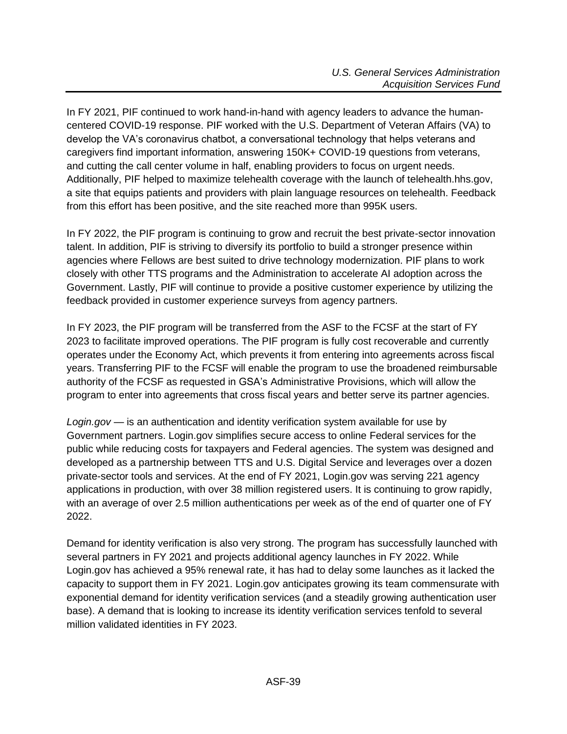In FY 2021, PIF continued to work hand-in-hand with agency leaders to advance the human-centered COVID-19 response. PIF worked with the U.S. Department of Veteran Affairs (VA) to develop the VA's coronavirus chatbot, a conversational technology that helps veterans and caregivers find important information, answering 150K+ COVID-19 questions from veterans, and cutting the call center volume in half, enabling providers to focus on urgent needs. Additionally, PIF helped to maximize telehealth coverage with the launch of telehealth.hhs.gov, a site that equips patients and providers with plain language resources on telehealth. Feedback from this effort has been positive, and the site reached more than 995K users.

In FY 2022, the PIF program is continuing to grow and recruit the best private-sector innovation talent. In addition, PIF is striving to diversify its portfolio to build a stronger presence within agencies where Fellows are best suited to drive technology modernization. PIF plans to work closely with other TTS programs and the Administration to accelerate AI adoption across the Government. Lastly, PIF will continue to provide a positive customer experience by utilizing the feedback provided in customer experience surveys from agency partners.

In FY 2023, the PIF program will be transferred from the ASF to the FCSF at the start of FY 2023 to facilitate improved operations. The PIF program is fully cost recoverable and currently operates under the Economy Act, which prevents it from entering into agreements across fiscal years. Transferring PIF to the FCSF will enable the program to use the broadened reimbursable authority of the FCSF as requested in GSA's Administrative Provisions, which will allow the program to enter into agreements that cross fiscal years and better serve its partner agencies.

*Login.gov* — is an authentication and identity verification system available for use by Government partners. Login.gov simplifies secure access to online Federal services for the public while reducing costs for taxpayers and Federal agencies. The system was designed and developed as a partnership between TTS and U.S. Digital Service and leverages over a dozen private-sector tools and services. At the end of FY 2021, Login.gov was serving 221 agency applications in production, with over 38 million registered users. It is continuing to grow rapidly, with an average of over 2.5 million authentications per week as of the end of quarter one of FY 2022.

Demand for identity verification is also very strong. The program has successfully launched with several partners in FY 2021 and projects additional agency launches in FY 2022. While Login.gov has achieved a 95% renewal rate, it has had to delay some launches as it lacked the capacity to support them in FY 2021. Login.gov anticipates growing its team commensurate with exponential demand for identity verification services (and a steadily growing authentication user base). A demand that is looking to increase its identity verification services tenfold to several million validated identities in FY 2023.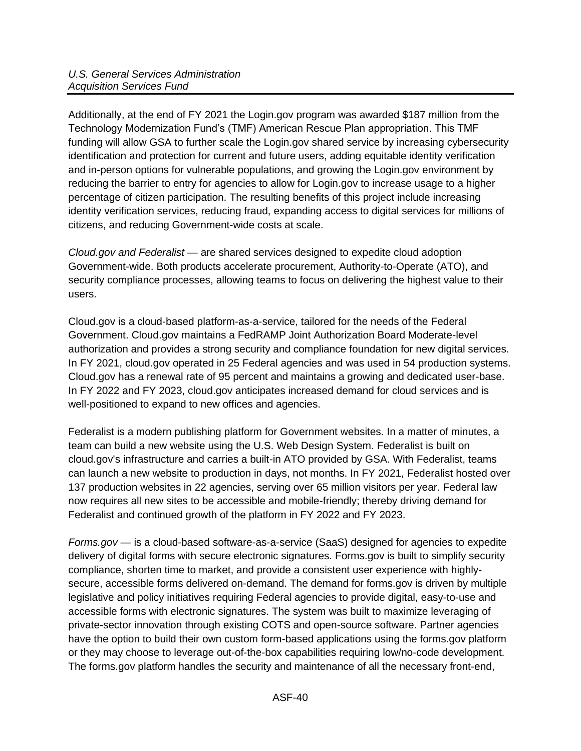Additionally, at the end of FY 2021 the Login.gov program was awarded $187 million from the Technology Modernization Fund's (TMF) American Rescue Plan appropriation. This TMF funding will allow GSA to further scale the Login.gov shared service by increasing cybersecurity identification and protection for current and future users, adding equitable identity verification and in-person options for vulnerable populations, and growing the Login.gov environment by reducing the barrier to entry for agencies to allow for Login.gov to increase usage to a higher percentage of citizen participation. The resulting benefits of this project include increasing identity verification services, reducing fraud, expanding access to digital services for millions of citizens, and reducing Government-wide costs at scale.

*Cloud.gov and Federalist* — are shared services designed to expedite cloud adoption Government-wide. Both products accelerate procurement, Authority-to-Operate (ATO), and security compliance processes, allowing teams to focus on delivering the highest value to their users.

Cloud.gov is a cloud-based platform-as-a-service, tailored for the needs of the Federal Government. Cloud.gov maintains a FedRAMP Joint Authorization Board Moderate-level authorization and provides a strong security and compliance foundation for new digital services. In FY 2021, cloud.gov operated in 25 Federal agencies and was used in 54 production systems. Cloud.gov has a renewal rate of 95 percent and maintains a growing and dedicated user-base. In FY 2022 and FY 2023, cloud.gov anticipates increased demand for cloud services and is well-positioned to expand to new offices and agencies.

Federalist is a modern publishing platform for Government websites. In a matter of minutes, a team can build a new website using the U.S. Web Design System. Federalist is built on cloud.gov's infrastructure and carries a built-in ATO provided by GSA. With Federalist, teams can launch a new website to production in days, not months. In FY 2021, Federalist hosted over 137 production websites in 22 agencies, serving over 65 million visitors per year. Federal law now requires all new sites to be accessible and mobile-friendly; thereby driving demand for Federalist and continued growth of the platform in FY 2022 and FY 2023.

*Forms.gov* — is a cloud-based software-as-a-service (SaaS) designed for agencies to expedite delivery of digital forms with secure electronic signatures. Forms.gov is built to simplify security compliance, shorten time to market, and provide a consistent user experience with highly-secure, accessible forms delivered on-demand. The demand for forms.gov is driven by multiple legislative and policy initiatives requiring Federal agencies to provide digital, easy-to-use and accessible forms with electronic signatures. The system was built to maximize leveraging of private-sector innovation through existing COTS and open-source software. Partner agencies have the option to build their own custom form-based applications using the forms.gov platform or they may choose to leverage out-of-the-box capabilities requiring low/no-code development. The forms.gov platform handles the security and maintenance of all the necessary front-end,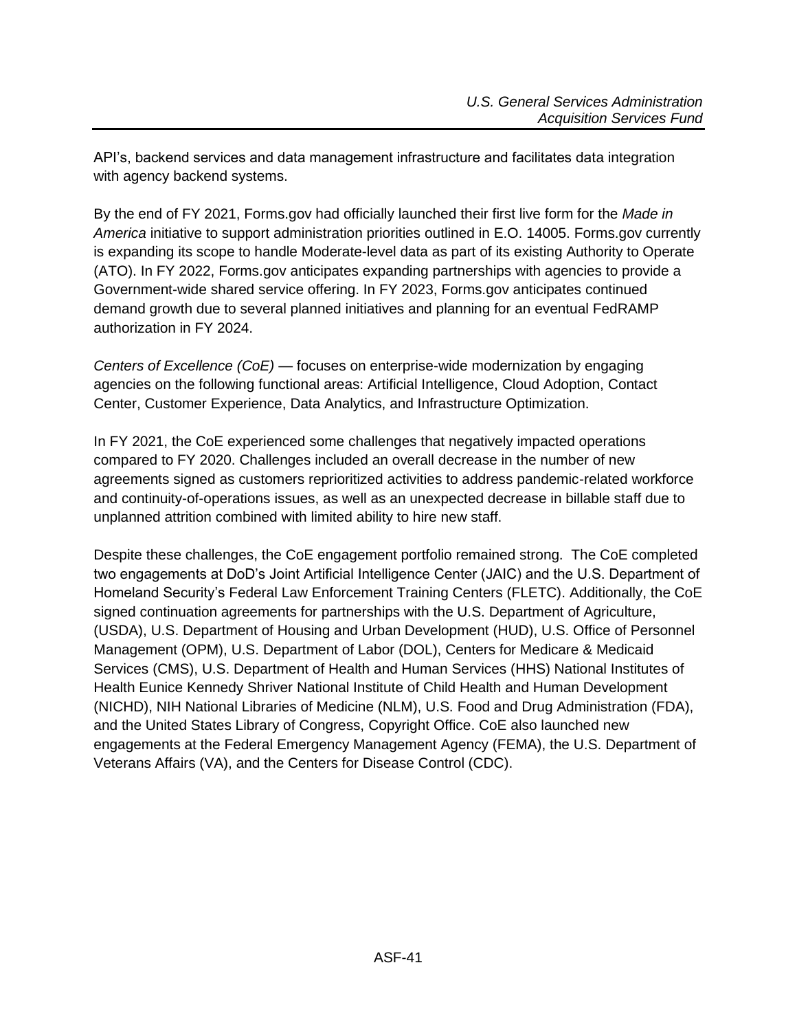API's, backend services and data management infrastructure and facilitates data integration with agency backend systems.

By the end of FY 2021, Forms.gov had officially launched their first live form for the *Made in America* initiative to support administration priorities outlined in E.O. 14005. Forms.gov currently is expanding its scope to handle Moderate-level data as part of its existing Authority to Operate (ATO). In FY 2022, Forms.gov anticipates expanding partnerships with agencies to provide a Government-wide shared service offering. In FY 2023, Forms.gov anticipates continued demand growth due to several planned initiatives and planning for an eventual FedRAMP authorization in FY 2024.

*Centers of Excellence (CoE)* — focuses on enterprise-wide modernization by engaging agencies on the following functional areas: Artificial Intelligence, Cloud Adoption, Contact Center, Customer Experience, Data Analytics, and Infrastructure Optimization.

In FY 2021, the CoE experienced some challenges that negatively impacted operations compared to FY 2020. Challenges included an overall decrease in the number of new agreements signed as customers reprioritized activities to address pandemic-related workforce and continuity-of-operations issues, as well as an unexpected decrease in billable staff due to unplanned attrition combined with limited ability to hire new staff.

Despite these challenges, the CoE engagement portfolio remained strong. The CoE completed two engagements at DoD's Joint Artificial Intelligence Center (JAIC) and the U.S. Department of Homeland Security's Federal Law Enforcement Training Centers (FLETC). Additionally, the CoE signed continuation agreements for partnerships with the U.S. Department of Agriculture, (USDA), U.S. Department of Housing and Urban Development (HUD), U.S. Office of Personnel Management (OPM), U.S. Department of Labor (DOL), Centers for Medicare & Medicaid Services (CMS), U.S. Department of Health and Human Services (HHS) National Institutes of Health Eunice Kennedy Shriver National Institute of Child Health and Human Development (NICHD), NIH National Libraries of Medicine (NLM), U.S. Food and Drug Administration (FDA), and the United States Library of Congress, Copyright Office. CoE also launched new engagements at the Federal Emergency Management Agency (FEMA), the U.S. Department of Veterans Affairs (VA), and the Centers for Disease Control (CDC).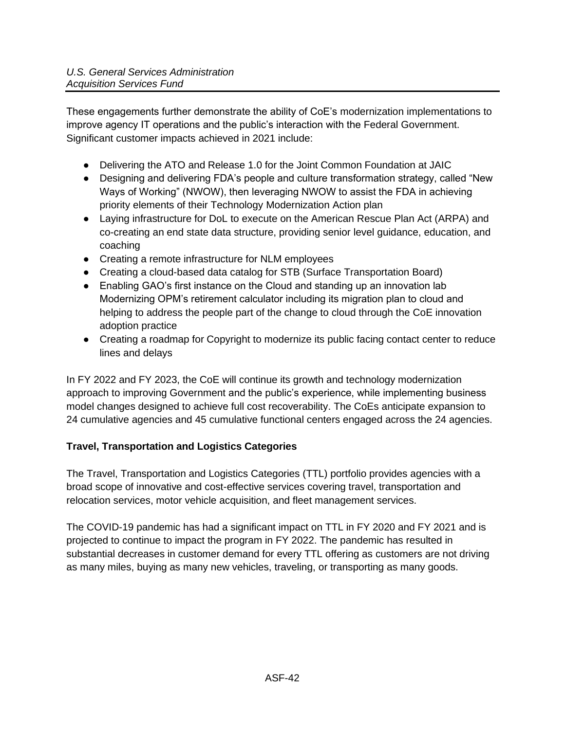These engagements further demonstrate the ability of CoE's modernization implementations to improve agency IT operations and the public's interaction with the Federal Government. Significant customer impacts achieved in 2021 include:

- Delivering the ATO and Release 1.0 for the Joint Common Foundation at JAIC
- Designing and delivering FDA's people and culture transformation strategy, called "New Ways of Working" (NWOW), then leveraging NWOW to assist the FDA in achieving priority elements of their Technology Modernization Action plan
- Laying infrastructure for DoL to execute on the American Rescue Plan Act (ARPA) and co-creating an end state data structure, providing senior level guidance, education, and coaching
- Creating a remote infrastructure for NLM employees
- Creating a cloud-based data catalog for STB (Surface Transportation Board)
- Enabling GAO's first instance on the Cloud and standing up an innovation lab Modernizing OPM's retirement calculator including its migration plan to cloud and helping to address the people part of the change to cloud through the CoE innovation adoption practice
- Creating a roadmap for Copyright to modernize its public facing contact center to reduce lines and delays

In FY 2022 and FY 2023, the CoE will continue its growth and technology modernization approach to improving Government and the public's experience, while implementing business model changes designed to achieve full cost recoverability. The CoEs anticipate expansion to 24 cumulative agencies and 45 cumulative functional centers engaged across the 24 agencies.

**Travel, Transportation and Logistics Categories**

The Travel, Transportation and Logistics Categories (TTL) portfolio provides agencies with a broad scope of innovative and cost-effective services covering travel, transportation and relocation services, motor vehicle acquisition, and fleet management services.

The COVID-19 pandemic has had a significant impact on TTL in FY 2020 and FY 2021 and is projected to continue to impact the program in FY 2022. The pandemic has resulted in substantial decreases in customer demand for every TTL offering as customers are not driving as many miles, buying as many new vehicles, traveling, or transporting as many goods.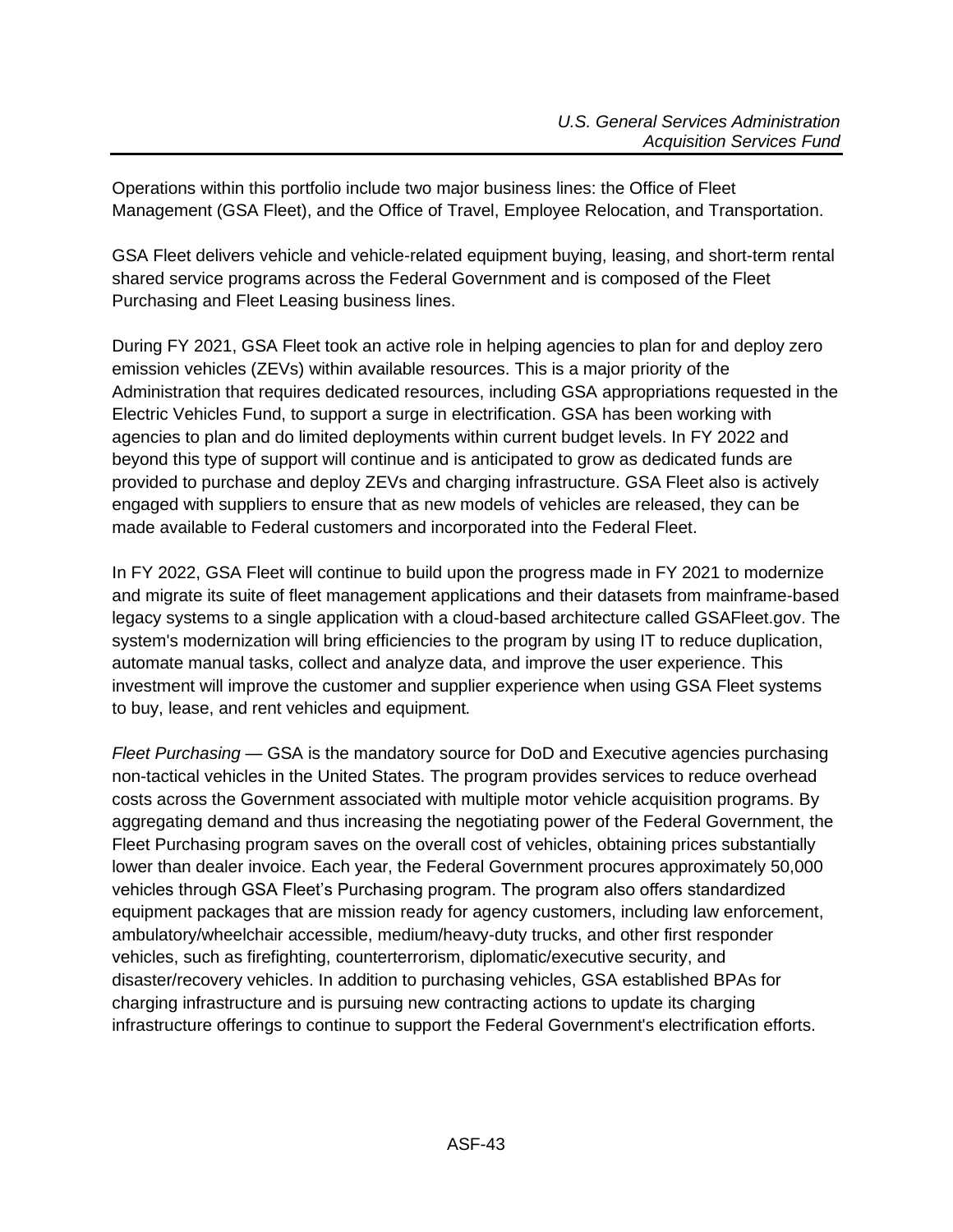Operations within this portfolio include two major business lines: the Office of Fleet Management (GSA Fleet), and the Office of Travel, Employee Relocation, and Transportation.

GSA Fleet delivers vehicle and vehicle-related equipment buying, leasing, and short-term rental shared service programs across the Federal Government and is composed of the Fleet Purchasing and Fleet Leasing business lines.

During FY 2021, GSA Fleet took an active role in helping agencies to plan for and deploy zero emission vehicles (ZEVs) within available resources. This is a major priority of the Administration that requires dedicated resources, including GSA appropriations requested in the Electric Vehicles Fund, to support a surge in electrification. GSA has been working with agencies to plan and do limited deployments within current budget levels. In FY 2022 and beyond this type of support will continue and is anticipated to grow as dedicated funds are provided to purchase and deploy ZEVs and charging infrastructure. GSA Fleet also is actively engaged with suppliers to ensure that as new models of vehicles are released, they can be made available to Federal customers and incorporated into the Federal Fleet.

In FY 2022, GSA Fleet will continue to build upon the progress made in FY 2021 to modernize and migrate its suite of fleet management applications and their datasets from mainframe-based legacy systems to a single application with a cloud-based architecture called GSAFleet.gov. The system's modernization will bring efficiencies to the program by using IT to reduce duplication, automate manual tasks, collect and analyze data, and improve the user experience. This investment will improve the customer and supplier experience when using GSA Fleet systems to buy, lease, and rent vehicles and equipment.

*Fleet Purchasing* — GSA is the mandatory source for DoD and Executive agencies purchasing non-tactical vehicles in the United States. The program provides services to reduce overhead costs across the Government associated with multiple motor vehicle acquisition programs. By aggregating demand and thus increasing the negotiating power of the Federal Government, the Fleet Purchasing program saves on the overall cost of vehicles, obtaining prices substantially lower than dealer invoice. Each year, the Federal Government procures approximately 50,000 vehicles through GSA Fleet's Purchasing program. The program also offers standardized equipment packages that are mission ready for agency customers, including law enforcement, ambulatory/wheelchair accessible, medium/heavy-duty trucks, and other first responder vehicles, such as firefighting, counterterrorism, diplomatic/executive security, and disaster/recovery vehicles. In addition to purchasing vehicles, GSA established BPAs for charging infrastructure and is pursuing new contracting actions to update its charging infrastructure offerings to continue to support the Federal Government's electrification efforts.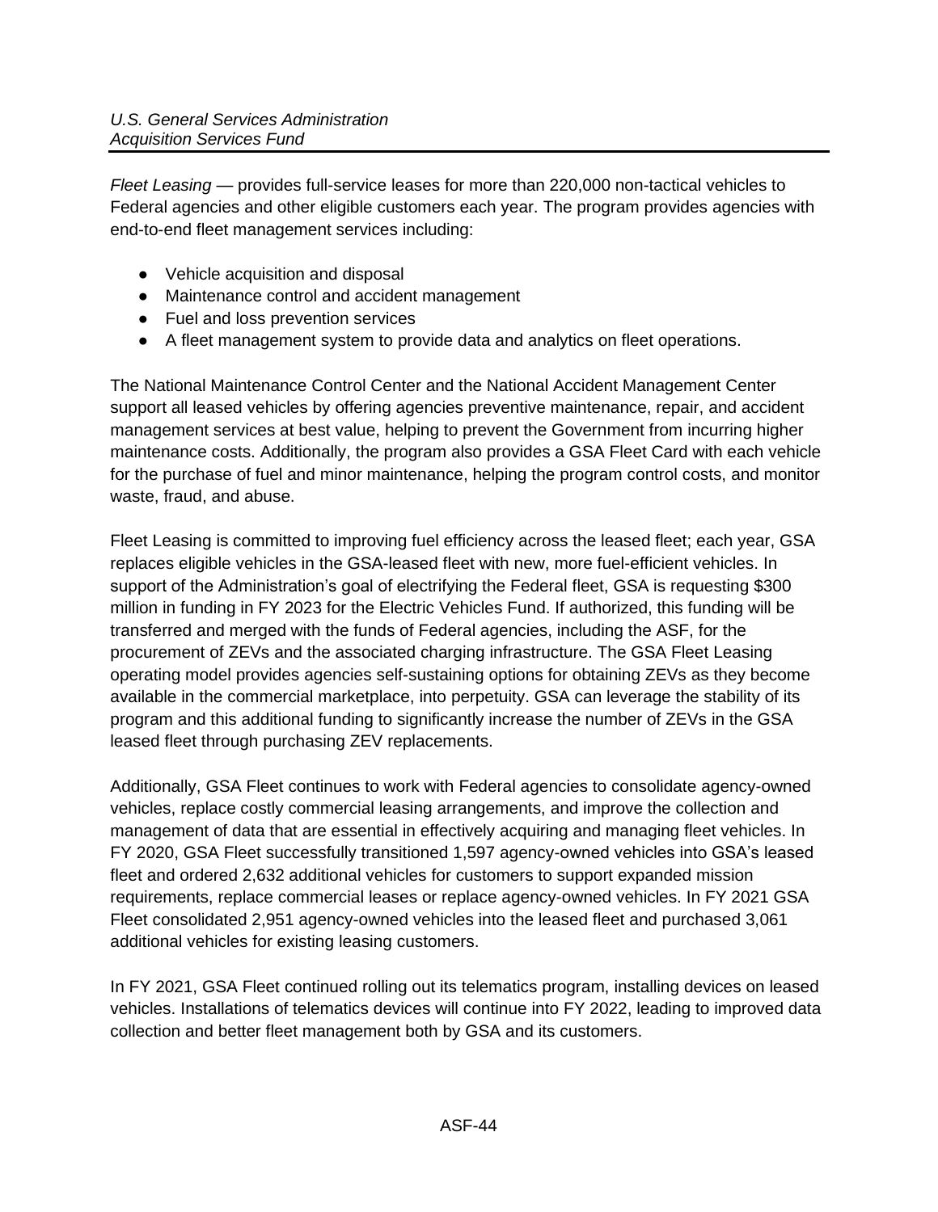*Fleet Leasing* — provides full-service leases for more than 220,000 non-tactical vehicles to Federal agencies and other eligible customers each year. The program provides agencies with end-to-end fleet management services including:

- Vehicle acquisition and disposal
- Maintenance control and accident management
- Fuel and loss prevention services
- A fleet management system to provide data and analytics on fleet operations.

The National Maintenance Control Center and the National Accident Management Center support all leased vehicles by offering agencies preventive maintenance, repair, and accident management services at best value, helping to prevent the Government from incurring higher maintenance costs. Additionally, the program also provides a GSA Fleet Card with each vehicle for the purchase of fuel and minor maintenance, helping the program control costs, and monitor waste, fraud, and abuse.

Fleet Leasing is committed to improving fuel efficiency across the leased fleet; each year, GSA replaces eligible vehicles in the GSA-leased fleet with new, more fuel-efficient vehicles. In support of the Administration's goal of electrifying the Federal fleet, GSA is requesting $300 million in funding in FY 2023 for the Electric Vehicles Fund. If authorized, this funding will be transferred and merged with the funds of Federal agencies, including the ASF, for the procurement of ZEVs and the associated charging infrastructure. The GSA Fleet Leasing operating model provides agencies self-sustaining options for obtaining ZEVs as they become available in the commercial marketplace, into perpetuity. GSA can leverage the stability of its program and this additional funding to significantly increase the number of ZEVs in the GSA leased fleet through purchasing ZEV replacements.

Additionally, GSA Fleet continues to work with Federal agencies to consolidate agency-owned vehicles, replace costly commercial leasing arrangements, and improve the collection and management of data that are essential in effectively acquiring and managing fleet vehicles. In FY 2020, GSA Fleet successfully transitioned 1,597 agency-owned vehicles into GSA's leased fleet and ordered 2,632 additional vehicles for customers to support expanded mission requirements, replace commercial leases or replace agency-owned vehicles. In FY 2021 GSA Fleet consolidated 2,951 agency-owned vehicles into the leased fleet and purchased 3,061 additional vehicles for existing leasing customers.

In FY 2021, GSA Fleet continued rolling out its telematics program, installing devices on leased vehicles. Installations of telematics devices will continue into FY 2022, leading to improved data collection and better fleet management both by GSA and its customers.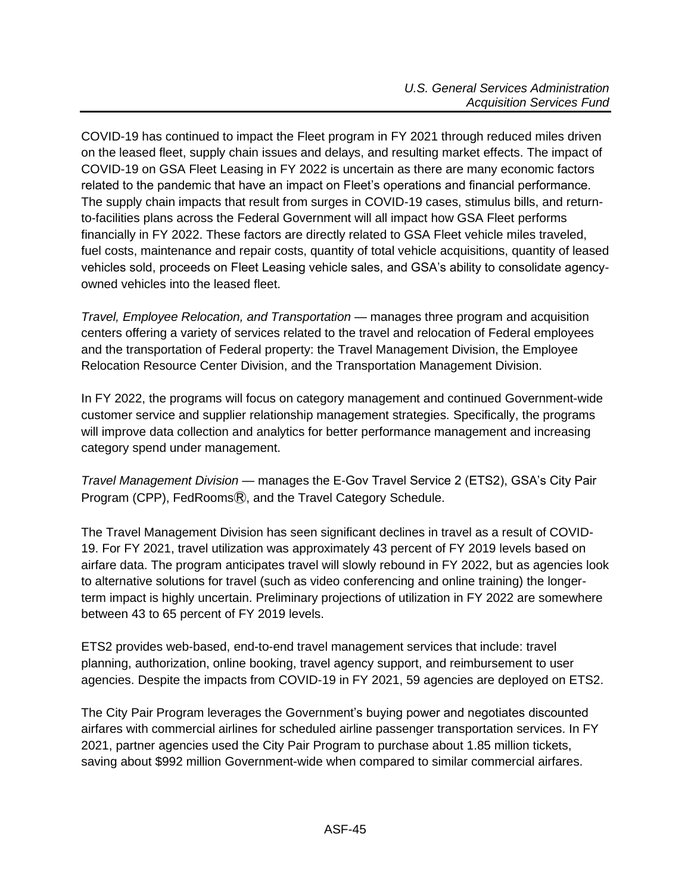COVID-19 has continued to impact the Fleet program in FY 2021 through reduced miles driven on the leased fleet, supply chain issues and delays, and resulting market effects. The impact of COVID-19 on GSA Fleet Leasing in FY 2022 is uncertain as there are many economic factors related to the pandemic that have an impact on Fleet's operations and financial performance. The supply chain impacts that result from surges in COVID-19 cases, stimulus bills, and return-to-facilities plans across the Federal Government will all impact how GSA Fleet performs financially in FY 2022. These factors are directly related to GSA Fleet vehicle miles traveled, fuel costs, maintenance and repair costs, quantity of total vehicle acquisitions, quantity of leased vehicles sold, proceeds on Fleet Leasing vehicle sales, and GSA's ability to consolidate agency-owned vehicles into the leased fleet.

*Travel, Employee Relocation, and Transportation* — manages three program and acquisition centers offering a variety of services related to the travel and relocation of Federal employees and the transportation of Federal property: the Travel Management Division, the Employee Relocation Resource Center Division, and the Transportation Management Division.

In FY 2022, the programs will focus on category management and continued Government-wide customer service and supplier relationship management strategies. Specifically, the programs will improve data collection and analytics for better performance management and increasing category spend under management.

*Travel Management Division* — manages the E-Gov Travel Service 2 (ETS2), GSA's City Pair Program (CPP), FedRooms®, and the Travel Category Schedule.

The Travel Management Division has seen significant declines in travel as a result of COVID-19. For FY 2021, travel utilization was approximately 43 percent of FY 2019 levels based on airfare data. The program anticipates travel will slowly rebound in FY 2022, but as agencies look to alternative solutions for travel (such as video conferencing and online training) the longer-term impact is highly uncertain. Preliminary projections of utilization in FY 2022 are somewhere between 43 to 65 percent of FY 2019 levels.

ETS2 provides web-based, end-to-end travel management services that include: travel planning, authorization, online booking, travel agency support, and reimbursement to user agencies. Despite the impacts from COVID-19 in FY 2021, 59 agencies are deployed on ETS2.

The City Pair Program leverages the Government's buying power and negotiates discounted airfares with commercial airlines for scheduled airline passenger transportation services. In FY 2021, partner agencies used the City Pair Program to purchase about 1.85 million tickets, saving about $992 million Government-wide when compared to similar commercial airfares.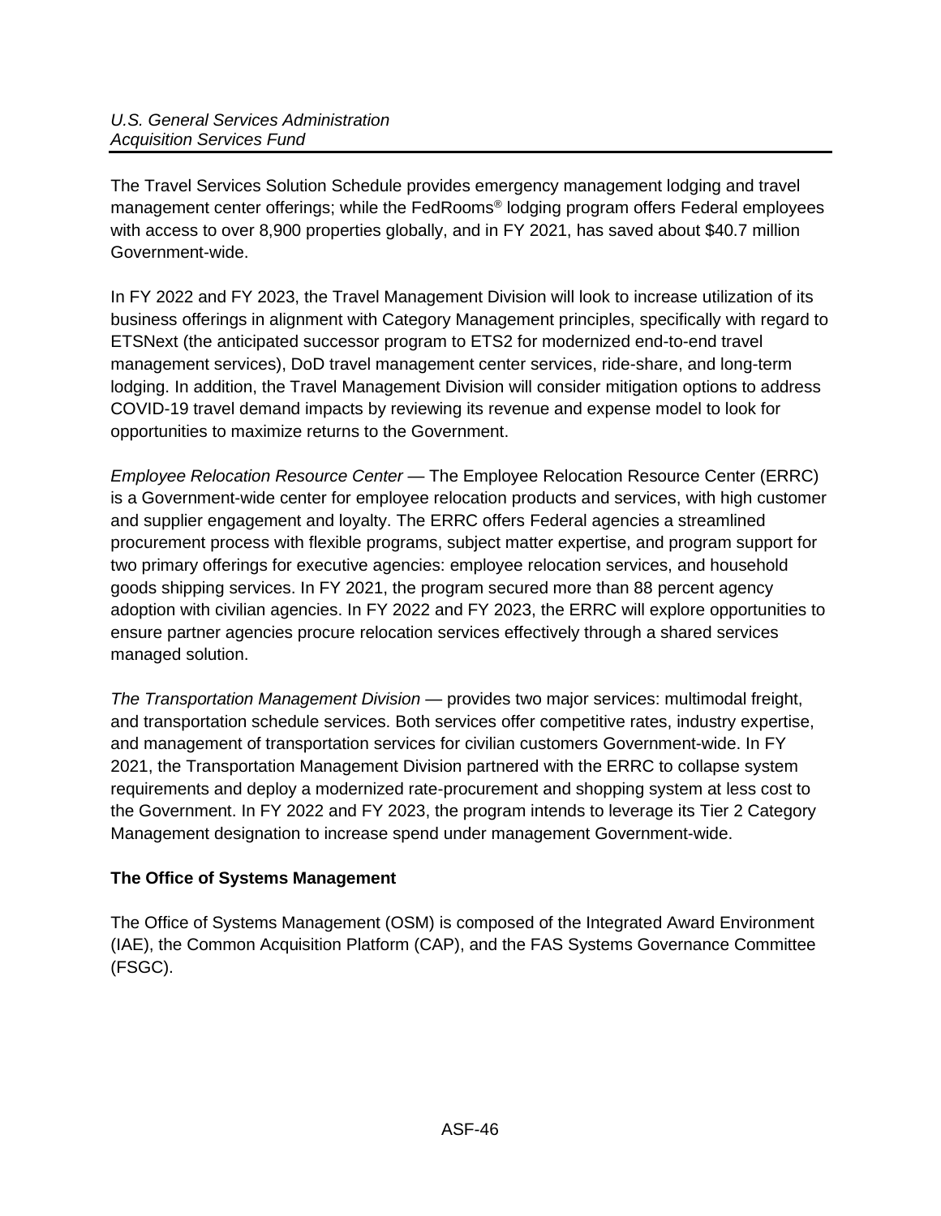The Travel Services Solution Schedule provides emergency management lodging and travel management center offerings; while the FedRooms® lodging program offers Federal employees with access to over 8,900 properties globally, and in FY 2021, has saved about $40.7 million Government-wide.

In FY 2022 and FY 2023, the Travel Management Division will look to increase utilization of its business offerings in alignment with Category Management principles, specifically with regard to ETSNext (the anticipated successor program to ETS2 for modernized end-to-end travel management services), DoD travel management center services, ride-share, and long-term lodging. In addition, the Travel Management Division will consider mitigation options to address COVID-19 travel demand impacts by reviewing its revenue and expense model to look for opportunities to maximize returns to the Government.

*Employee Relocation Resource Center* — The Employee Relocation Resource Center (ERRC) is a Government-wide center for employee relocation products and services, with high customer and supplier engagement and loyalty. The ERRC offers Federal agencies a streamlined procurement process with flexible programs, subject matter expertise, and program support for two primary offerings for executive agencies: employee relocation services, and household goods shipping services. In FY 2021, the program secured more than 88 percent agency adoption with civilian agencies. In FY 2022 and FY 2023, the ERRC will explore opportunities to ensure partner agencies procure relocation services effectively through a shared services managed solution.

*The Transportation Management Division* — provides two major services: multimodal freight, and transportation schedule services. Both services offer competitive rates, industry expertise, and management of transportation services for civilian customers Government-wide. In FY 2021, the Transportation Management Division partnered with the ERRC to collapse system requirements and deploy a modernized rate-procurement and shopping system at less cost to the Government. In FY 2022 and FY 2023, the program intends to leverage its Tier 2 Category Management designation to increase spend under management Government-wide.

**The Office of Systems Management**

The Office of Systems Management (OSM) is composed of the Integrated Award Environment (IAE), the Common Acquisition Platform (CAP), and the FAS Systems Governance Committee (FSGC).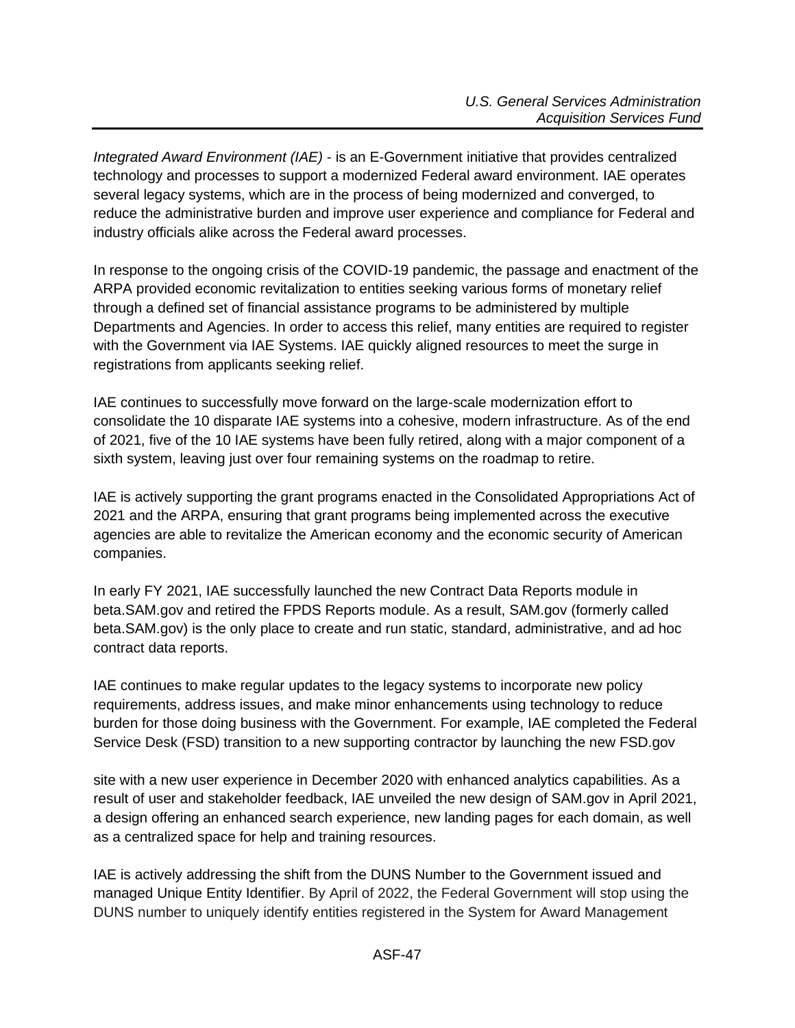*Integrated Award Environment (IAE)* - is an E-Government initiative that provides centralized technology and processes to support a modernized Federal award environment. IAE operates several legacy systems, which are in the process of being modernized and converged, to reduce the administrative burden and improve user experience and compliance for Federal and industry officials alike across the Federal award processes.

In response to the ongoing crisis of the COVID-19 pandemic, the passage and enactment of the ARPA provided economic revitalization to entities seeking various forms of monetary relief through a defined set of financial assistance programs to be administered by multiple Departments and Agencies. In order to access this relief, many entities are required to register with the Government via IAE Systems. IAE quickly aligned resources to meet the surge in registrations from applicants seeking relief.

IAE continues to successfully move forward on the large-scale modernization effort to consolidate the 10 disparate IAE systems into a cohesive, modern infrastructure. As of the end of 2021, five of the 10 IAE systems have been fully retired, along with a major component of a sixth system, leaving just over four remaining systems on the roadmap to retire.

IAE is actively supporting the grant programs enacted in the Consolidated Appropriations Act of 2021 and the ARPA, ensuring that grant programs being implemented across the executive agencies are able to revitalize the American economy and the economic security of American companies.

In early FY 2021, IAE successfully launched the new Contract Data Reports module in beta.SAM.gov and retired the FPDS Reports module. As a result, SAM.gov (formerly called beta.SAM.gov) is the only place to create and run static, standard, administrative, and ad hoc contract data reports.

IAE continues to make regular updates to the legacy systems to incorporate new policy requirements, address issues, and make minor enhancements using technology to reduce burden for those doing business with the Government. For example, IAE completed the Federal Service Desk (FSD) transition to a new supporting contractor by launching the new FSD.gov site with a new user experience in December 2020 with enhanced analytics capabilities. As a result of user and stakeholder feedback, IAE unveiled the new design of SAM.gov in April 2021, a design offering an enhanced search experience, new landing pages for each domain, as well as a centralized space for help and training resources.

IAE is actively addressing the shift from the DUNS Number to the Government issued and managed Unique Entity Identifier. By April of 2022, the Federal Government will stop using the DUNS number to uniquely identify entities registered in the System for Award Management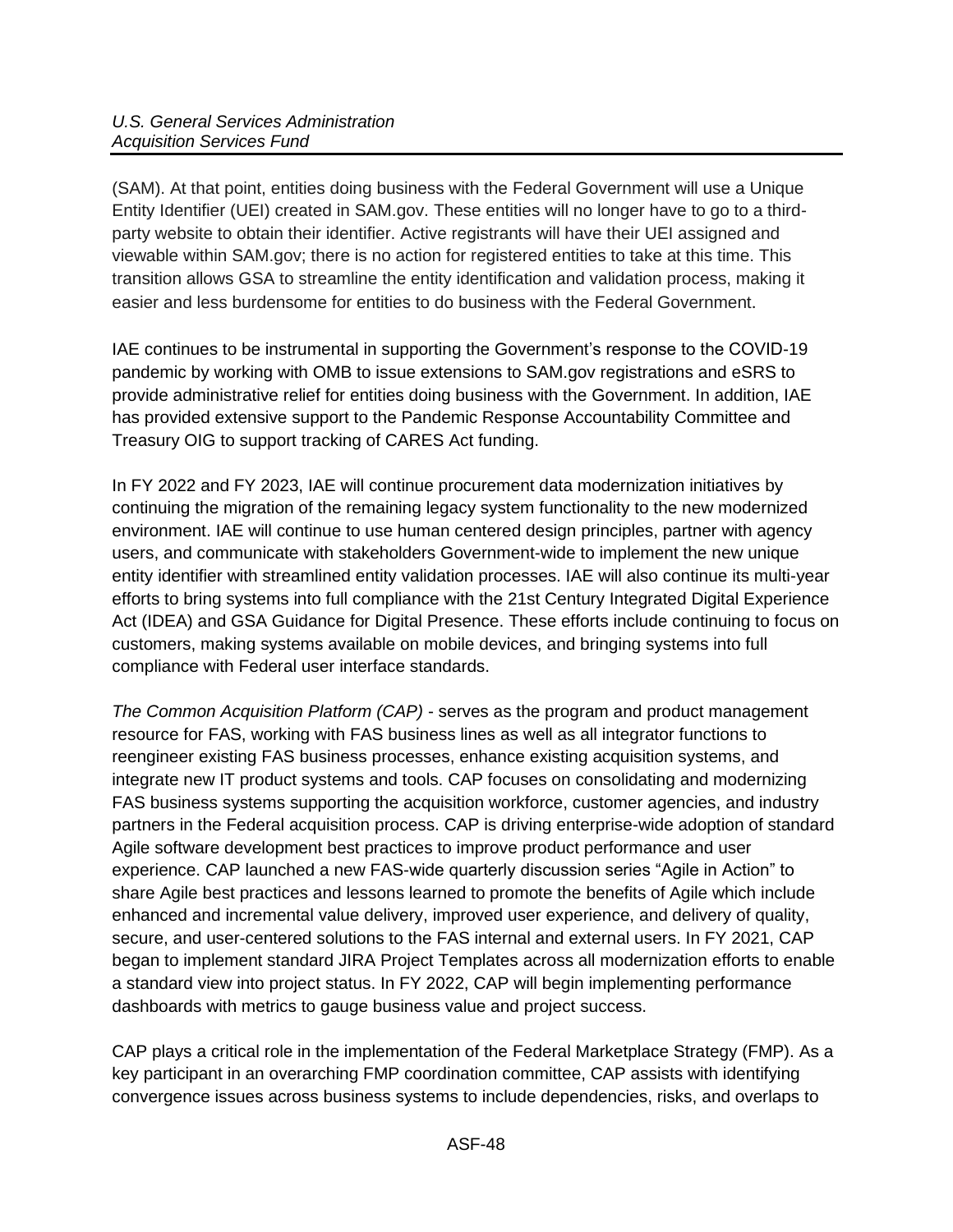(SAM). At that point, entities doing business with the Federal Government will use a Unique Entity Identifier (UEI) created in SAM.gov. These entities will no longer have to go to a third-party website to obtain their identifier. Active registrants will have their UEI assigned and viewable within SAM.gov; there is no action for registered entities to take at this time. This transition allows GSA to streamline the entity identification and validation process, making it easier and less burdensome for entities to do business with the Federal Government.

IAE continues to be instrumental in supporting the Government's response to the COVID-19 pandemic by working with OMB to issue extensions to SAM.gov registrations and eSRS to provide administrative relief for entities doing business with the Government. In addition, IAE has provided extensive support to the Pandemic Response Accountability Committee and Treasury OIG to support tracking of CARES Act funding.

In FY 2022 and FY 2023, IAE will continue procurement data modernization initiatives by continuing the migration of the remaining legacy system functionality to the new modernized environment. IAE will continue to use human centered design principles, partner with agency users, and communicate with stakeholders Government-wide to implement the new unique entity identifier with streamlined entity validation processes. IAE will also continue its multi-year efforts to bring systems into full compliance with the 21st Century Integrated Digital Experience Act (IDEA) and GSA Guidance for Digital Presence. These efforts include continuing to focus on customers, making systems available on mobile devices, and bringing systems into full compliance with Federal user interface standards.

*The Common Acquisition Platform (CAP)* - serves as the program and product management resource for FAS, working with FAS business lines as well as all integrator functions to reengineer existing FAS business processes, enhance existing acquisition systems, and integrate new IT product systems and tools. CAP focuses on consolidating and modernizing FAS business systems supporting the acquisition workforce, customer agencies, and industry partners in the Federal acquisition process. CAP is driving enterprise-wide adoption of standard Agile software development best practices to improve product performance and user experience. CAP launched a new FAS-wide quarterly discussion series "Agile in Action" to share Agile best practices and lessons learned to promote the benefits of Agile which include enhanced and incremental value delivery, improved user experience, and delivery of quality, secure, and user-centered solutions to the FAS internal and external users. In FY 2021, CAP began to implement standard JIRA Project Templates across all modernization efforts to enable a standard view into project status. In FY 2022, CAP will begin implementing performance dashboards with metrics to gauge business value and project success.

CAP plays a critical role in the implementation of the Federal Marketplace Strategy (FMP). As a key participant in an overarching FMP coordination committee, CAP assists with identifying convergence issues across business systems to include dependencies, risks, and overlaps to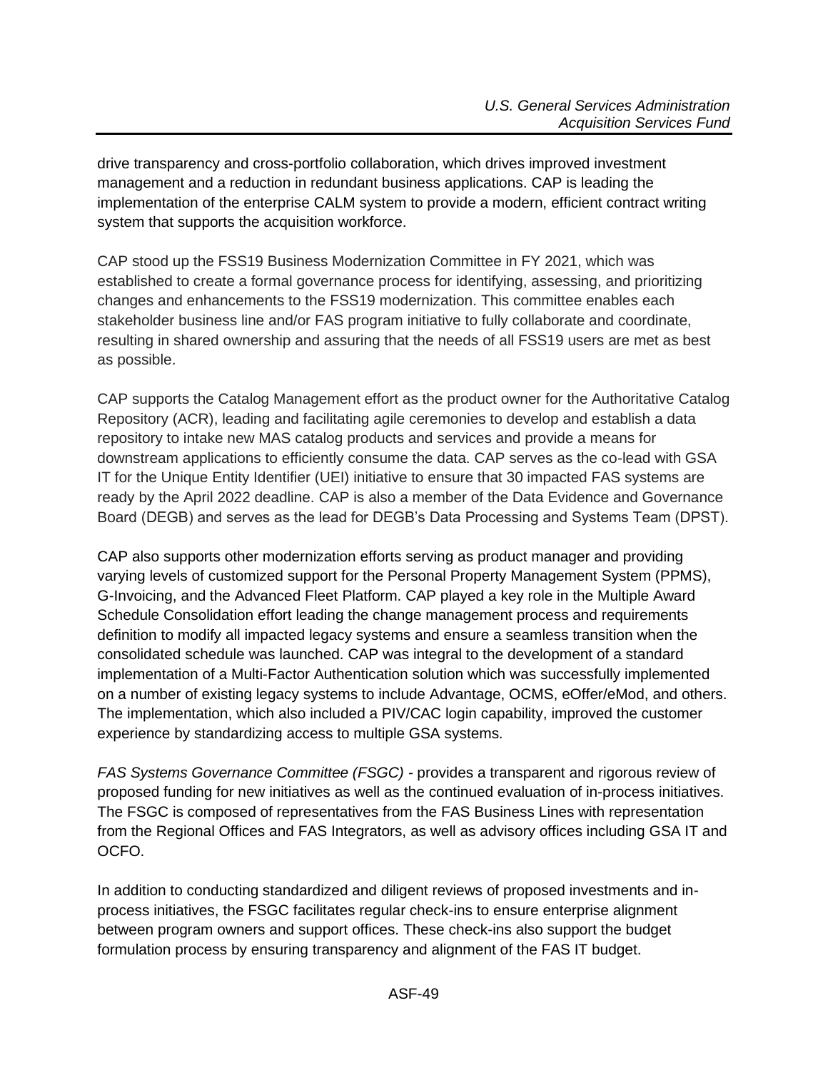drive transparency and cross-portfolio collaboration, which drives improved investment management and a reduction in redundant business applications. CAP is leading the implementation of the enterprise CALM system to provide a modern, efficient contract writing system that supports the acquisition workforce.

CAP stood up the FSS19 Business Modernization Committee in FY 2021, which was established to create a formal governance process for identifying, assessing, and prioritizing changes and enhancements to the FSS19 modernization. This committee enables each stakeholder business line and/or FAS program initiative to fully collaborate and coordinate, resulting in shared ownership and assuring that the needs of all FSS19 users are met as best as possible.

CAP supports the Catalog Management effort as the product owner for the Authoritative Catalog Repository (ACR), leading and facilitating agile ceremonies to develop and establish a data repository to intake new MAS catalog products and services and provide a means for downstream applications to efficiently consume the data. CAP serves as the co-lead with GSA IT for the Unique Entity Identifier (UEI) initiative to ensure that 30 impacted FAS systems are ready by the April 2022 deadline. CAP is also a member of the Data Evidence and Governance Board (DEGB) and serves as the lead for DEGB's Data Processing and Systems Team (DPST).

CAP also supports other modernization efforts serving as product manager and providing varying levels of customized support for the Personal Property Management System (PPMS), G-Invoicing, and the Advanced Fleet Platform. CAP played a key role in the Multiple Award Schedule Consolidation effort leading the change management process and requirements definition to modify all impacted legacy systems and ensure a seamless transition when the consolidated schedule was launched. CAP was integral to the development of a standard implementation of a Multi-Factor Authentication solution which was successfully implemented on a number of existing legacy systems to include Advantage, OCMS, eOffer/eMod, and others. The implementation, which also included a PIV/CAC login capability, improved the customer experience by standardizing access to multiple GSA systems.

*FAS Systems Governance Committee (FSGC)* - provides a transparent and rigorous review of proposed funding for new initiatives as well as the continued evaluation of in-process initiatives. The FSGC is composed of representatives from the FAS Business Lines with representation from the Regional Offices and FAS Integrators, as well as advisory offices including GSA IT and OCFO.

In addition to conducting standardized and diligent reviews of proposed investments and in-process initiatives, the FSGC facilitates regular check-ins to ensure enterprise alignment between program owners and support offices. These check-ins also support the budget formulation process by ensuring transparency and alignment of the FAS IT budget.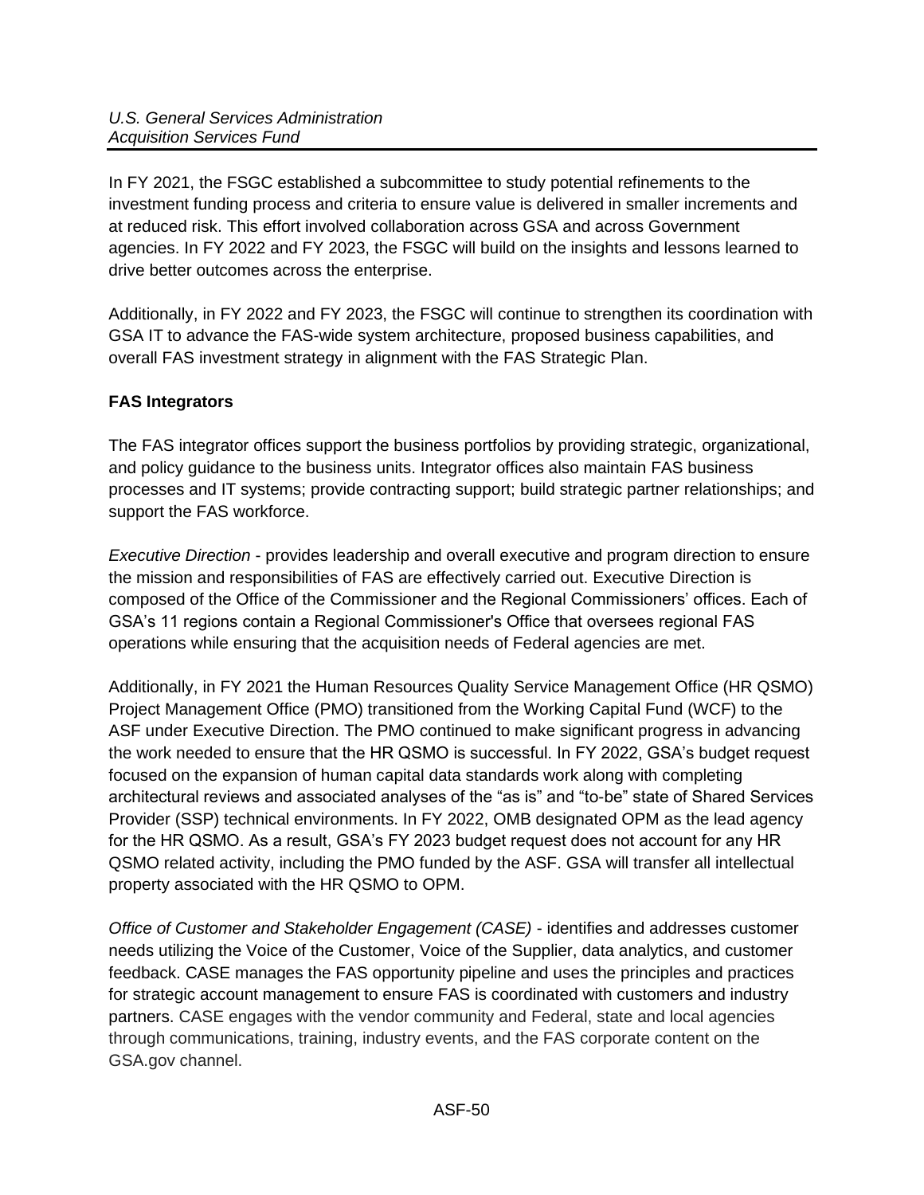In FY 2021, the FSGC established a subcommittee to study potential refinements to the investment funding process and criteria to ensure value is delivered in smaller increments and at reduced risk. This effort involved collaboration across GSA and across Government agencies. In FY 2022 and FY 2023, the FSGC will build on the insights and lessons learned to drive better outcomes across the enterprise.

Additionally, in FY 2022 and FY 2023, the FSGC will continue to strengthen its coordination with GSA IT to advance the FAS-wide system architecture, proposed business capabilities, and overall FAS investment strategy in alignment with the FAS Strategic Plan.

**FAS Integrators**

The FAS integrator offices support the business portfolios by providing strategic, organizational, and policy guidance to the business units. Integrator offices also maintain FAS business processes and IT systems; provide contracting support; build strategic partner relationships; and support the FAS workforce.

*Executive Direction* - provides leadership and overall executive and program direction to ensure the mission and responsibilities of FAS are effectively carried out. Executive Direction is composed of the Office of the Commissioner and the Regional Commissioners' offices. Each of GSA's 11 regions contain a Regional Commissioner's Office that oversees regional FAS operations while ensuring that the acquisition needs of Federal agencies are met.

Additionally, in FY 2021 the Human Resources Quality Service Management Office (HR QSMO) Project Management Office (PMO) transitioned from the Working Capital Fund (WCF) to the ASF under Executive Direction. The PMO continued to make significant progress in advancing the work needed to ensure that the HR QSMO is successful. In FY 2022, GSA's budget request focused on the expansion of human capital data standards work along with completing architectural reviews and associated analyses of the "as is" and "to-be" state of Shared Services Provider (SSP) technical environments. In FY 2022, OMB designated OPM as the lead agency for the HR QSMO. As a result, GSA's FY 2023 budget request does not account for any HR QSMO related activity, including the PMO funded by the ASF. GSA will transfer all intellectual property associated with the HR QSMO to OPM.

*Office of Customer and Stakeholder Engagement (CASE)* - identifies and addresses customer needs utilizing the Voice of the Customer, Voice of the Supplier, data analytics, and customer feedback. CASE manages the FAS opportunity pipeline and uses the principles and practices for strategic account management to ensure FAS is coordinated with customers and industry partners. CASE engages with the vendor community and Federal, state and local agencies through communications, training, industry events, and the FAS corporate content on the GSA.gov channel.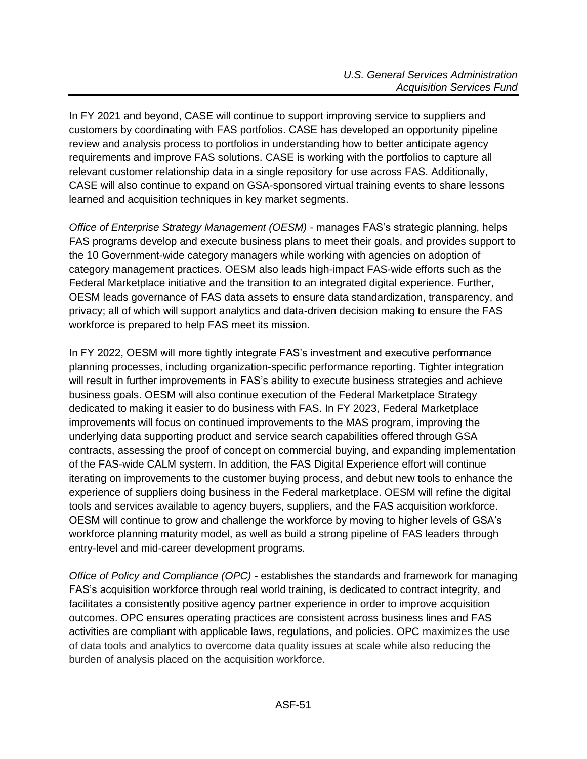In FY 2021 and beyond, CASE will continue to support improving service to suppliers and customers by coordinating with FAS portfolios. CASE has developed an opportunity pipeline review and analysis process to portfolios in understanding how to better anticipate agency requirements and improve FAS solutions. CASE is working with the portfolios to capture all relevant customer relationship data in a single repository for use across FAS. Additionally, CASE will also continue to expand on GSA-sponsored virtual training events to share lessons learned and acquisition techniques in key market segments.

*Office of Enterprise Strategy Management (OESM)* - manages FAS's strategic planning, helps FAS programs develop and execute business plans to meet their goals, and provides support to the 10 Government-wide category managers while working with agencies on adoption of category management practices. OESM also leads high-impact FAS-wide efforts such as the Federal Marketplace initiative and the transition to an integrated digital experience. Further, OESM leads governance of FAS data assets to ensure data standardization, transparency, and privacy; all of which will support analytics and data-driven decision making to ensure the FAS workforce is prepared to help FAS meet its mission.

In FY 2022, OESM will more tightly integrate FAS's investment and executive performance planning processes, including organization-specific performance reporting. Tighter integration will result in further improvements in FAS's ability to execute business strategies and achieve business goals. OESM will also continue execution of the Federal Marketplace Strategy dedicated to making it easier to do business with FAS. In FY 2023, Federal Marketplace improvements will focus on continued improvements to the MAS program, improving the underlying data supporting product and service search capabilities offered through GSA contracts, assessing the proof of concept on commercial buying, and expanding implementation of the FAS-wide CALM system. In addition, the FAS Digital Experience effort will continue iterating on improvements to the customer buying process, and debut new tools to enhance the experience of suppliers doing business in the Federal marketplace. OESM will refine the digital tools and services available to agency buyers, suppliers, and the FAS acquisition workforce. OESM will continue to grow and challenge the workforce by moving to higher levels of GSA's workforce planning maturity model, as well as build a strong pipeline of FAS leaders through entry-level and mid-career development programs.

*Office of Policy and Compliance (OPC)* - establishes the standards and framework for managing FAS's acquisition workforce through real world training, is dedicated to contract integrity, and facilitates a consistently positive agency partner experience in order to improve acquisition outcomes. OPC ensures operating practices are consistent across business lines and FAS activities are compliant with applicable laws, regulations, and policies. OPC maximizes the use of data tools and analytics to overcome data quality issues at scale while also reducing the burden of analysis placed on the acquisition workforce.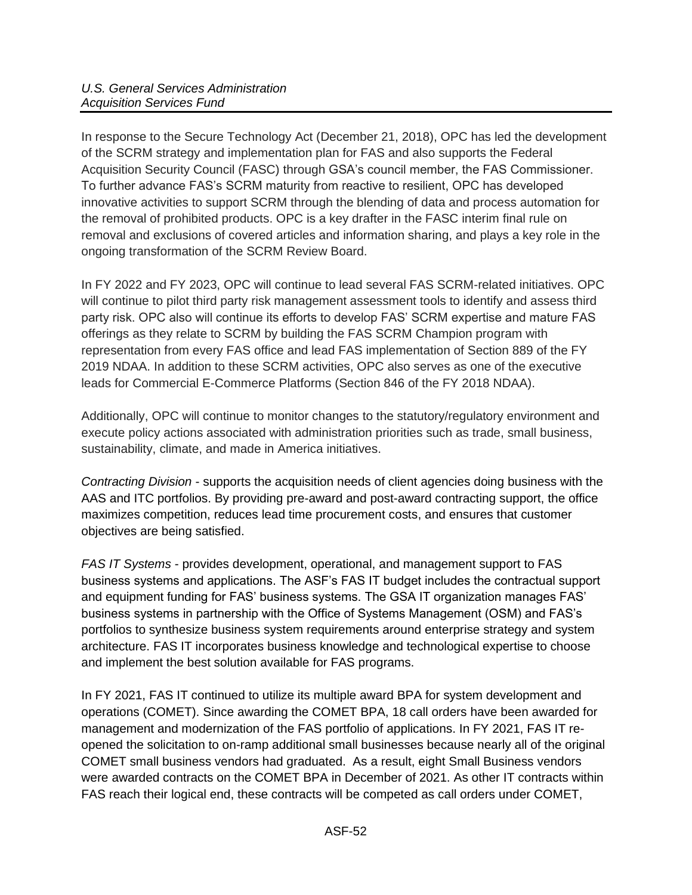In response to the Secure Technology Act (December 21, 2018), OPC has led the development of the SCRM strategy and implementation plan for FAS and also supports the Federal Acquisition Security Council (FASC) through GSA's council member, the FAS Commissioner. To further advance FAS's SCRM maturity from reactive to resilient, OPC has developed innovative activities to support SCRM through the blending of data and process automation for the removal of prohibited products. OPC is a key drafter in the FASC interim final rule on removal and exclusions of covered articles and information sharing, and plays a key role in the ongoing transformation of the SCRM Review Board.

In FY 2022 and FY 2023, OPC will continue to lead several FAS SCRM-related initiatives. OPC will continue to pilot third party risk management assessment tools to identify and assess third party risk. OPC also will continue its efforts to develop FAS' SCRM expertise and mature FAS offerings as they relate to SCRM by building the FAS SCRM Champion program with representation from every FAS office and lead FAS implementation of Section 889 of the FY 2019 NDAA. In addition to these SCRM activities, OPC also serves as one of the executive leads for Commercial E-Commerce Platforms (Section 846 of the FY 2018 NDAA).

Additionally, OPC will continue to monitor changes to the statutory/regulatory environment and execute policy actions associated with administration priorities such as trade, small business, sustainability, climate, and made in America initiatives.

*Contracting Division* - supports the acquisition needs of client agencies doing business with the AAS and ITC portfolios. By providing pre-award and post-award contracting support, the office maximizes competition, reduces lead time procurement costs, and ensures that customer objectives are being satisfied.

*FAS IT Systems* - provides development, operational, and management support to FAS business systems and applications. The ASF's FAS IT budget includes the contractual support and equipment funding for FAS' business systems. The GSA IT organization manages FAS' business systems in partnership with the Office of Systems Management (OSM) and FAS's portfolios to synthesize business system requirements around enterprise strategy and system architecture. FAS IT incorporates business knowledge and technological expertise to choose and implement the best solution available for FAS programs.

In FY 2021, FAS IT continued to utilize its multiple award BPA for system development and operations (COMET). Since awarding the COMET BPA, 18 call orders have been awarded for management and modernization of the FAS portfolio of applications. In FY 2021, FAS IT re-opened the solicitation to on-ramp additional small businesses because nearly all of the original COMET small business vendors had graduated. As a result, eight Small Business vendors were awarded contracts on the COMET BPA in December of 2021. As other IT contracts within FAS reach their logical end, these contracts will be competed as call orders under COMET,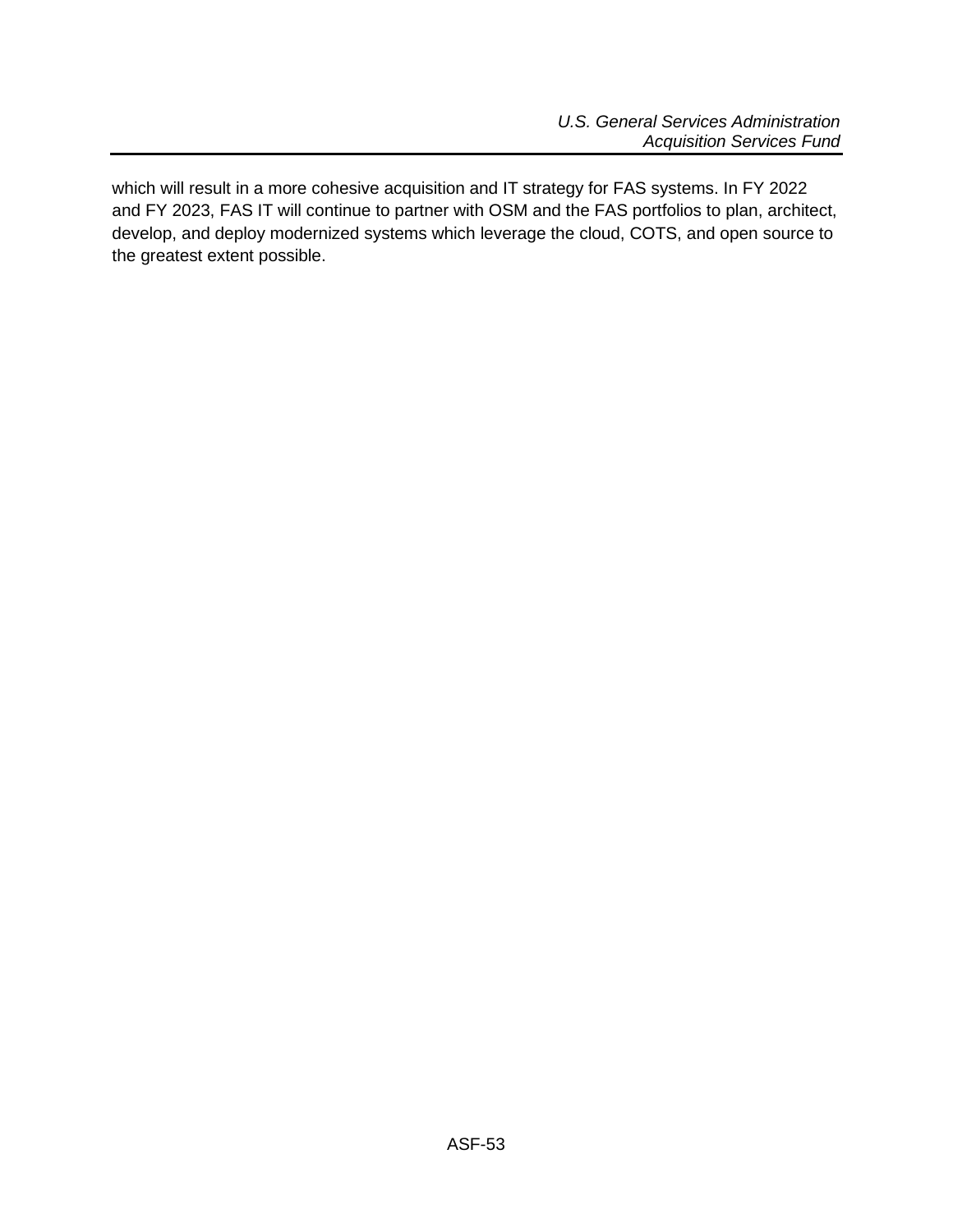which will result in a more cohesive acquisition and IT strategy for FAS systems. In FY 2022 and FY 2023, FAS IT will continue to partner with OSM and the FAS portfolios to plan, architect, develop, and deploy modernized systems which leverage the cloud, COTS, and open source to the greatest extent possible.